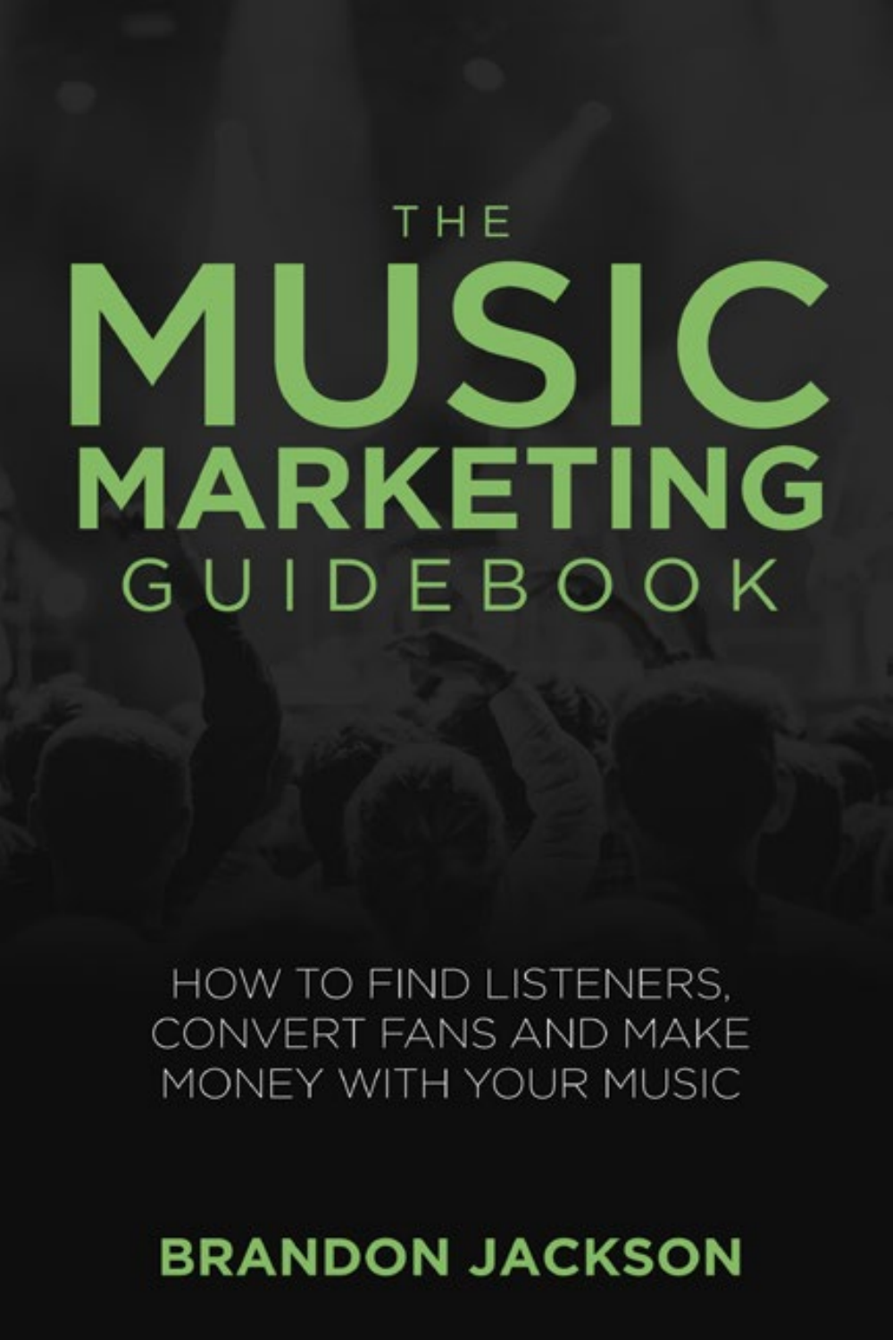# THE MUSIC MARKETING GUIDEBOOK

HOW TO FIND LISTENERS, CONVERT FANS AND MAKE MONEY WITH YOUR MUSIC

**BRANDON JACKSON**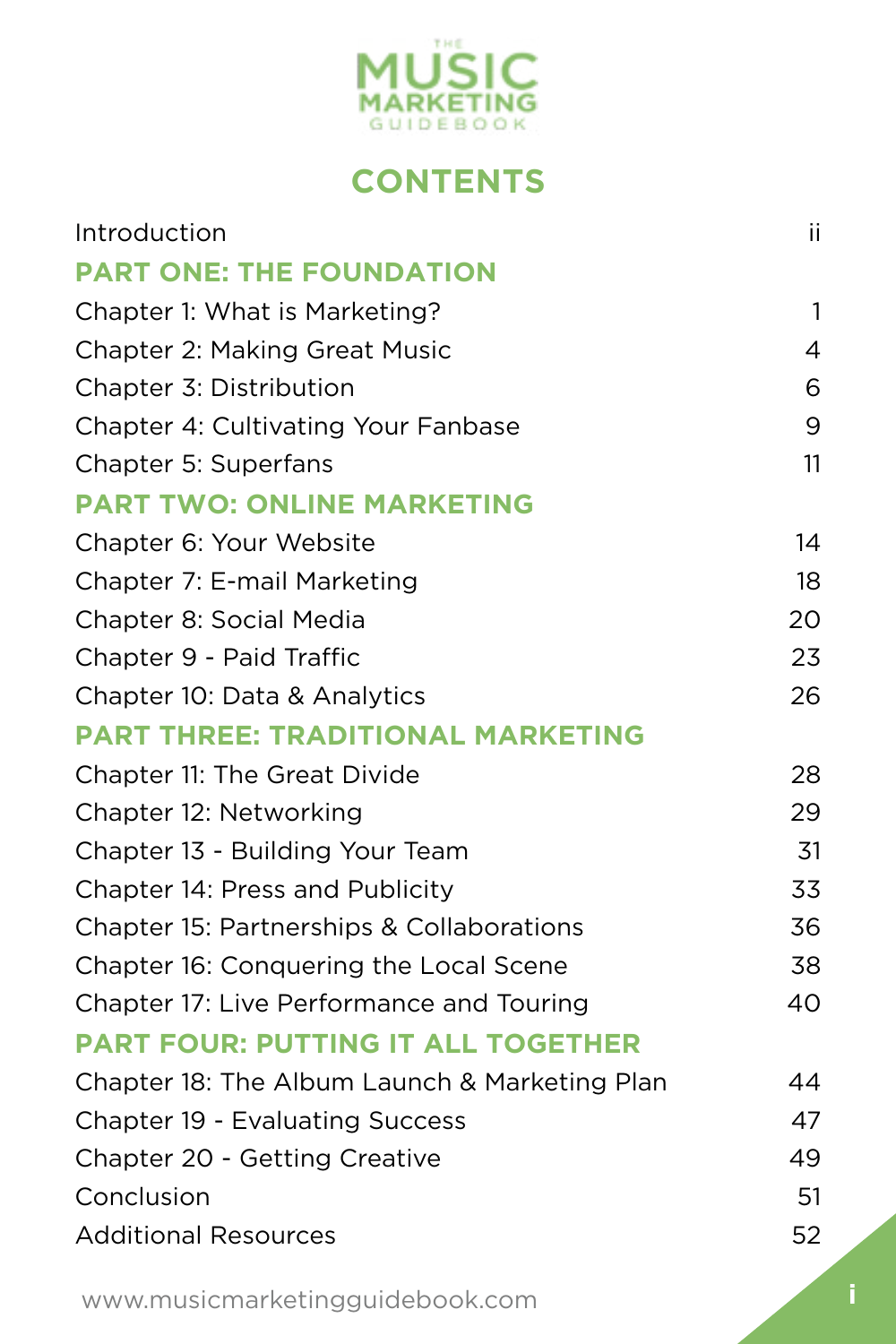# CONTENTS

| | |
|---|---|
| Introduction | ii |
| **PART ONE: THE FOUNDATION** | |
| Chapter 1: What is Marketing? | 1 |
| Chapter 2: Making Great Music | 4 |
| Chapter 3: Distribution | 6 |
| Chapter 4: Cultivating Your Fanbase | 9 |
| Chapter 5: Superfans | 11 |
| **PART TWO: ONLINE MARKETING** | |
| Chapter 6: Your Website | 14 |
| Chapter 7: E-mail Marketing | 18 |
| Chapter 8: Social Media | 20 |
| Chapter 9 - Paid Traffic | 23 |
| Chapter 10: Data & Analytics | 26 |
| **PART THREE: TRADITIONAL MARKETING** | |
| Chapter 11: The Great Divide | 28 |
| Chapter 12: Networking | 29 |
| Chapter 13 - Building Your Team | 31 |
| Chapter 14: Press and Publicity | 33 |
| Chapter 15: Partnerships & Collaborations | 36 |
| Chapter 16: Conquering the Local Scene | 38 |
| Chapter 17: Live Performance and Touring | 40 |
| **PART FOUR: PUTTING IT ALL TOGETHER** | |
| Chapter 18: The Album Launch & Marketing Plan | 44 |
| Chapter 19 - Evaluating Success | 47 |
| Chapter 20 - Getting Creative | 49 |
| Conclusion | 51 |
| Additional Resources | 52 |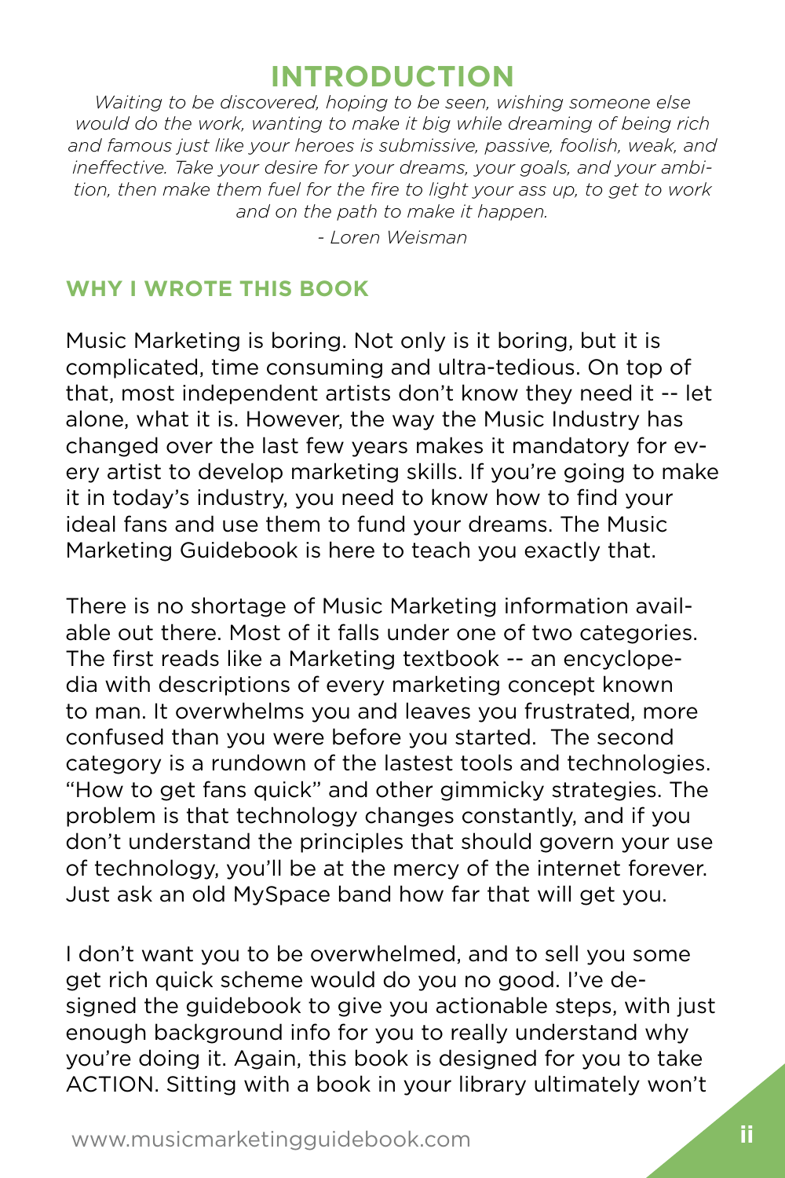# INTRODUCTION

*Waiting to be discovered, hoping to be seen, wishing someone else would do the work, wanting to make it big while dreaming of being rich and famous just like your heroes is submissive, passive, foolish, weak, and ineffective. Take your desire for your dreams, your goals, and your ambition, then make them fuel for the fire to light your ass up, to get to work and on the path to make it happen.*

*- Loren Weisman*

## WHY I WROTE THIS BOOK

Music Marketing is boring. Not only is it boring, but it is complicated, time consuming and ultra-tedious. On top of that, most independent artists don't know they need it -- let alone, what it is. However, the way the Music Industry has changed over the last few years makes it mandatory for every artist to develop marketing skills. If you're going to make it in today's industry, you need to know how to find your ideal fans and use them to fund your dreams. The Music Marketing Guidebook is here to teach you exactly that.

There is no shortage of Music Marketing information available out there. Most of it falls under one of two categories. The first reads like a Marketing textbook -- an encyclopedia with descriptions of every marketing concept known to man. It overwhelms you and leaves you frustrated, more confused than you were before you started. The second category is a rundown of the lastest tools and technologies. "How to get fans quick" and other gimmicky strategies. The problem is that technology changes constantly, and if you don't understand the principles that should govern your use of technology, you'll be at the mercy of the internet forever. Just ask an old MySpace band how far that will get you.

I don't want you to be overwhelmed, and to sell you some get rich quick scheme would do you no good. I've designed the guidebook to give you actionable steps, with just enough background info for you to really understand why you're doing it. Again, this book is designed for you to take ACTION. Sitting with a book in your library ultimately won't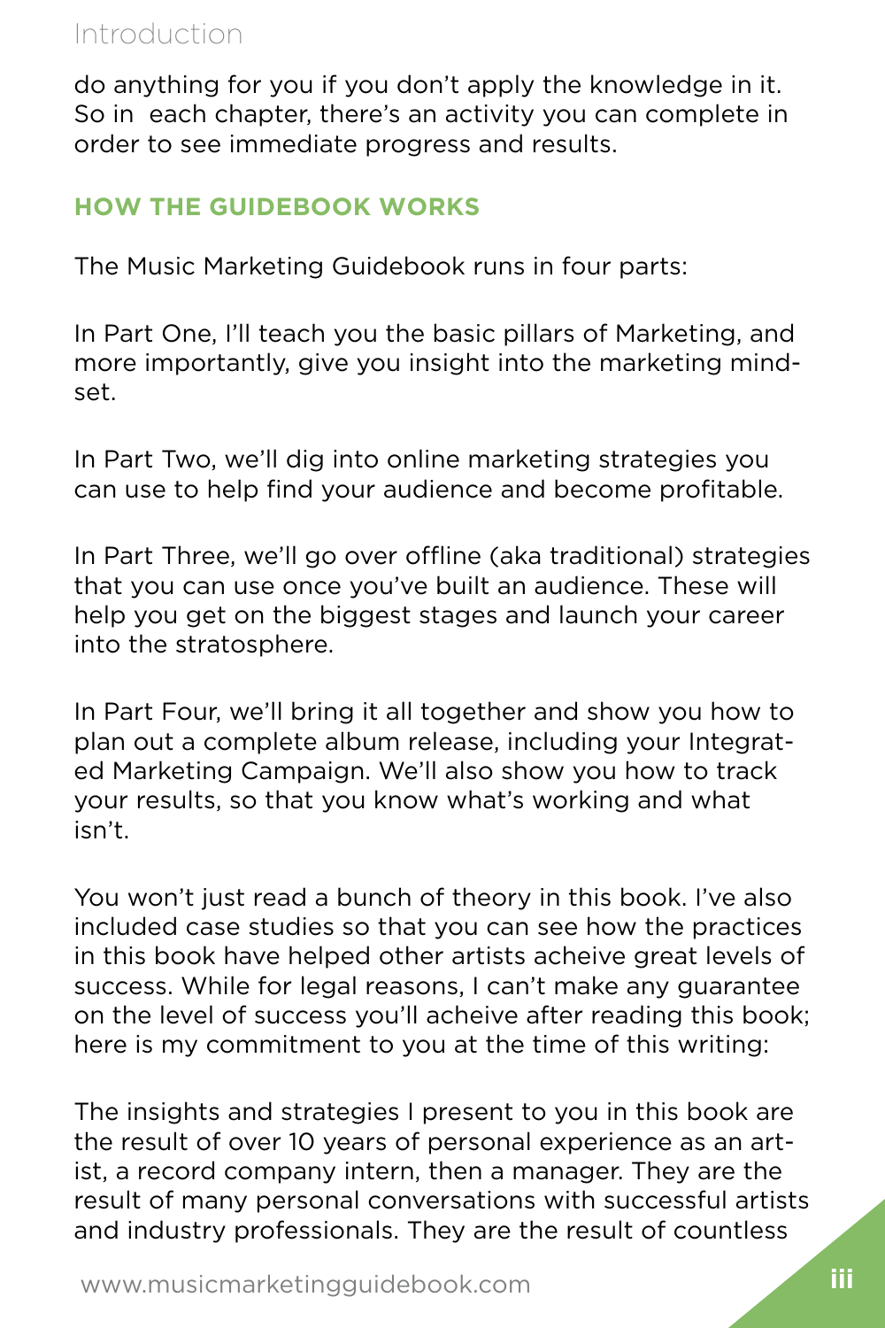do anything for you if you don't apply the knowledge in it. So in each chapter, there's an activity you can complete in order to see immediate progress and results.

## HOW THE GUIDEBOOK WORKS

The Music Marketing Guidebook runs in four parts:

In Part One, I'll teach you the basic pillars of Marketing, and more importantly, give you insight into the marketing mindset.

In Part Two, we'll dig into online marketing strategies you can use to help find your audience and become profitable.

In Part Three, we'll go over offline (aka traditional) strategies that you can use once you've built an audience. These will help you get on the biggest stages and launch your career into the stratosphere.

In Part Four, we'll bring it all together and show you how to plan out a complete album release, including your Integrated Marketing Campaign. We'll also show you how to track your results, so that you know what's working and what isn't.

You won't just read a bunch of theory in this book. I've also included case studies so that you can see how the practices in this book have helped other artists acheive great levels of success. While for legal reasons, I can't make any guarantee on the level of success you'll acheive after reading this book; here is my commitment to you at the time of this writing:

The insights and strategies I present to you in this book are the result of over 10 years of personal experience as an artist, a record company intern, then a manager. They are the result of many personal conversations with successful artists and industry professionals. They are the result of countless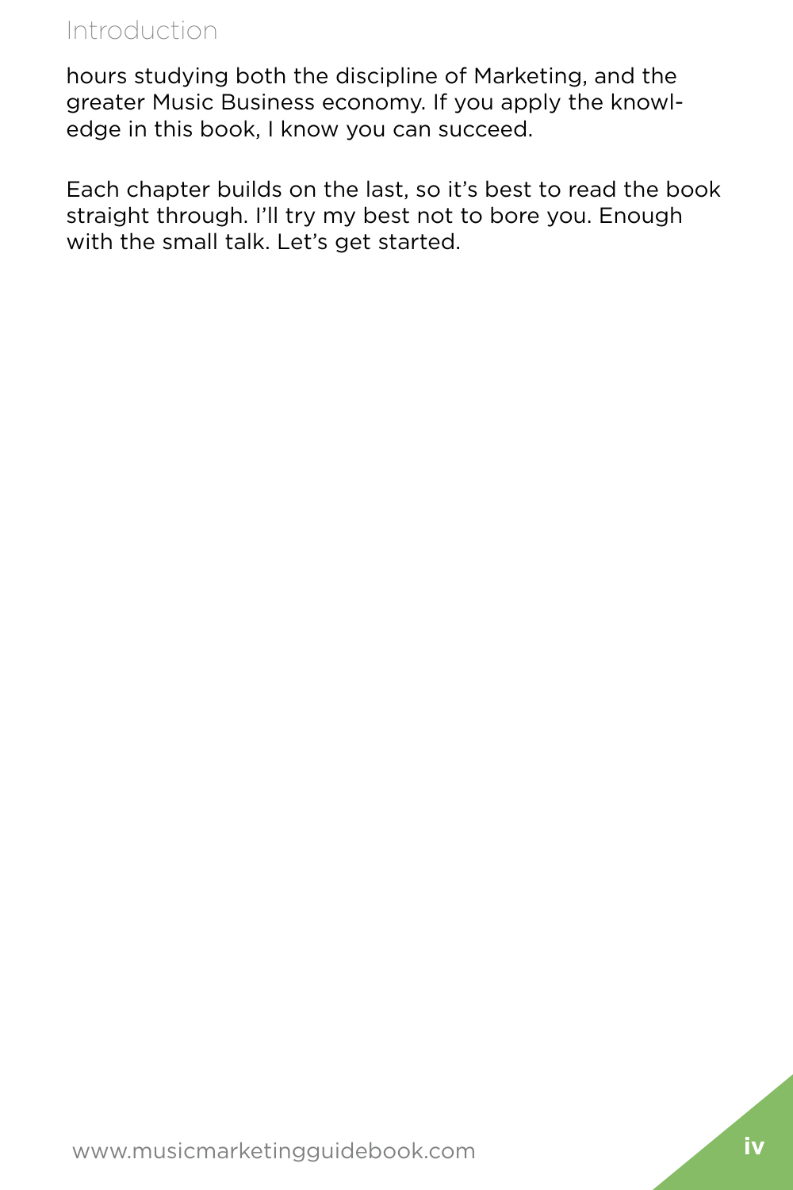hours studying both the discipline of Marketing, and the greater Music Business economy. If you apply the knowledge in this book, I know you can succeed.

Each chapter builds on the last, so it's best to read the book straight through. I'll try my best not to bore you. Enough with the small talk. Let's get started.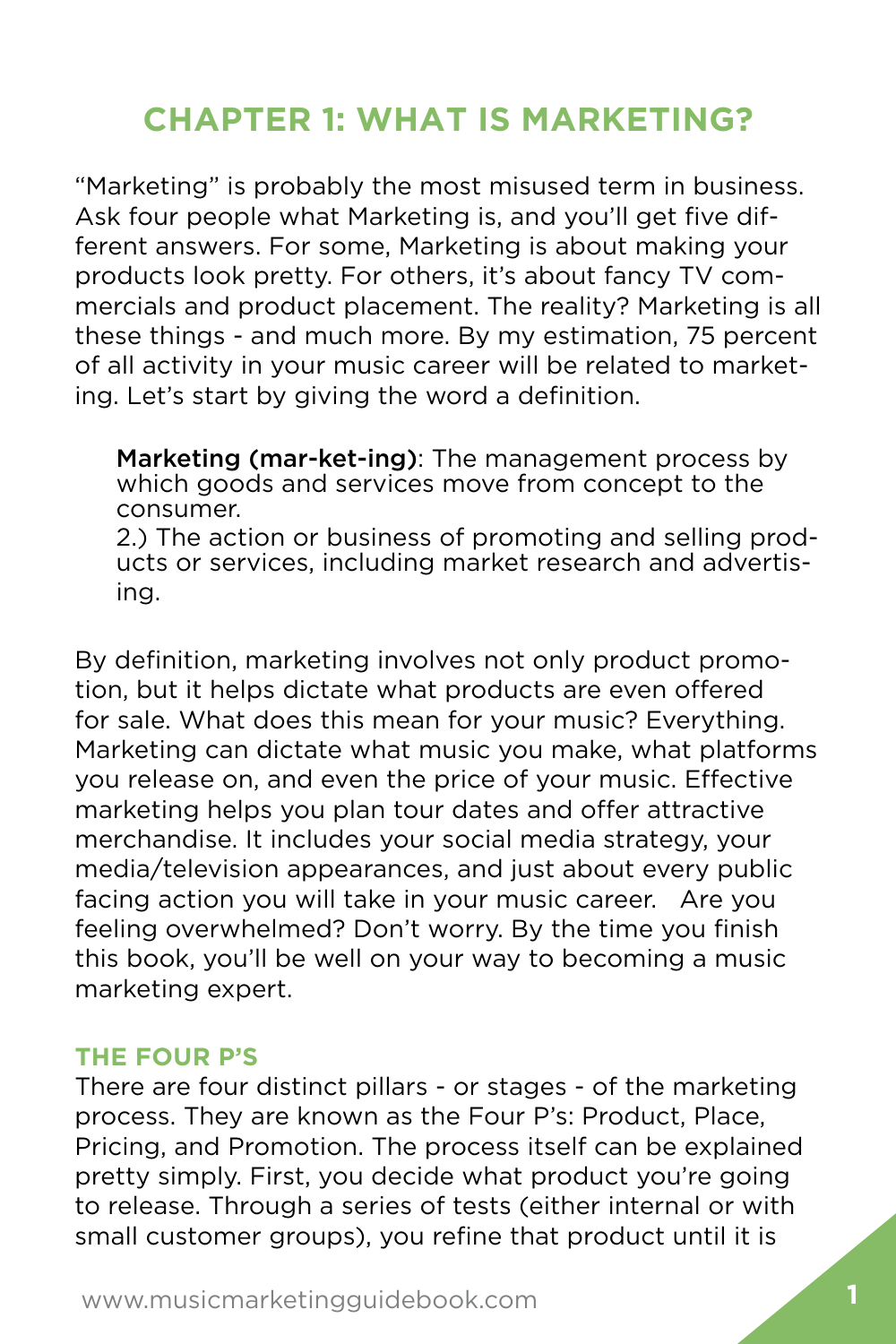# CHAPTER 1: WHAT IS MARKETING?

"Marketing" is probably the most misused term in business. Ask four people what Marketing is, and you'll get five different answers. For some, Marketing is about making your products look pretty. For others, it's about fancy TV commercials and product placement. The reality? Marketing is all these things - and much more. By my estimation, 75 percent of all activity in your music career will be related to marketing. Let's start by giving the word a definition.

> **Marketing (mar-ket-ing)**: The management process by which goods and services move from concept to the consumer.
> 2.) The action or business of promoting and selling products or services, including market research and advertising.

By definition, marketing involves not only product promotion, but it helps dictate what products are even offered for sale. What does this mean for your music? Everything. Marketing can dictate what music you make, what platforms you release on, and even the price of your music. Effective marketing helps you plan tour dates and offer attractive merchandise. It includes your social media strategy, your media/television appearances, and just about every public facing action you will take in your music career. Are you feeling overwhelmed? Don't worry. By the time you finish this book, you'll be well on your way to becoming a music marketing expert.

### THE FOUR P'S

There are four distinct pillars - or stages - of the marketing process. They are known as the Four P's: Product, Place, Pricing, and Promotion. The process itself can be explained pretty simply. First, you decide what product you're going to release. Through a series of tests (either internal or with small customer groups), you refine that product until it is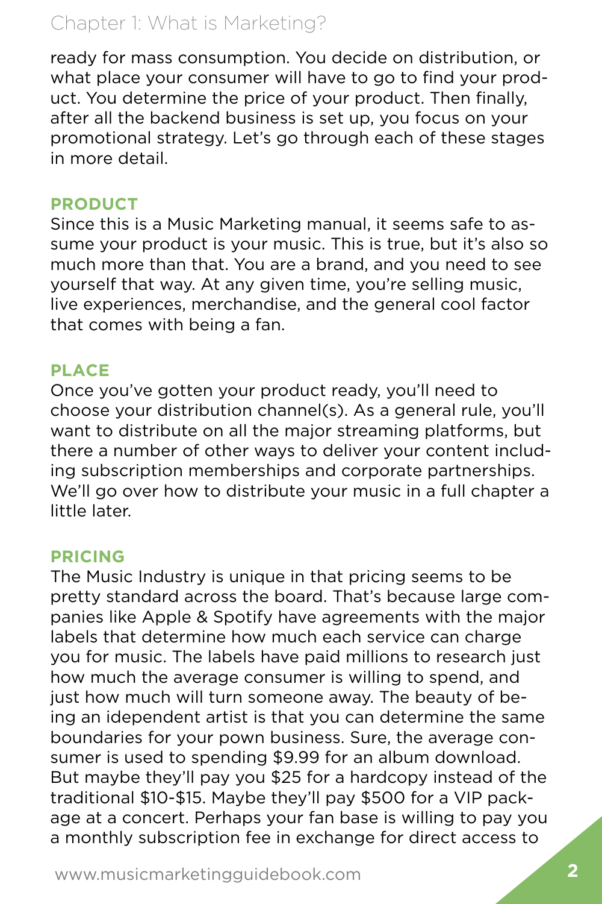ready for mass consumption. You decide on distribution, or what place your consumer will have to go to find your product. You determine the price of your product. Then finally, after all the backend business is set up, you focus on your promotional strategy. Let's go through each of these stages in more detail.

### PRODUCT

Since this is a Music Marketing manual, it seems safe to assume your product is your music. This is true, but it's also so much more than that. You are a brand, and you need to see yourself that way. At any given time, you're selling music, live experiences, merchandise, and the general cool factor that comes with being a fan.

### PLACE

Once you've gotten your product ready, you'll need to choose your distribution channel(s). As a general rule, you'll want to distribute on all the major streaming platforms, but there a number of other ways to deliver your content including subscription memberships and corporate partnerships. We'll go over how to distribute your music in a full chapter a little later.

### PRICING

The Music Industry is unique in that pricing seems to be pretty standard across the board. That's because large companies like Apple & Spotify have agreements with the major labels that determine how much each service can charge you for music. The labels have paid millions to research just how much the average consumer is willing to spend, and just how much will turn someone away. The beauty of being an idependent artist is that you can determine the same boundaries for your pown business. Sure, the average consumer is used to spending $9.99 for an album download. But maybe they'll pay you $25 for a hardcopy instead of the traditional $10-$15. Maybe they'll pay $500 for a VIP package at a concert. Perhaps your fan base is willing to pay you a monthly subscription fee in exchange for direct access to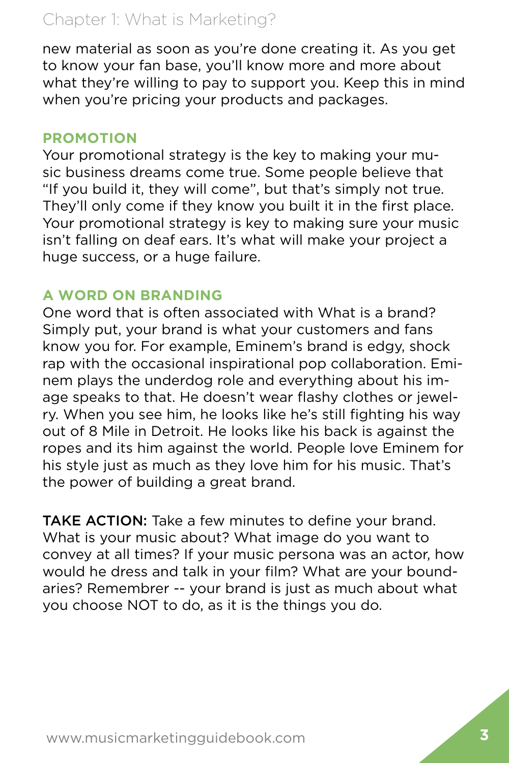new material as soon as you're done creating it. As you get to know your fan base, you'll know more and more about what they're willing to pay to support you. Keep this in mind when you're pricing your products and packages.

### PROMOTION

Your promotional strategy is the key to making your music business dreams come true. Some people believe that "If you build it, they will come", but that's simply not true. They'll only come if they know you built it in the first place. Your promotional strategy is key to making sure your music isn't falling on deaf ears. It's what will make your project a huge success, or a huge failure.

### A WORD ON BRANDING

One word that is often associated with What is a brand? Simply put, your brand is what your customers and fans know you for. For example, Eminem's brand is edgy, shock rap with the occasional inspirational pop collaboration. Eminem plays the underdog role and everything about his image speaks to that. He doesn't wear flashy clothes or jewelry. When you see him, he looks like he's still fighting his way out of 8 Mile in Detroit. He looks like his back is against the ropes and its him against the world. People love Eminem for his style just as much as they love him for his music. That's the power of building a great brand.

**TAKE ACTION:** Take a few minutes to define your brand. What is your music about? What image do you want to convey at all times? If your music persona was an actor, how would he dress and talk in your film? What are your boundaries? Remembrer -- your brand is just as much about what you choose NOT to do, as it is the things you do.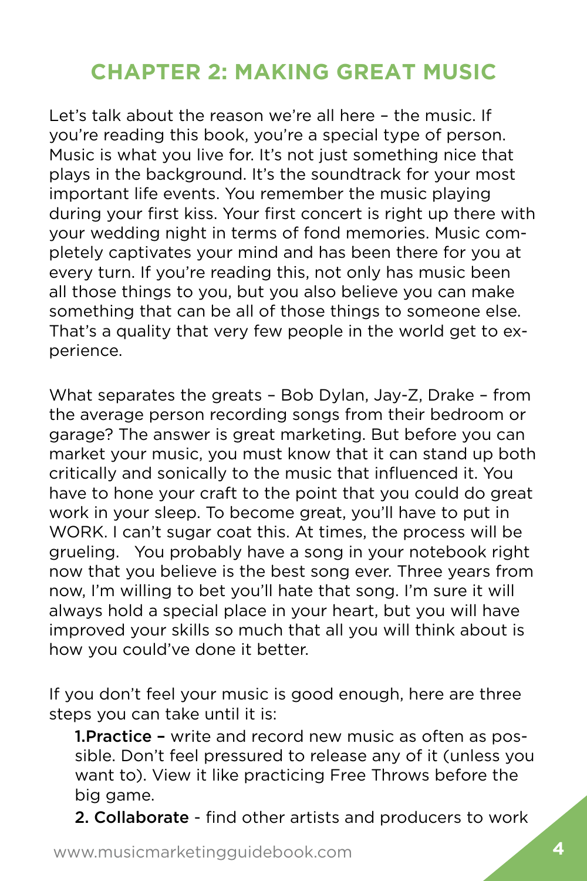## CHAPTER 2: MAKING GREAT MUSIC

Let's talk about the reason we're all here – the music. If you're reading this book, you're a special type of person. Music is what you live for. It's not just something nice that plays in the background. It's the soundtrack for your most important life events. You remember the music playing during your first kiss. Your first concert is right up there with your wedding night in terms of fond memories. Music completely captivates your mind and has been there for you at every turn. If you're reading this, not only has music been all those things to you, but you also believe you can make something that can be all of those things to someone else. That's a quality that very few people in the world get to experience.

What separates the greats – Bob Dylan, Jay-Z, Drake – from the average person recording songs from their bedroom or garage? The answer is great marketing. But before you can market your music, you must know that it can stand up both critically and sonically to the music that influenced it. You have to hone your craft to the point that you could do great work in your sleep. To become great, you'll have to put in WORK. I can't sugar coat this. At times, the process will be grueling. You probably have a song in your notebook right now that you believe is the best song ever. Three years from now, I'm willing to bet you'll hate that song. I'm sure it will always hold a special place in your heart, but you will have improved your skills so much that all you will think about is how you could've done it better.

If you don't feel your music is good enough, here are three steps you can take until it is:

1. **Practice –** write and record new music as often as possible. Don't feel pressured to release any of it (unless you want to). View it like practicing Free Throws before the big game.
2. **Collaborate** - find other artists and producers to work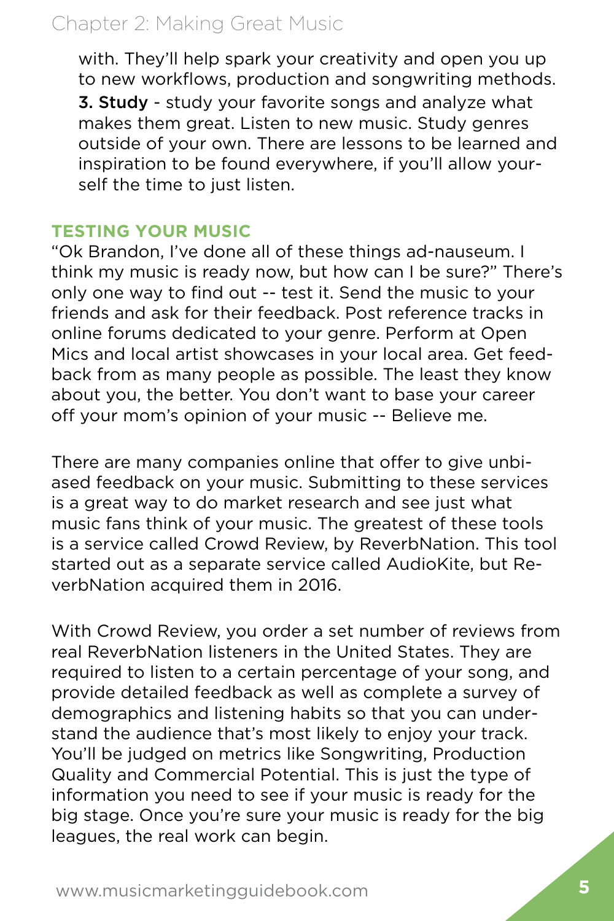with. They'll help spark your creativity and open you up to new workflows, production and songwriting methods.

**3. Study** - study your favorite songs and analyze what makes them great. Listen to new music. Study genres outside of your own. There are lessons to be learned and inspiration to be found everywhere, if you'll allow yourself the time to just listen.

## TESTING YOUR MUSIC

"Ok Brandon, I've done all of these things ad-nauseum. I think my music is ready now, but how can I be sure?" There's only one way to find out -- test it. Send the music to your friends and ask for their feedback. Post reference tracks in online forums dedicated to your genre. Perform at Open Mics and local artist showcases in your local area. Get feedback from as many people as possible. The least they know about you, the better. You don't want to base your career off your mom's opinion of your music -- Believe me.

There are many companies online that offer to give unbiased feedback on your music. Submitting to these services is a great way to do market research and see just what music fans think of your music. The greatest of these tools is a service called Crowd Review, by ReverbNation. This tool started out as a separate service called AudioKite, but ReverbNation acquired them in 2016.

With Crowd Review, you order a set number of reviews from real ReverbNation listeners in the United States. They are required to listen to a certain percentage of your song, and provide detailed feedback as well as complete a survey of demographics and listening habits so that you can understand the audience that's most likely to enjoy your track. You'll be judged on metrics like Songwriting, Production Quality and Commercial Potential. This is just the type of information you need to see if your music is ready for the big stage. Once you're sure your music is ready for the big leagues, the real work can begin.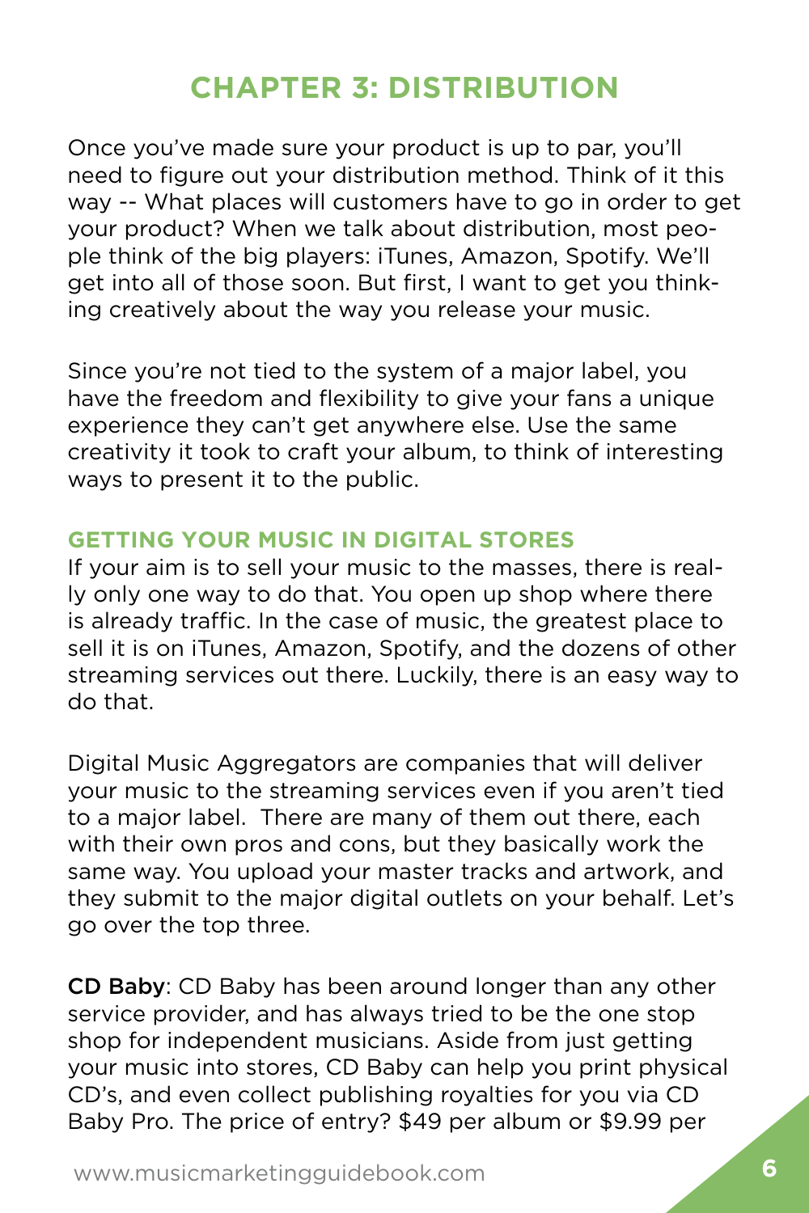# CHAPTER 3: DISTRIBUTION

Once you've made sure your product is up to par, you'll need to figure out your distribution method. Think of it this way -- What places will customers have to go in order to get your product? When we talk about distribution, most people think of the big players: iTunes, Amazon, Spotify. We'll get into all of those soon. But first, I want to get you thinking creatively about the way you release your music.

Since you're not tied to the system of a major label, you have the freedom and flexibility to give your fans a unique experience they can't get anywhere else. Use the same creativity it took to craft your album, to think of interesting ways to present it to the public.

### GETTING YOUR MUSIC IN DIGITAL STORES

If your aim is to sell your music to the masses, there is really only one way to do that. You open up shop where there is already traffic. In the case of music, the greatest place to sell it is on iTunes, Amazon, Spotify, and the dozens of other streaming services out there. Luckily, there is an easy way to do that.

Digital Music Aggregators are companies that will deliver your music to the streaming services even if you aren't tied to a major label. There are many of them out there, each with their own pros and cons, but they basically work the same way. You upload your master tracks and artwork, and they submit to the major digital outlets on your behalf. Let's go over the top three.

**CD Baby**: CD Baby has been around longer than any other service provider, and has always tried to be the one stop shop for independent musicians. Aside from just getting your music into stores, CD Baby can help you print physical CD's, and even collect publishing royalties for you via CD Baby Pro. The price of entry? $49 per album or $9.99 per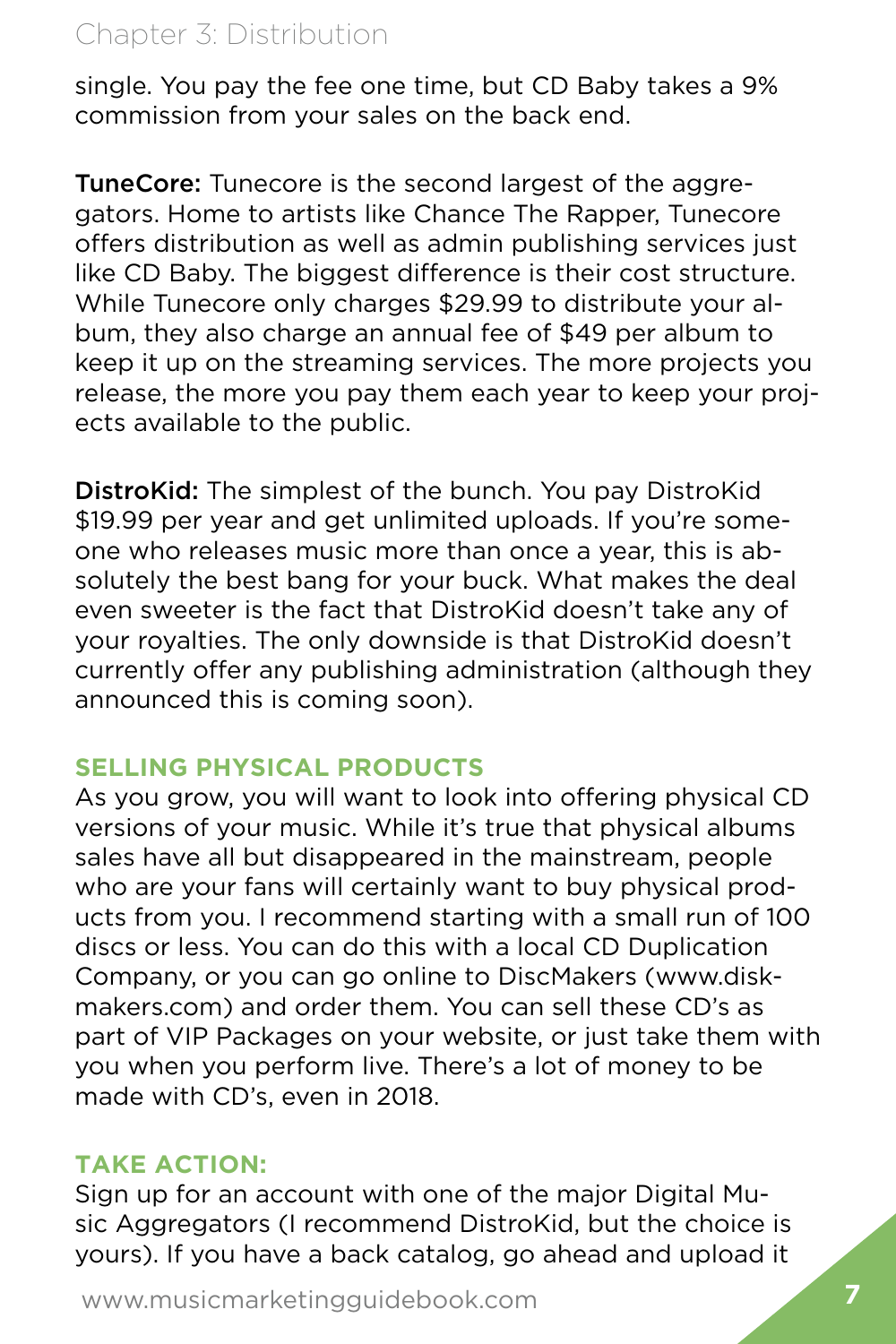single. You pay the fee one time, but CD Baby takes a 9% commission from your sales on the back end.

**TuneCore:** Tunecore is the second largest of the aggregators. Home to artists like Chance The Rapper, Tunecore offers distribution as well as admin publishing services just like CD Baby. The biggest difference is their cost structure. While Tunecore only charges $29.99 to distribute your album, they also charge an annual fee of $49 per album to keep it up on the streaming services. The more projects you release, the more you pay them each year to keep your projects available to the public.

**DistroKid:** The simplest of the bunch. You pay DistroKid $19.99 per year and get unlimited uploads. If you're someone who releases music more than once a year, this is absolutely the best bang for your buck. What makes the deal even sweeter is the fact that DistroKid doesn't take any of your royalties. The only downside is that DistroKid doesn't currently offer any publishing administration (although they announced this is coming soon).

### SELLING PHYSICAL PRODUCTS

As you grow, you will want to look into offering physical CD versions of your music. While it's true that physical albums sales have all but disappeared in the mainstream, people who are your fans will certainly want to buy physical products from you. I recommend starting with a small run of 100 discs or less. You can do this with a local CD Duplication Company, or you can go online to DiscMakers (www.diskmakers.com) and order them. You can sell these CD's as part of VIP Packages on your website, or just take them with you when you perform live. There's a lot of money to be made with CD's, even in 2018.

### TAKE ACTION:

Sign up for an account with one of the major Digital Music Aggregators (I recommend DistroKid, but the choice is yours). If you have a back catalog, go ahead and upload it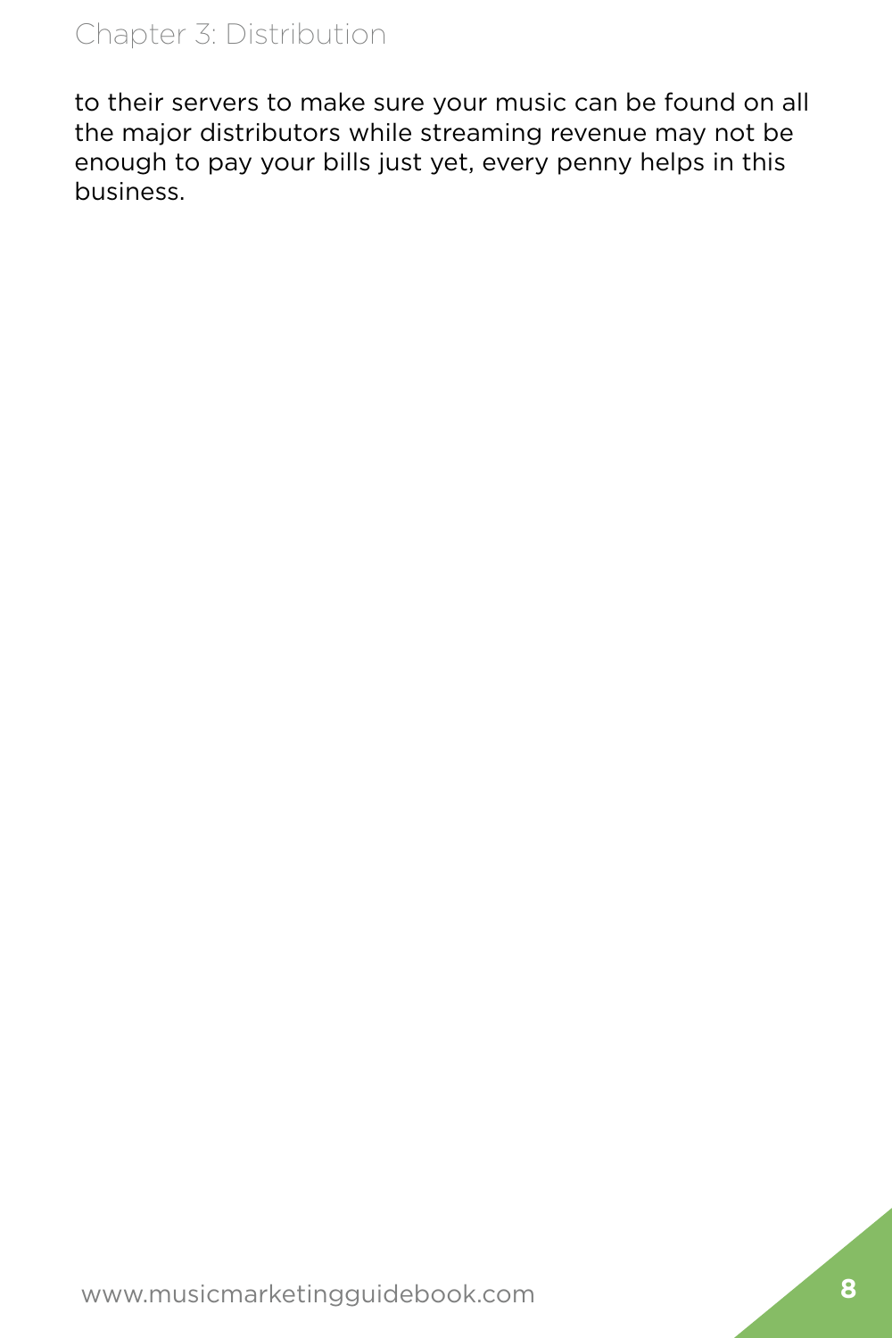to their servers to make sure your music can be found on all the major distributors while streaming revenue may not be enough to pay your bills just yet, every penny helps in this business.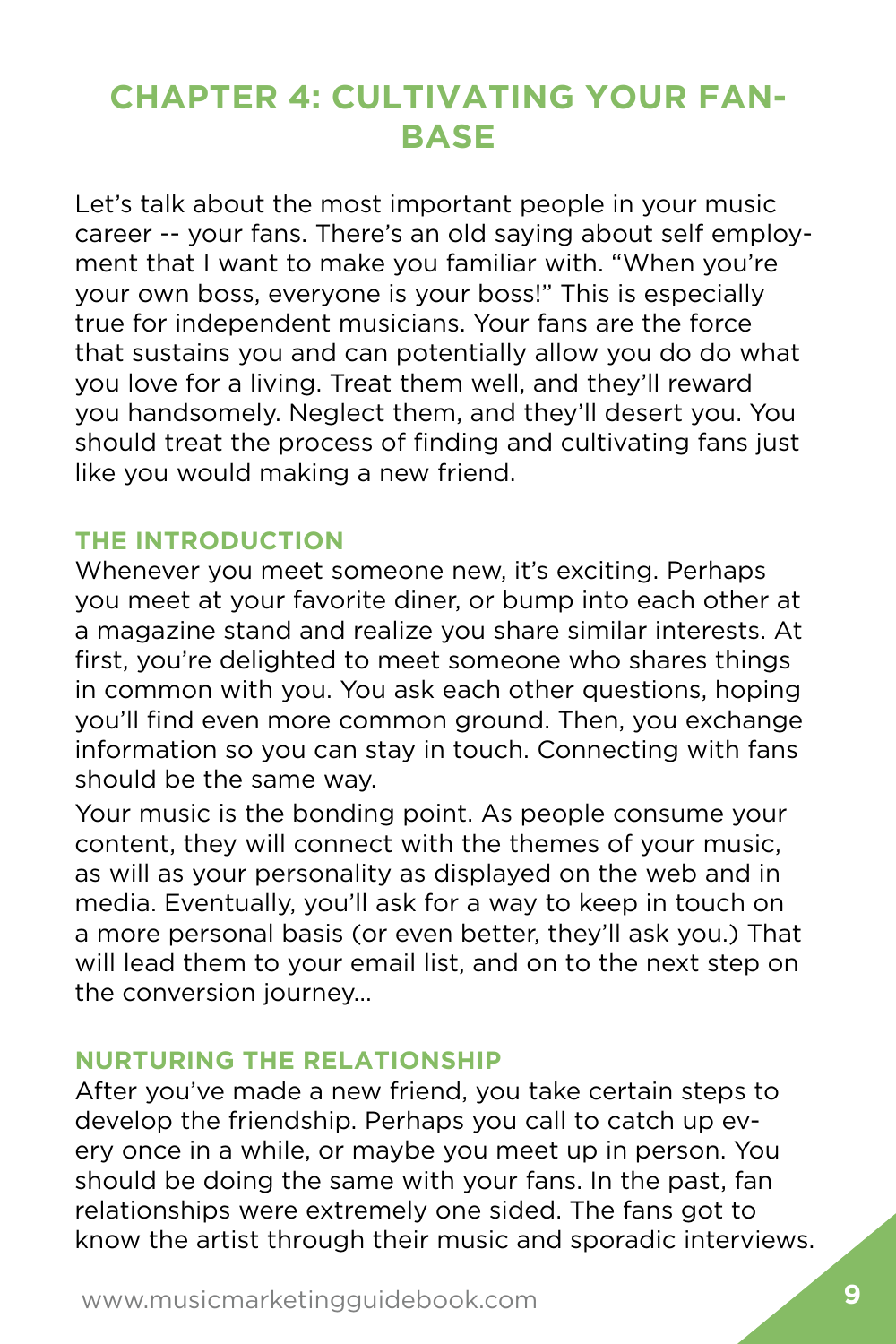# CHAPTER 4: CULTIVATING YOUR FAN-BASE

Let's talk about the most important people in your music career -- your fans. There's an old saying about self employment that I want to make you familiar with. "When you're your own boss, everyone is your boss!" This is especially true for independent musicians. Your fans are the force that sustains you and can potentially allow you do do what you love for a living. Treat them well, and they'll reward you handsomely. Neglect them, and they'll desert you. You should treat the process of finding and cultivating fans just like you would making a new friend.

## THE INTRODUCTION

Whenever you meet someone new, it's exciting. Perhaps you meet at your favorite diner, or bump into each other at a magazine stand and realize you share similar interests. At first, you're delighted to meet someone who shares things in common with you. You ask each other questions, hoping you'll find even more common ground. Then, you exchange information so you can stay in touch. Connecting with fans should be the same way.

Your music is the bonding point. As people consume your content, they will connect with the themes of your music, as will as your personality as displayed on the web and in media. Eventually, you'll ask for a way to keep in touch on a more personal basis (or even better, they'll ask you.) That will lead them to your email list, and on to the next step on the conversion journey...

## NURTURING THE RELATIONSHIP

After you've made a new friend, you take certain steps to develop the friendship. Perhaps you call to catch up every once in a while, or maybe you meet up in person. You should be doing the same with your fans. In the past, fan relationships were extremely one sided. The fans got to know the artist through their music and sporadic interviews.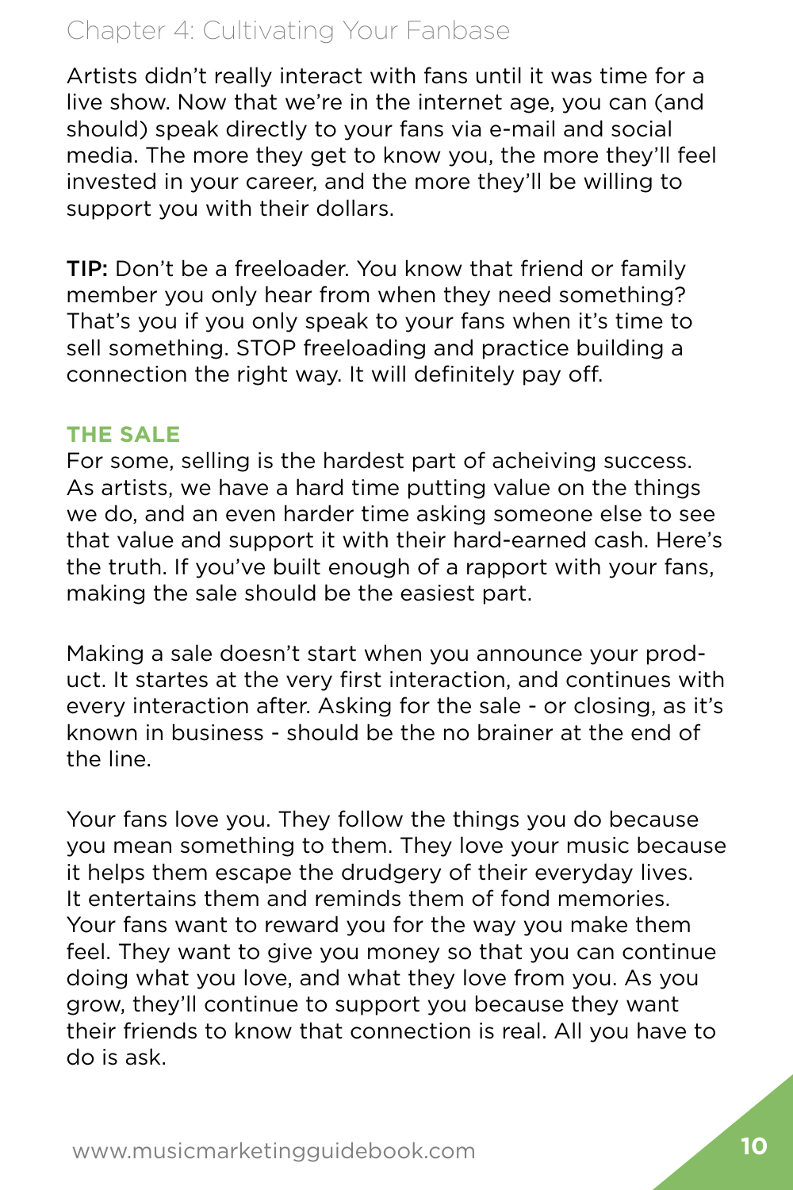Artists didn't really interact with fans until it was time for a live show. Now that we're in the internet age, you can (and should) speak directly to your fans via e-mail and social media. The more they get to know you, the more they'll feel invested in your career, and the more they'll be willing to support you with their dollars.

**TIP:** Don't be a freeloader. You know that friend or family member you only hear from when they need something? That's you if you only speak to your fans when it's time to sell something. STOP freeloading and practice building a connection the right way. It will definitely pay off.

### THE SALE

For some, selling is the hardest part of acheiving success. As artists, we have a hard time putting value on the things we do, and an even harder time asking someone else to see that value and support it with their hard-earned cash. Here's the truth. If you've built enough of a rapport with your fans, making the sale should be the easiest part.

Making a sale doesn't start when you announce your product. It startes at the very first interaction, and continues with every interaction after. Asking for the sale - or closing, as it's known in business - should be the no brainer at the end of the line.

Your fans love you. They follow the things you do because you mean something to them. They love your music because it helps them escape the drudgery of their everyday lives. It entertains them and reminds them of fond memories. Your fans want to reward you for the way you make them feel. They want to give you money so that you can continue doing what you love, and what they love from you. As you grow, they'll continue to support you because they want their friends to know that connection is real. All you have to do is ask.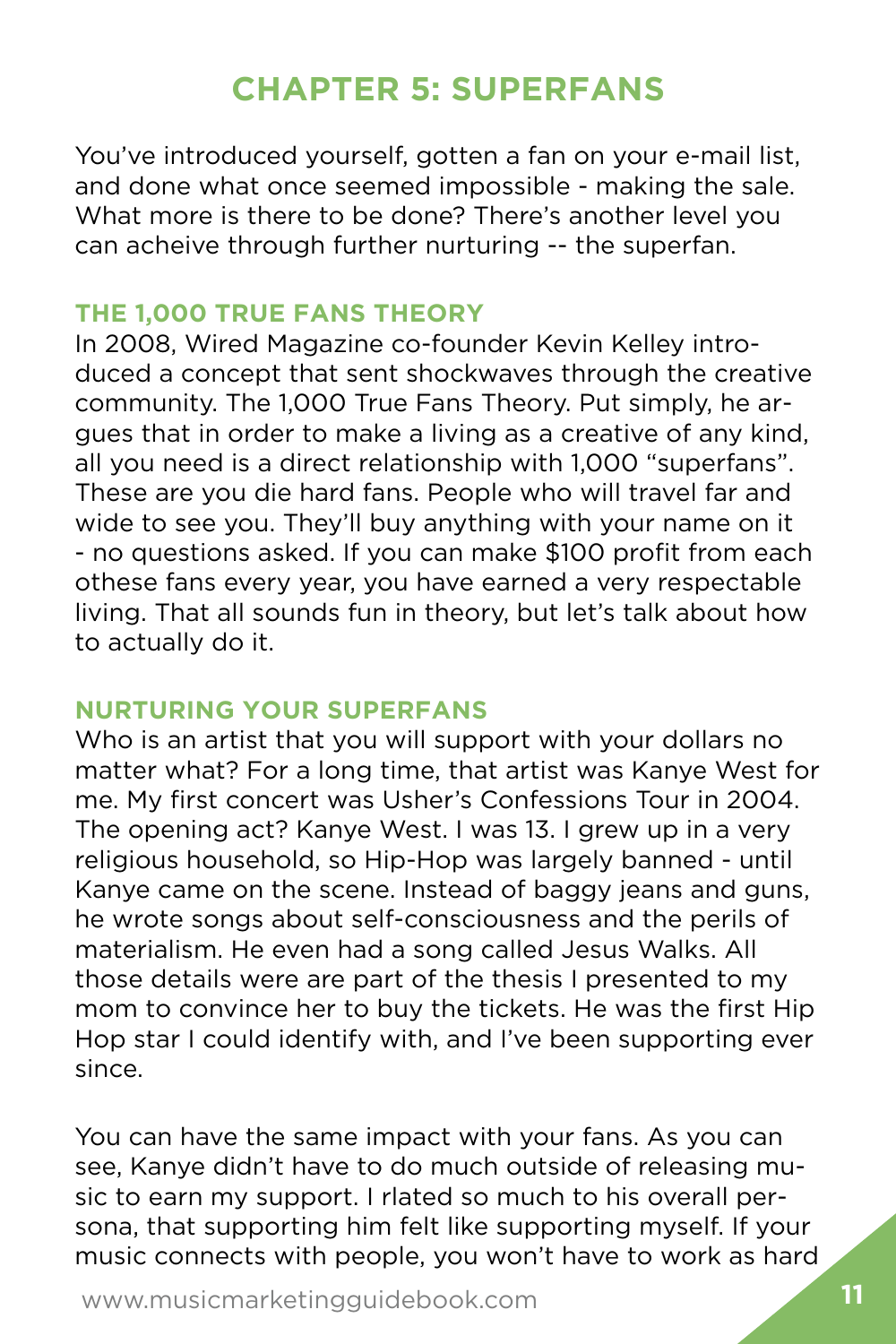# CHAPTER 5: SUPERFANS

You've introduced yourself, gotten a fan on your e-mail list, and done what once seemed impossible - making the sale. What more is there to be done? There's another level you can acheive through further nurturing -- the superfan.

### THE 1,000 TRUE FANS THEORY

In 2008, Wired Magazine co-founder Kevin Kelley introduced a concept that sent shockwaves through the creative community. The 1,000 True Fans Theory. Put simply, he argues that in order to make a living as a creative of any kind, all you need is a direct relationship with 1,000 "superfans". These are you die hard fans. People who will travel far and wide to see you. They'll buy anything with your name on it - no questions asked. If you can make $100 profit from each othese fans every year, you have earned a very respectable living. That all sounds fun in theory, but let's talk about how to actually do it.

### NURTURING YOUR SUPERFANS

Who is an artist that you will support with your dollars no matter what? For a long time, that artist was Kanye West for me. My first concert was Usher's Confessions Tour in 2004. The opening act? Kanye West. I was 13. I grew up in a very religious household, so Hip-Hop was largely banned - until Kanye came on the scene. Instead of baggy jeans and guns, he wrote songs about self-consciousness and the perils of materialism. He even had a song called Jesus Walks. All those details were are part of the thesis I presented to my mom to convince her to buy the tickets. He was the first Hip Hop star I could identify with, and I've been supporting ever since.

You can have the same impact with your fans. As you can see, Kanye didn't have to do much outside of releasing music to earn my support. I rlated so much to his overall persona, that supporting him felt like supporting myself. If your music connects with people, you won't have to work as hard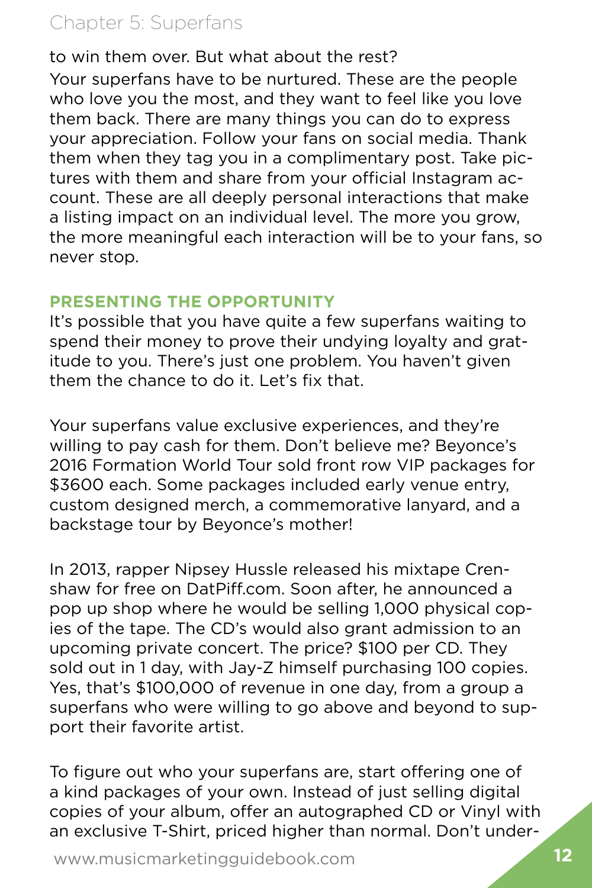to win them over. But what about the rest?

Your superfans have to be nurtured. These are the people who love you the most, and they want to feel like you love them back. There are many things you can do to express your appreciation. Follow your fans on social media. Thank them when they tag you in a complimentary post. Take pictures with them and share from your official Instagram account. These are all deeply personal interactions that make a listing impact on an individual level. The more you grow, the more meaningful each interaction will be to your fans, so never stop.

### PRESENTING THE OPPORTUNITY

It's possible that you have quite a few superfans waiting to spend their money to prove their undying loyalty and gratitude to you. There's just one problem. You haven't given them the chance to do it. Let's fix that.

Your superfans value exclusive experiences, and they're willing to pay cash for them. Don't believe me? Beyonce's 2016 Formation World Tour sold front row VIP packages for $3600 each. Some packages included early venue entry, custom designed merch, a commemorative lanyard, and a backstage tour by Beyonce's mother!

In 2013, rapper Nipsey Hussle released his mixtape Crenshaw for free on DatPiff.com. Soon after, he announced a pop up shop where he would be selling 1,000 physical copies of the tape. The CD's would also grant admission to an upcoming private concert. The price? $100 per CD. They sold out in 1 day, with Jay-Z himself purchasing 100 copies. Yes, that's $100,000 of revenue in one day, from a group a superfans who were willing to go above and beyond to support their favorite artist.

To figure out who your superfans are, start offering one of a kind packages of your own. Instead of just selling digital copies of your album, offer an autographed CD or Vinyl with an exclusive T-Shirt, priced higher than normal. Don't under-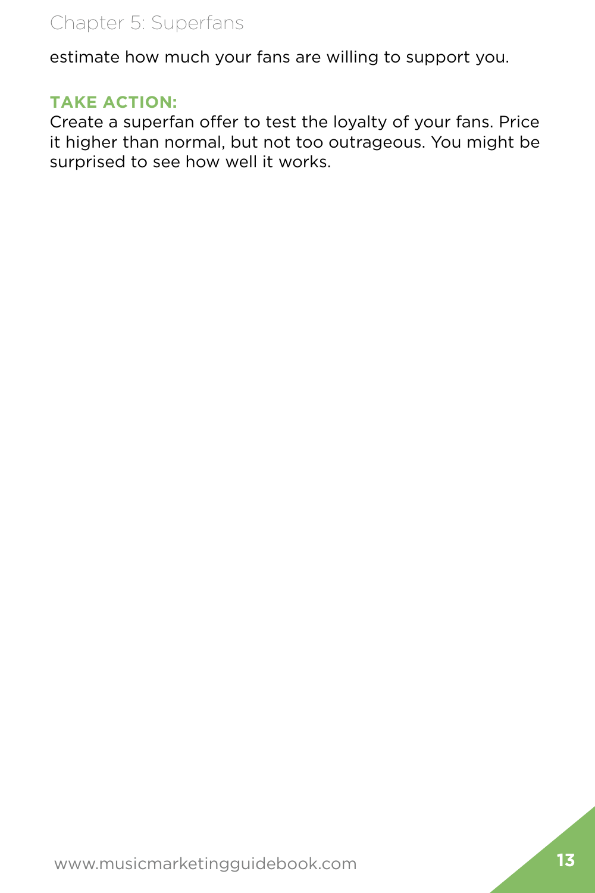estimate how much your fans are willing to support you.

**TAKE ACTION:**
Create a superfan offer to test the loyalty of your fans. Price it higher than normal, but not too outrageous. You might be surprised to see how well it works.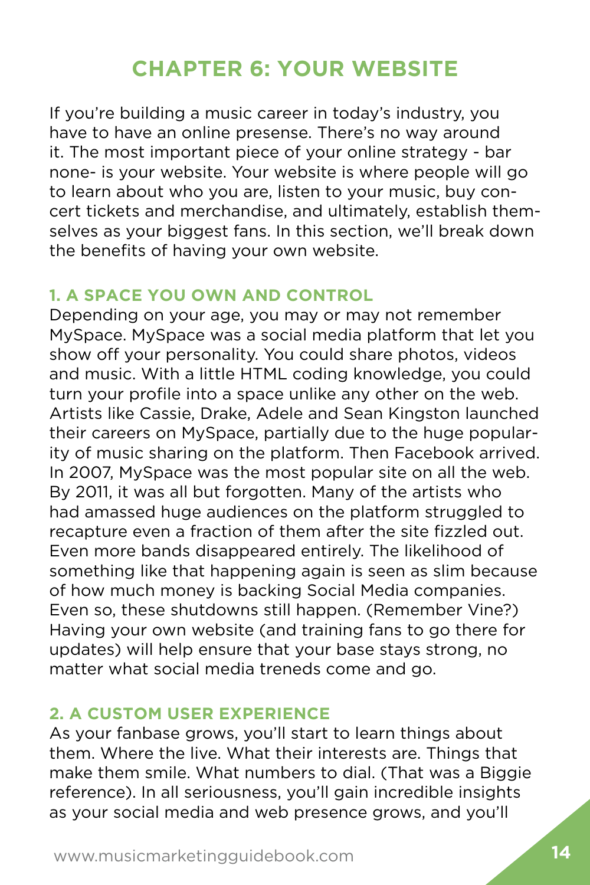# CHAPTER 6: YOUR WEBSITE

If you're building a music career in today's industry, you have to have an online presense. There's no way around it. The most important piece of your online strategy - bar none- is your website. Your website is where people will go to learn about who you are, listen to your music, buy concert tickets and merchandise, and ultimately, establish themselves as your biggest fans. In this section, we'll break down the benefits of having your own website.

### 1. A SPACE YOU OWN AND CONTROL

Depending on your age, you may or may not remember MySpace. MySpace was a social media platform that let you show off your personality. You could share photos, videos and music. With a little HTML coding knowledge, you could turn your profile into a space unlike any other on the web. Artists like Cassie, Drake, Adele and Sean Kingston launched their careers on MySpace, partially due to the huge popularity of music sharing on the platform. Then Facebook arrived. In 2007, MySpace was the most popular site on all the web. By 2011, it was all but forgotten. Many of the artists who had amassed huge audiences on the platform struggled to recapture even a fraction of them after the site fizzled out. Even more bands disappeared entirely. The likelihood of something like that happening again is seen as slim because of how much money is backing Social Media companies. Even so, these shutdowns still happen. (Remember Vine?) Having your own website (and training fans to go there for updates) will help ensure that your base stays strong, no matter what social media treneds come and go.

### 2. A CUSTOM USER EXPERIENCE

As your fanbase grows, you'll start to learn things about them. Where the live. What their interests are. Things that make them smile. What numbers to dial. (That was a Biggie reference). In all seriousness, you'll gain incredible insights as your social media and web presence grows, and you'll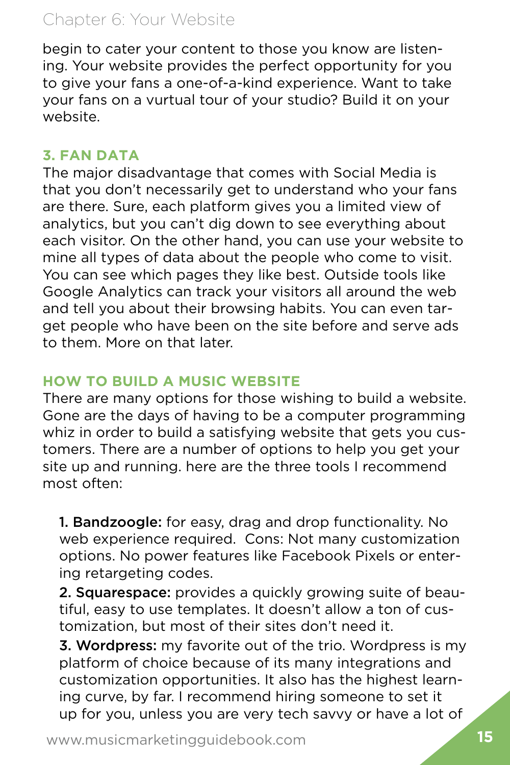begin to cater your content to those you know are listening. Your website provides the perfect opportunity for you to give your fans a one-of-a-kind experience. Want to take your fans on a vurtual tour of your studio? Build it on your website.

### 3. FAN DATA

The major disadvantage that comes with Social Media is that you don't necessarily get to understand who your fans are there. Sure, each platform gives you a limited view of analytics, but you can't dig down to see everything about each visitor. On the other hand, you can use your website to mine all types of data about the people who come to visit. You can see which pages they like best. Outside tools like Google Analytics can track your visitors all around the web and tell you about their browsing habits. You can even target people who have been on the site before and serve ads to them. More on that later.

## HOW TO BUILD A MUSIC WEBSITE

There are many options for those wishing to build a website. Gone are the days of having to be a computer programming whiz in order to build a satisfying website that gets you customers. There are a number of options to help you get your site up and running. here are the three tools I recommend most often:

1. **Bandzoogle:** for easy, drag and drop functionality. No web experience required. Cons: Not many customization options. No power features like Facebook Pixels or entering retargeting codes.
2. **Squarespace:** provides a quickly growing suite of beautiful, easy to use templates. It doesn't allow a ton of customization, but most of their sites don't need it.
3. **Wordpress:** my favorite out of the trio. Wordpress is my platform of choice because of its many integrations and customization opportunities. It also has the highest learning curve, by far. I recommend hiring someone to set it up for you, unless you are very tech savvy or have a lot of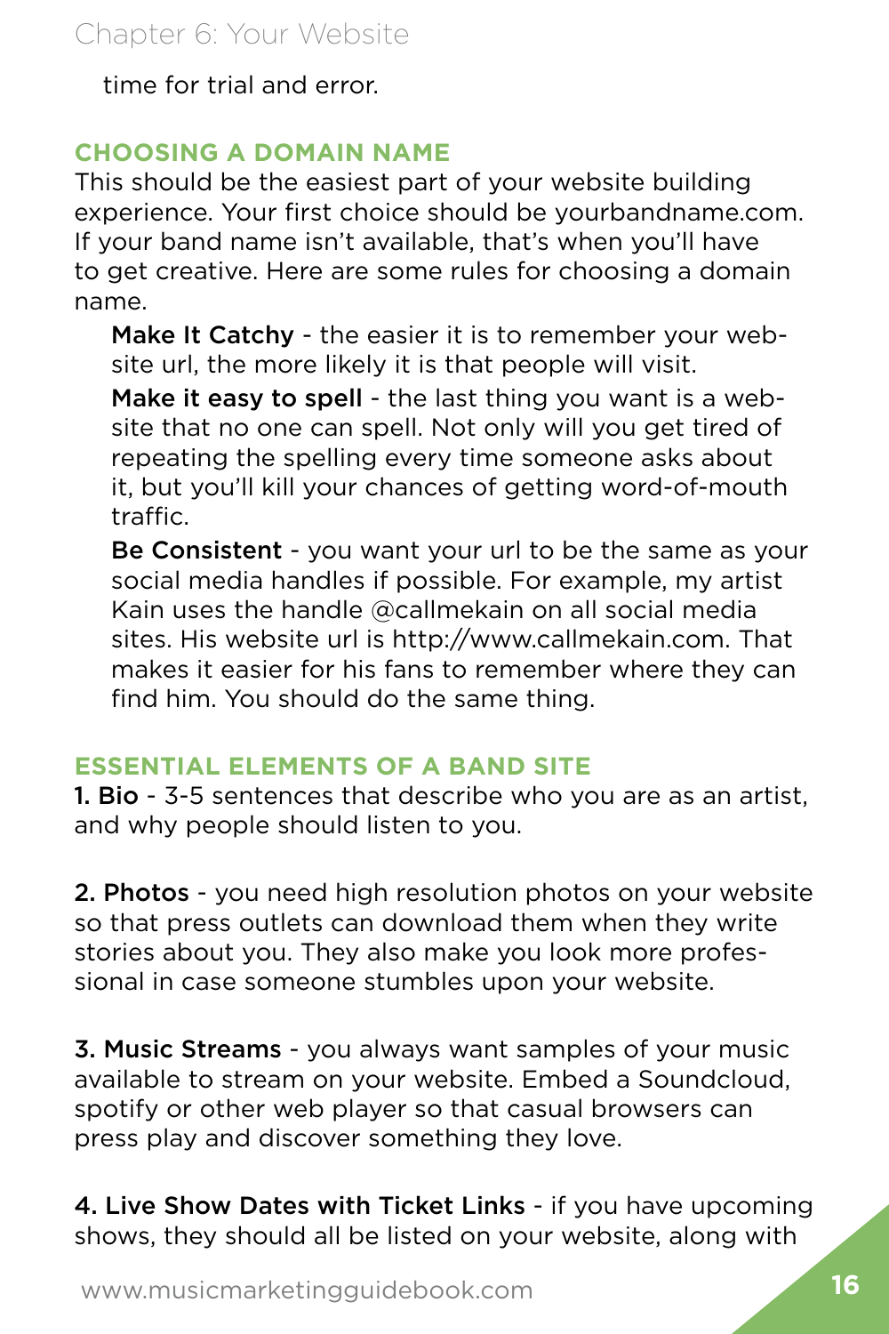time for trial and error.

## CHOOSING A DOMAIN NAME

This should be the easiest part of your website building experience. Your first choice should be yourbandname.com. If your band name isn't available, that's when you'll have to get creative. Here are some rules for choosing a domain name.

**Make It Catchy** - the easier it is to remember your website url, the more likely it is that people will visit.

**Make it easy to spell** - the last thing you want is a website that no one can spell. Not only will you get tired of repeating the spelling every time someone asks about it, but you'll kill your chances of getting word-of-mouth traffic.

**Be Consistent** - you want your url to be the same as your social media handles if possible. For example, my artist Kain uses the handle @callmekain on all social media sites. His website url is http://www.callmekain.com. That makes it easier for his fans to remember where they can find him. You should do the same thing.

## ESSENTIAL ELEMENTS OF A BAND SITE

**1. Bio** - 3-5 sentences that describe who you are as an artist, and why people should listen to you.

**2. Photos** - you need high resolution photos on your website so that press outlets can download them when they write stories about you. They also make you look more professional in case someone stumbles upon your website.

**3. Music Streams** - you always want samples of your music available to stream on your website. Embed a Soundcloud, spotify or other web player so that casual browsers can press play and discover something they love.

**4. Live Show Dates with Ticket Links** - if you have upcoming shows, they should all be listed on your website, along with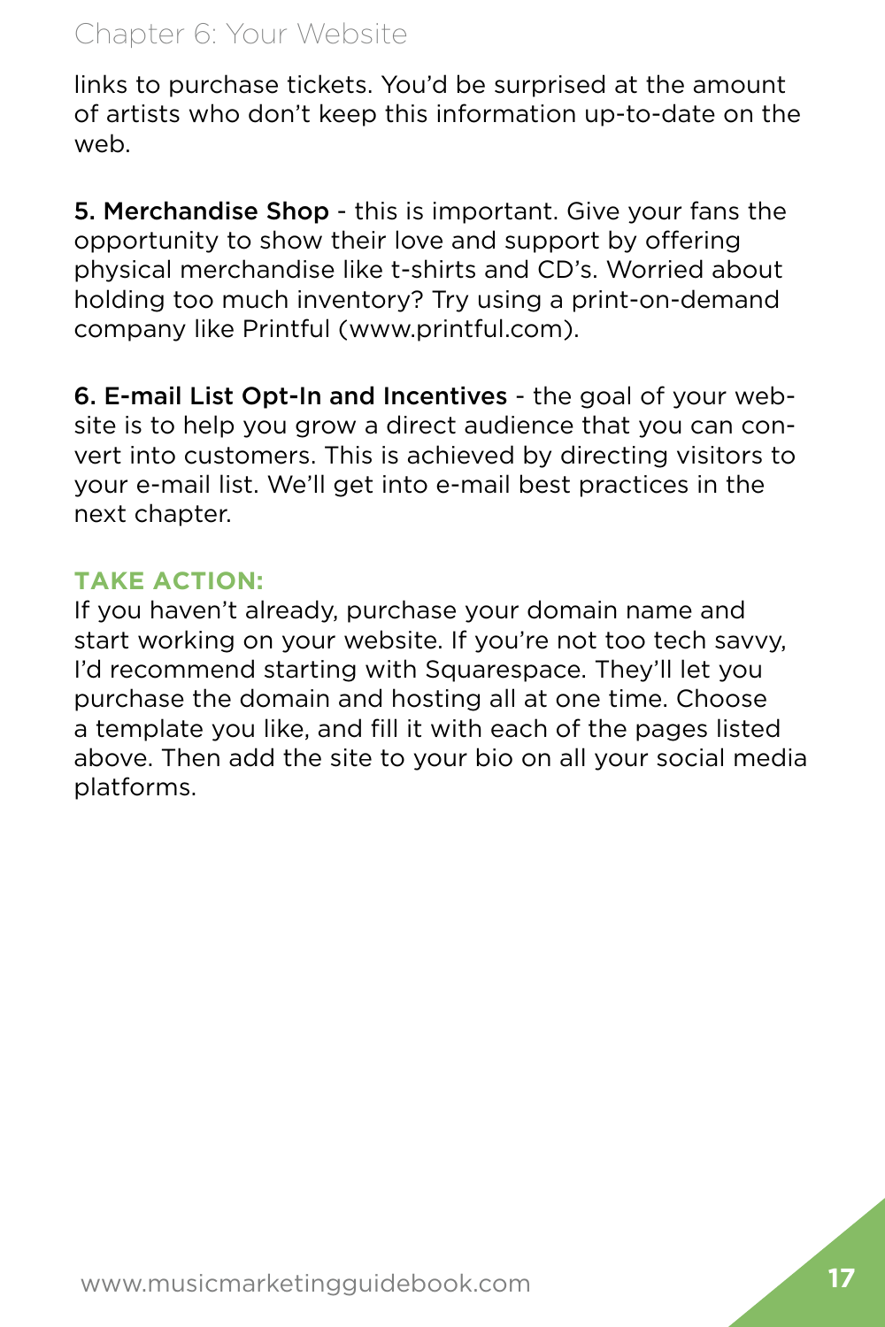links to purchase tickets. You'd be surprised at the amount of artists who don't keep this information up-to-date on the web.

**5. Merchandise Shop** - this is important. Give your fans the opportunity to show their love and support by offering physical merchandise like t-shirts and CD's. Worried about holding too much inventory? Try using a print-on-demand company like Printful (www.printful.com).

**6. E-mail List Opt-In and Incentives** - the goal of your website is to help you grow a direct audience that you can convert into customers. This is achieved by directing visitors to your e-mail list. We'll get into e-mail best practices in the next chapter.

**TAKE ACTION:**

If you haven't already, purchase your domain name and start working on your website. If you're not too tech savvy, I'd recommend starting with Squarespace. They'll let you purchase the domain and hosting all at one time. Choose a template you like, and fill it with each of the pages listed above. Then add the site to your bio on all your social media platforms.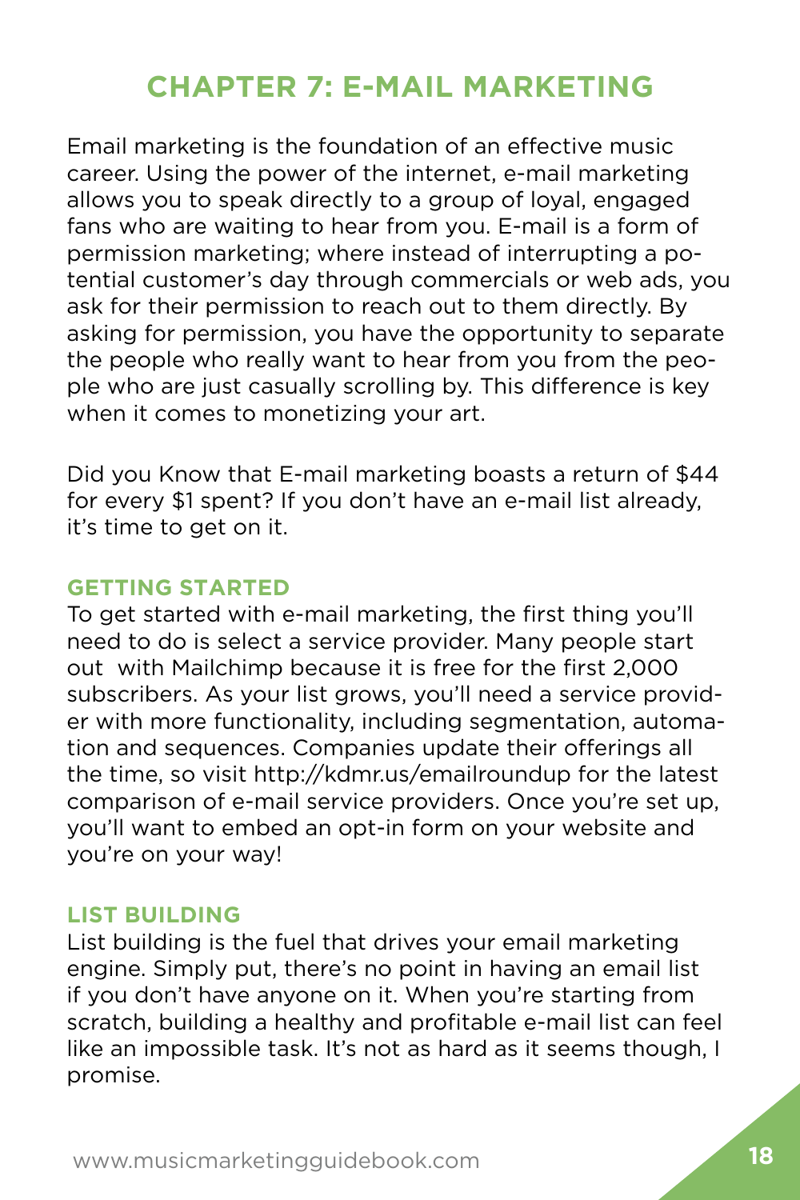# CHAPTER 7: E-MAIL MARKETING

Email marketing is the foundation of an effective music career. Using the power of the internet, e-mail marketing allows you to speak directly to a group of loyal, engaged fans who are waiting to hear from you. E-mail is a form of permission marketing; where instead of interrupting a potential customer's day through commercials or web ads, you ask for their permission to reach out to them directly. By asking for permission, you have the opportunity to separate the people who really want to hear from you from the people who are just casually scrolling by. This difference is key when it comes to monetizing your art.

Did you Know that E-mail marketing boasts a return of $44 for every $1 spent? If you don't have an e-mail list already, it's time to get on it.

## GETTING STARTED

To get started with e-mail marketing, the first thing you'll need to do is select a service provider. Many people start out with Mailchimp because it is free for the first 2,000 subscribers. As your list grows, you'll need a service provider with more functionality, including segmentation, automation and sequences. Companies update their offerings all the time, so visit http://kdmr.us/emailroundup for the latest comparison of e-mail service providers. Once you're set up, you'll want to embed an opt-in form on your website and you're on your way!

## LIST BUILDING

List building is the fuel that drives your email marketing engine. Simply put, there's no point in having an email list if you don't have anyone on it. When you're starting from scratch, building a healthy and profitable e-mail list can feel like an impossible task. It's not as hard as it seems though, I promise.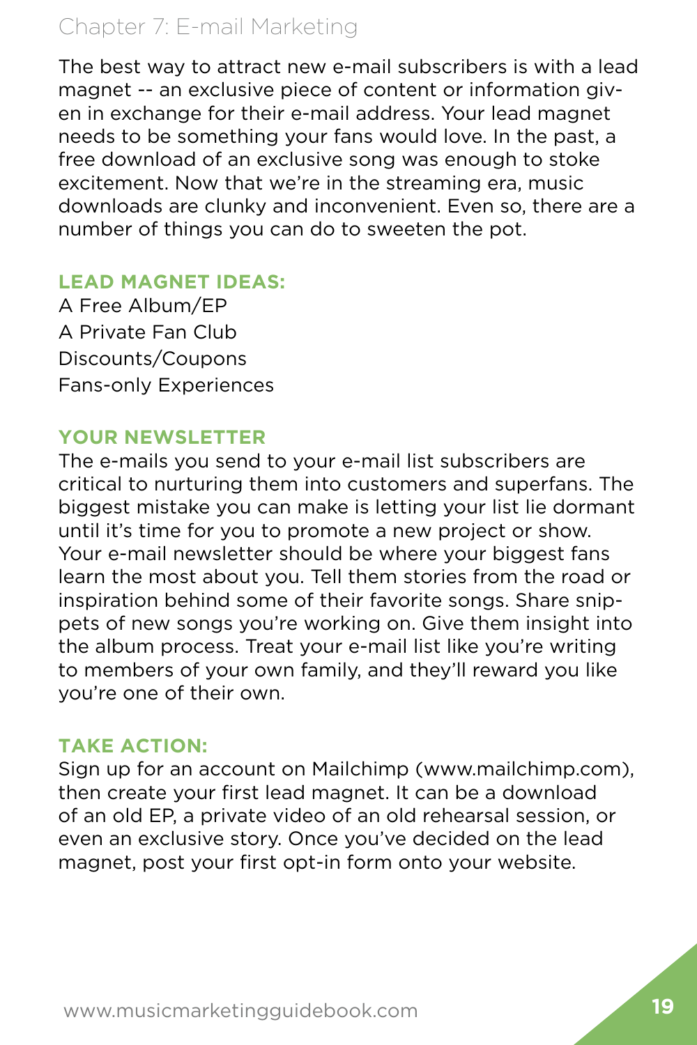The best way to attract new e-mail subscribers is with a lead magnet -- an exclusive piece of content or information given in exchange for their e-mail address. Your lead magnet needs to be something your fans would love. In the past, a free download of an exclusive song was enough to stoke excitement. Now that we're in the streaming era, music downloads are clunky and inconvenient. Even so, there are a number of things you can do to sweeten the pot.

### LEAD MAGNET IDEAS:

A Free Album/EP
A Private Fan Club
Discounts/Coupons
Fans-only Experiences

### YOUR NEWSLETTER

The e-mails you send to your e-mail list subscribers are critical to nurturing them into customers and superfans. The biggest mistake you can make is letting your list lie dormant until it's time for you to promote a new project or show. Your e-mail newsletter should be where your biggest fans learn the most about you. Tell them stories from the road or inspiration behind some of their favorite songs. Share snippets of new songs you're working on. Give them insight into the album process. Treat your e-mail list like you're writing to members of your own family, and they'll reward you like you're one of their own.

### TAKE ACTION:

Sign up for an account on Mailchimp (www.mailchimp.com), then create your first lead magnet. It can be a download of an old EP, a private video of an old rehearsal session, or even an exclusive story. Once you've decided on the lead magnet, post your first opt-in form onto your website.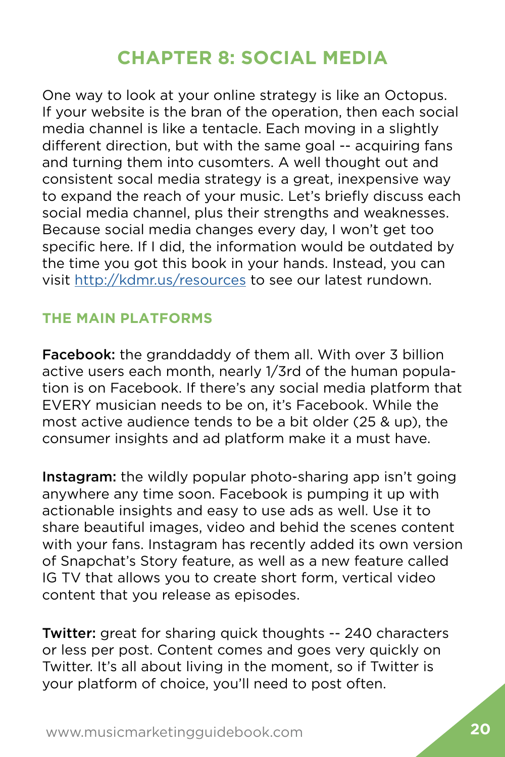# CHAPTER 8: SOCIAL MEDIA

One way to look at your online strategy is like an Octopus. If your website is the bran of the operation, then each social media channel is like a tentacle. Each moving in a slightly different direction, but with the same goal -- acquiring fans and turning them into cusomters. A well thought out and consistent socal media strategy is a great, inexpensive way to expand the reach of your music. Let's briefly discuss each social media channel, plus their strengths and weaknesses. Because social media changes every day, I won't get too specific here. If I did, the information would be outdated by the time you got this book in your hands. Instead, you can visit http://kdmr.us/resources to see our latest rundown.

## THE MAIN PLATFORMS

**Facebook:** the granddaddy of them all. With over 3 billion active users each month, nearly 1/3rd of the human population is on Facebook. If there's any social media platform that EVERY musician needs to be on, it's Facebook. While the most active audience tends to be a bit older (25 & up), the consumer insights and ad platform make it a must have.

**Instagram:** the wildly popular photo-sharing app isn't going anywhere any time soon. Facebook is pumping it up with actionable insights and easy to use ads as well. Use it to share beautiful images, video and behid the scenes content with your fans. Instagram has recently added its own version of Snapchat's Story feature, as well as a new feature called IG TV that allows you to create short form, vertical video content that you release as episodes.

**Twitter:** great for sharing quick thoughts -- 240 characters or less per post. Content comes and goes very quickly on Twitter. It's all about living in the moment, so if Twitter is your platform of choice, you'll need to post often.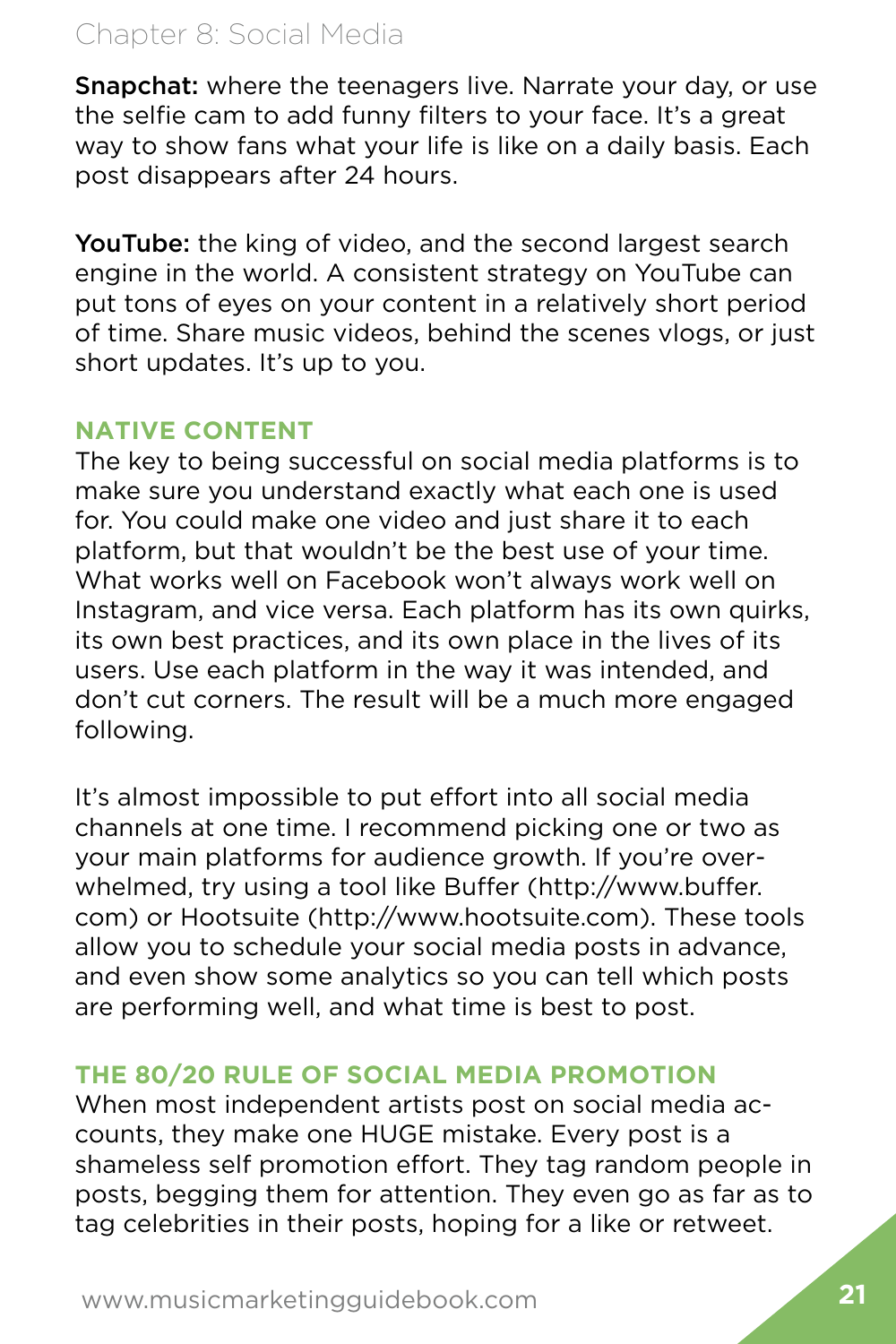**Snapchat:** where the teenagers live. Narrate your day, or use the selfie cam to add funny filters to your face. It's a great way to show fans what your life is like on a daily basis. Each post disappears after 24 hours.

**YouTube:** the king of video, and the second largest search engine in the world. A consistent strategy on YouTube can put tons of eyes on your content in a relatively short period of time. Share music videos, behind the scenes vlogs, or just short updates. It's up to you.

### NATIVE CONTENT

The key to being successful on social media platforms is to make sure you understand exactly what each one is used for. You could make one video and just share it to each platform, but that wouldn't be the best use of your time. What works well on Facebook won't always work well on Instagram, and vice versa. Each platform has its own quirks, its own best practices, and its own place in the lives of its users. Use each platform in the way it was intended, and don't cut corners. The result will be a much more engaged following.

It's almost impossible to put effort into all social media channels at one time. I recommend picking one or two as your main platforms for audience growth. If you're overwhelmed, try using a tool like Buffer (http://www.buffer.com) or Hootsuite (http://www.hootsuite.com). These tools allow you to schedule your social media posts in advance, and even show some analytics so you can tell which posts are performing well, and what time is best to post.

### THE 80/20 RULE OF SOCIAL MEDIA PROMOTION

When most independent artists post on social media accounts, they make one HUGE mistake. Every post is a shameless self promotion effort. They tag random people in posts, begging them for attention. They even go as far as to tag celebrities in their posts, hoping for a like or retweet.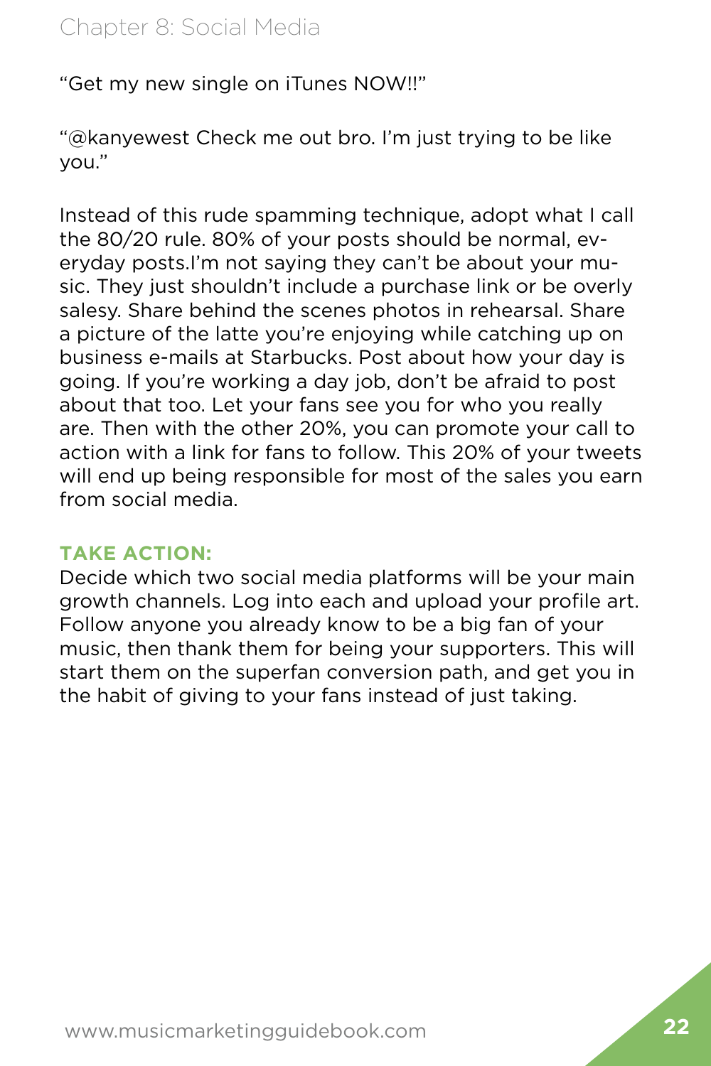"Get my new single on iTunes NOW!!"

"@kanyewest Check me out bro. I'm just trying to be like you."

Instead of this rude spamming technique, adopt what I call the 80/20 rule. 80% of your posts should be normal, everyday posts.I'm not saying they can't be about your music. They just shouldn't include a purchase link or be overly salesy. Share behind the scenes photos in rehearsal. Share a picture of the latte you're enjoying while catching up on business e-mails at Starbucks. Post about how your day is going. If you're working a day job, don't be afraid to post about that too. Let your fans see you for who you really are. Then with the other 20%, you can promote your call to action with a link for fans to follow. This 20% of your tweets will end up being responsible for most of the sales you earn from social media.

**TAKE ACTION:**

Decide which two social media platforms will be your main growth channels. Log into each and upload your profile art. Follow anyone you already know to be a big fan of your music, then thank them for being your supporters. This will start them on the superfan conversion path, and get you in the habit of giving to your fans instead of just taking.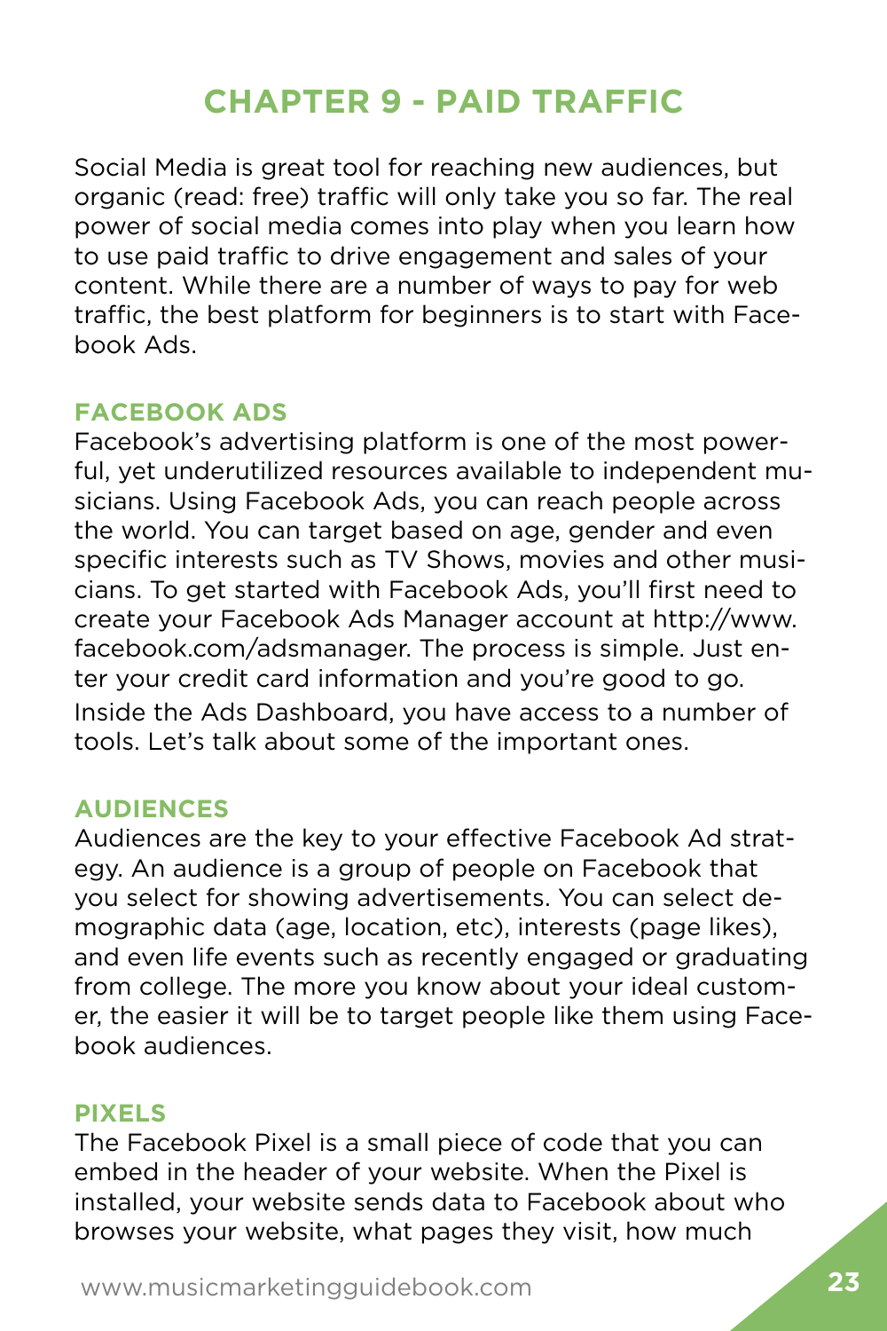# CHAPTER 9 - PAID TRAFFIC

Social Media is great tool for reaching new audiences, but organic (read: free) traffic will only take you so far. The real power of social media comes into play when you learn how to use paid traffic to drive engagement and sales of your content. While there are a number of ways to pay for web traffic, the best platform for beginners is to start with Facebook Ads.

## FACEBOOK ADS

Facebook's advertising platform is one of the most powerful, yet underutilized resources available to independent musicians. Using Facebook Ads, you can reach people across the world. You can target based on age, gender and even specific interests such as TV Shows, movies and other musicians. To get started with Facebook Ads, you'll first need to create your Facebook Ads Manager account at http://www.facebook.com/adsmanager. The process is simple. Just enter your credit card information and you're good to go. Inside the Ads Dashboard, you have access to a number of tools. Let's talk about some of the important ones.

## AUDIENCES

Audiences are the key to your effective Facebook Ad strategy. An audience is a group of people on Facebook that you select for showing advertisements. You can select demographic data (age, location, etc), interests (page likes), and even life events such as recently engaged or graduating from college. The more you know about your ideal customer, the easier it will be to target people like them using Facebook audiences.

## PIXELS

The Facebook Pixel is a small piece of code that you can embed in the header of your website. When the Pixel is installed, your website sends data to Facebook about who browses your website, what pages they visit, how much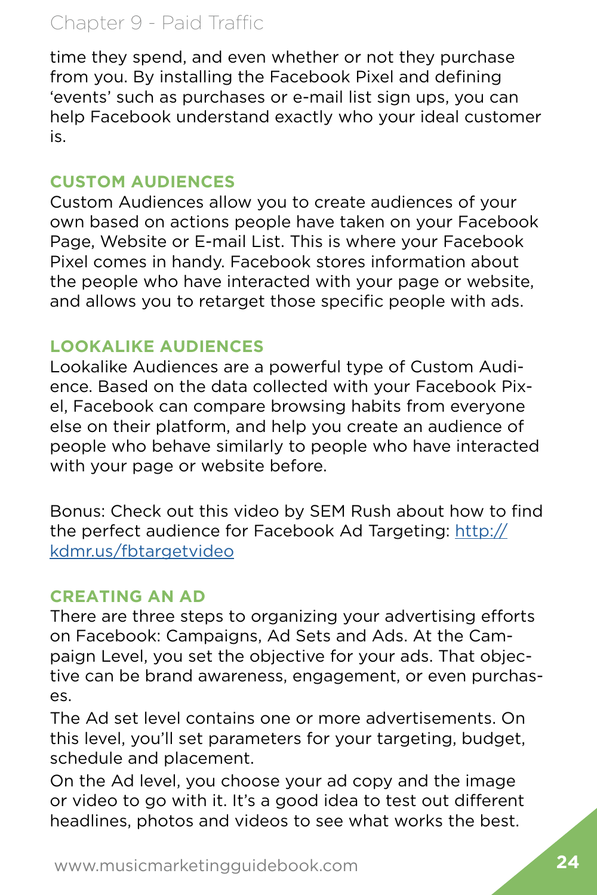time they spend, and even whether or not they purchase from you. By installing the Facebook Pixel and defining 'events' such as purchases or e-mail list sign ups, you can help Facebook understand exactly who your ideal customer is.

### CUSTOM AUDIENCES

Custom Audiences allow you to create audiences of your own based on actions people have taken on your Facebook Page, Website or E-mail List. This is where your Facebook Pixel comes in handy. Facebook stores information about the people who have interacted with your page or website, and allows you to retarget those specific people with ads.

### LOOKALIKE AUDIENCES

Lookalike Audiences are a powerful type of Custom Audience. Based on the data collected with your Facebook Pixel, Facebook can compare browsing habits from everyone else on their platform, and help you create an audience of people who behave similarly to people who have interacted with your page or website before.

Bonus: Check out this video by SEM Rush about how to find the perfect audience for Facebook Ad Targeting: http://kdmr.us/fbtargetvideo

### CREATING AN AD

There are three steps to organizing your advertising efforts on Facebook: Campaigns, Ad Sets and Ads. At the Campaign Level, you set the objective for your ads. That objective can be brand awareness, engagement, or even purchases.

The Ad set level contains one or more advertisements. On this level, you'll set parameters for your targeting, budget, schedule and placement.

On the Ad level, you choose your ad copy and the image or video to go with it. It's a good idea to test out different headlines, photos and videos to see what works the best.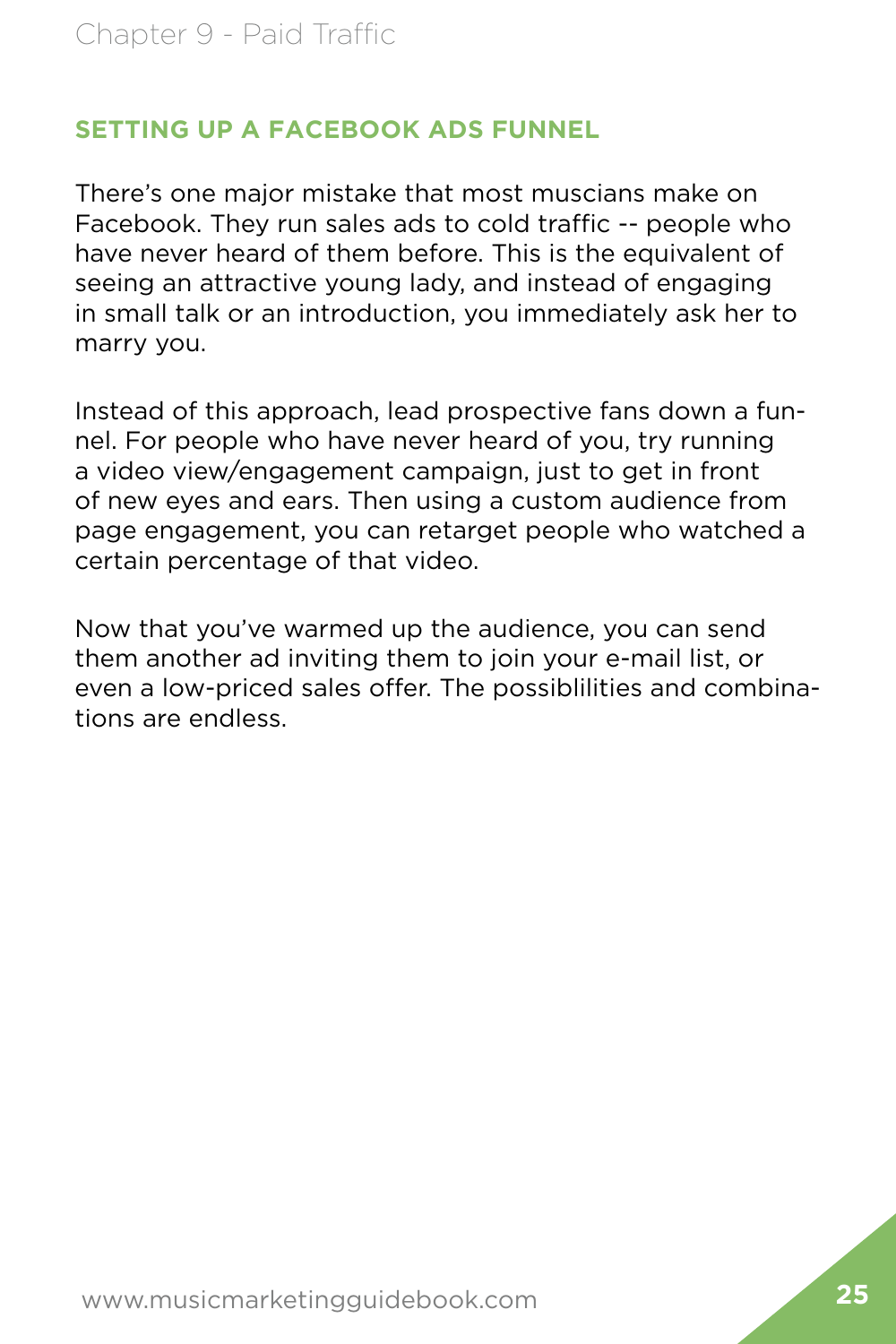## SETTING UP A FACEBOOK ADS FUNNEL

There's one major mistake that most muscians make on Facebook. They run sales ads to cold traffic -- people who have never heard of them before. This is the equivalent of seeing an attractive young lady, and instead of engaging in small talk or an introduction, you immediately ask her to marry you.

Instead of this approach, lead prospective fans down a funnel. For people who have never heard of you, try running a video view/engagement campaign, just to get in front of new eyes and ears. Then using a custom audience from page engagement, you can retarget people who watched a certain percentage of that video.

Now that you've warmed up the audience, you can send them another ad inviting them to join your e-mail list, or even a low-priced sales offer. The possiblilities and combinations are endless.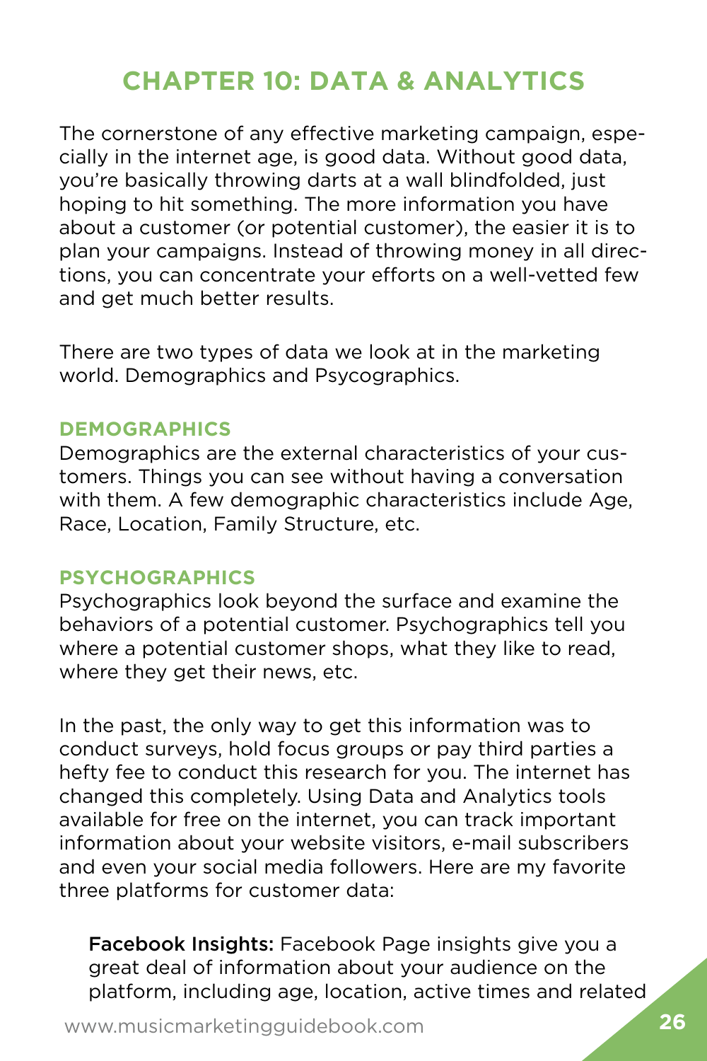# CHAPTER 10: DATA & ANALYTICS

The cornerstone of any effective marketing campaign, especially in the internet age, is good data. Without good data, you're basically throwing darts at a wall blindfolded, just hoping to hit something. The more information you have about a customer (or potential customer), the easier it is to plan your campaigns. Instead of throwing money in all directions, you can concentrate your efforts on a well-vetted few and get much better results.

There are two types of data we look at in the marketing world. Demographics and Psycographics.

### DEMOGRAPHICS

Demographics are the external characteristics of your customers. Things you can see without having a conversation with them. A few demographic characteristics include Age, Race, Location, Family Structure, etc.

### PSYCHOGRAPHICS

Psychographics look beyond the surface and examine the behaviors of a potential customer. Psychographics tell you where a potential customer shops, what they like to read, where they get their news, etc.

In the past, the only way to get this information was to conduct surveys, hold focus groups or pay third parties a hefty fee to conduct this research for you. The internet has changed this completely. Using Data and Analytics tools available for free on the internet, you can track important information about your website visitors, e-mail subscribers and even your social media followers. Here are my favorite three platforms for customer data:

**Facebook Insights:** Facebook Page insights give you a great deal of information about your audience on the platform, including age, location, active times and related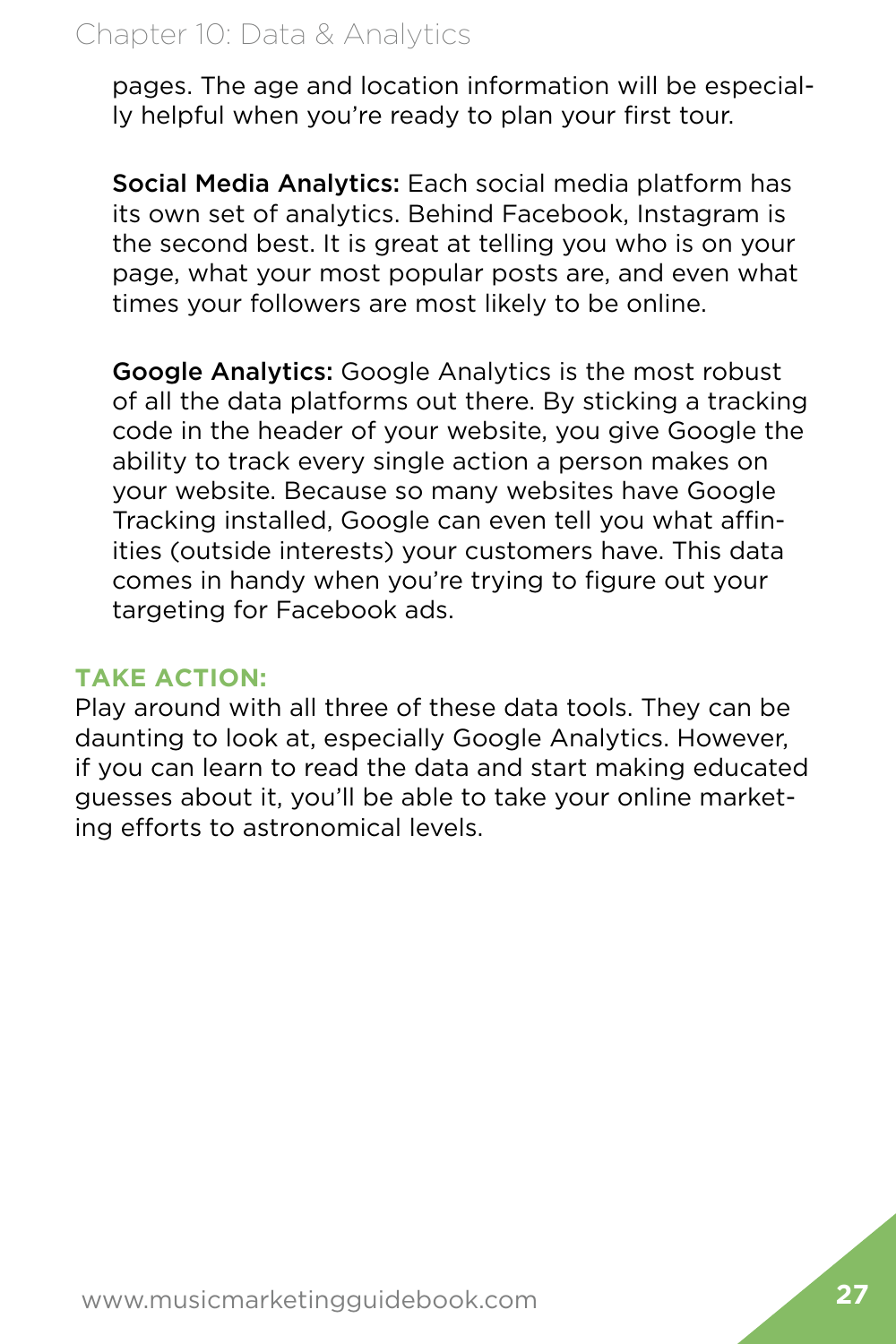pages. The age and location information will be especially helpful when you're ready to plan your first tour.

**Social Media Analytics:** Each social media platform has its own set of analytics. Behind Facebook, Instagram is the second best. It is great at telling you who is on your page, what your most popular posts are, and even what times your followers are most likely to be online.

**Google Analytics:** Google Analytics is the most robust of all the data platforms out there. By sticking a tracking code in the header of your website, you give Google the ability to track every single action a person makes on your website. Because so many websites have Google Tracking installed, Google can even tell you what affinities (outside interests) your customers have. This data comes in handy when you're trying to figure out your targeting for Facebook ads.

**TAKE ACTION:**

Play around with all three of these data tools. They can be daunting to look at, especially Google Analytics. However, if you can learn to read the data and start making educated guesses about it, you'll be able to take your online marketing efforts to astronomical levels.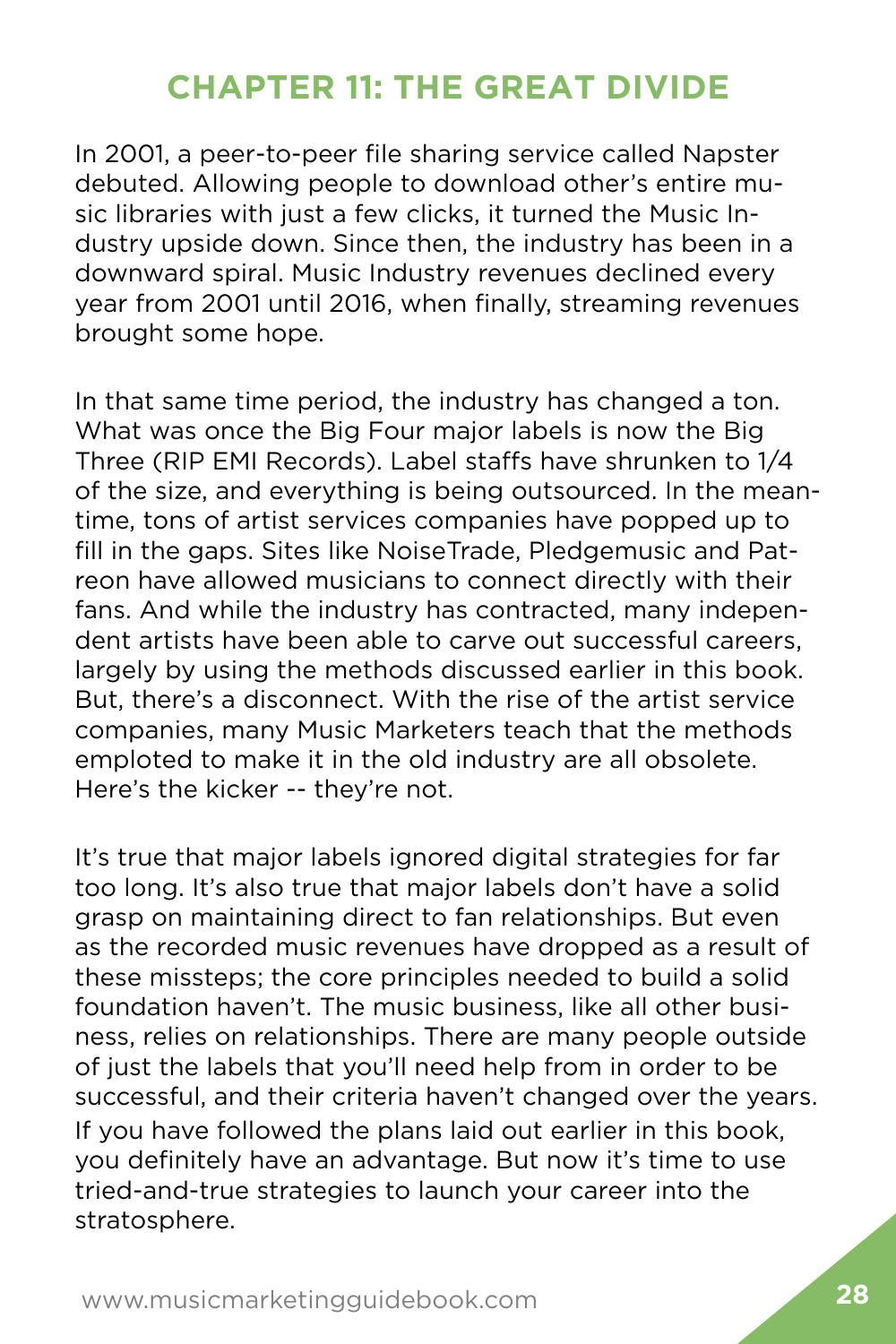# CHAPTER 11: THE GREAT DIVIDE

In 2001, a peer-to-peer file sharing service called Napster debuted. Allowing people to download other's entire music libraries with just a few clicks, it turned the Music Industry upside down. Since then, the industry has been in a downward spiral. Music Industry revenues declined every year from 2001 until 2016, when finally, streaming revenues brought some hope.

In that same time period, the industry has changed a ton. What was once the Big Four major labels is now the Big Three (RIP EMI Records). Label staffs have shrunken to 1/4 of the size, and everything is being outsourced. In the meantime, tons of artist services companies have popped up to fill in the gaps. Sites like NoiseTrade, Pledgemusic and Patreon have allowed musicians to connect directly with their fans. And while the industry has contracted, many independent artists have been able to carve out successful careers, largely by using the methods discussed earlier in this book. But, there's a disconnect. With the rise of the artist service companies, many Music Marketers teach that the methods emploted to make it in the old industry are all obsolete. Here's the kicker -- they're not.

It's true that major labels ignored digital strategies for far too long. It's also true that major labels don't have a solid grasp on maintaining direct to fan relationships. But even as the recorded music revenues have dropped as a result of these missteps; the core principles needed to build a solid foundation haven't. The music business, like all other business, relies on relationships. There are many people outside of just the labels that you'll need help from in order to be successful, and their criteria haven't changed over the years. If you have followed the plans laid out earlier in this book, you definitely have an advantage. But now it's time to use tried-and-true strategies to launch your career into the stratosphere.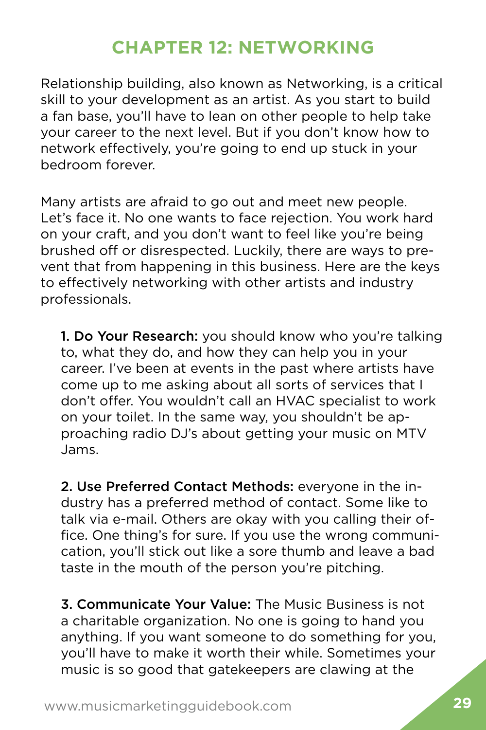## CHAPTER 12: NETWORKING

Relationship building, also known as Networking, is a critical skill to your development as an artist. As you start to build a fan base, you'll have to lean on other people to help take your career to the next level. But if you don't know how to network effectively, you're going to end up stuck in your bedroom forever.

Many artists are afraid to go out and meet new people. Let's face it. No one wants to face rejection. You work hard on your craft, and you don't want to feel like you're being brushed off or disrespected. Luckily, there are ways to prevent that from happening in this business. Here are the keys to effectively networking with other artists and industry professionals.

**1. Do Your Research:** you should know who you're talking to, what they do, and how they can help you in your career. I've been at events in the past where artists have come up to me asking about all sorts of services that I don't offer. You wouldn't call an HVAC specialist to work on your toilet. In the same way, you shouldn't be approaching radio DJ's about getting your music on MTV Jams.

**2. Use Preferred Contact Methods:** everyone in the industry has a preferred method of contact. Some like to talk via e-mail. Others are okay with you calling their office. One thing's for sure. If you use the wrong communication, you'll stick out like a sore thumb and leave a bad taste in the mouth of the person you're pitching.

**3. Communicate Your Value:** The Music Business is not a charitable organization. No one is going to hand you anything. If you want someone to do something for you, you'll have to make it worth their while. Sometimes your music is so good that gatekeepers are clawing at the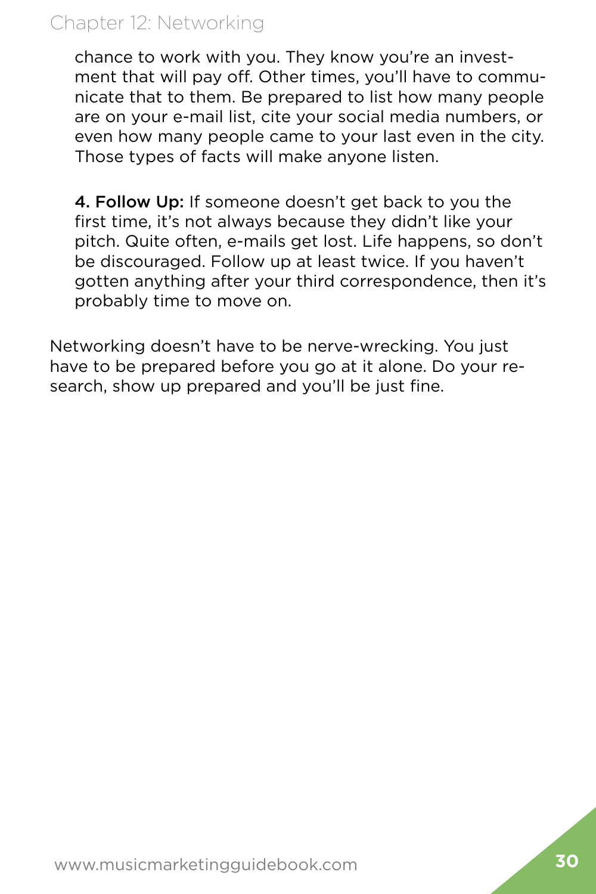chance to work with you. They know you're an investment that will pay off. Other times, you'll have to communicate that to them. Be prepared to list how many people are on your e-mail list, cite your social media numbers, or even how many people came to your last even in the city. Those types of facts will make anyone listen.

**4. Follow Up:** If someone doesn't get back to you the first time, it's not always because they didn't like your pitch. Quite often, e-mails get lost. Life happens, so don't be discouraged. Follow up at least twice. If you haven't gotten anything after your third correspondence, then it's probably time to move on.

Networking doesn't have to be nerve-wrecking. You just have to be prepared before you go at it alone. Do your research, show up prepared and you'll be just fine.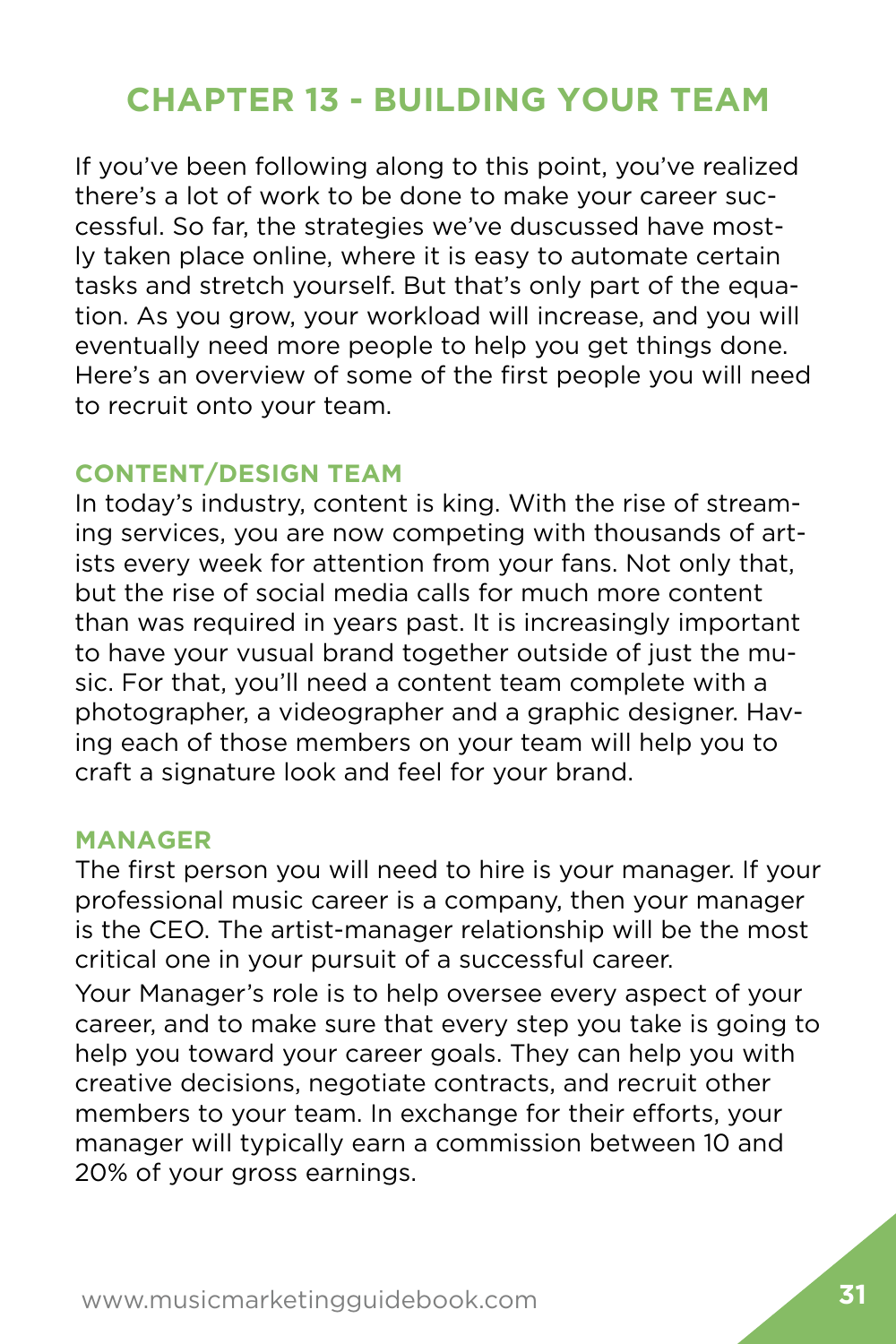# CHAPTER 13 - BUILDING YOUR TEAM

If you've been following along to this point, you've realized there's a lot of work to be done to make your career successful. So far, the strategies we've duscussed have mostly taken place online, where it is easy to automate certain tasks and stretch yourself. But that's only part of the equation. As you grow, your workload will increase, and you will eventually need more people to help you get things done. Here's an overview of some of the first people you will need to recruit onto your team.

### CONTENT/DESIGN TEAM

In today's industry, content is king. With the rise of streaming services, you are now competing with thousands of artists every week for attention from your fans. Not only that, but the rise of social media calls for much more content than was required in years past. It is increasingly important to have your vusual brand together outside of just the music. For that, you'll need a content team complete with a photographer, a videographer and a graphic designer. Having each of those members on your team will help you to craft a signature look and feel for your brand.

### MANAGER

The first person you will need to hire is your manager. If your professional music career is a company, then your manager is the CEO. The artist-manager relationship will be the most critical one in your pursuit of a successful career.

Your Manager's role is to help oversee every aspect of your career, and to make sure that every step you take is going to help you toward your career goals. They can help you with creative decisions, negotiate contracts, and recruit other members to your team. In exchange for their efforts, your manager will typically earn a commission between 10 and 20% of your gross earnings.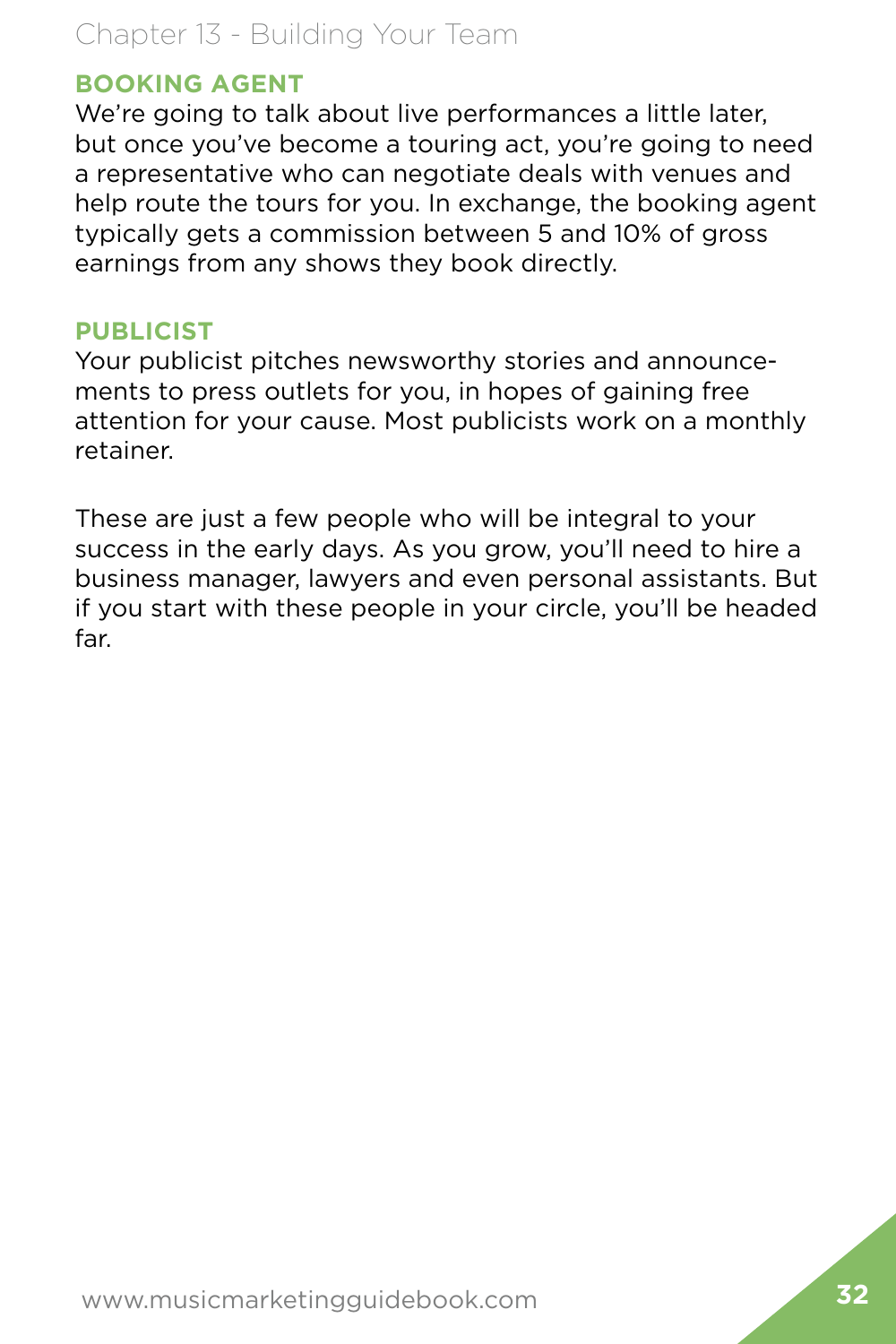### BOOKING AGENT

We're going to talk about live performances a little later, but once you've become a touring act, you're going to need a representative who can negotiate deals with venues and help route the tours for you. In exchange, the booking agent typically gets a commission between 5 and 10% of gross earnings from any shows they book directly.

### PUBLICIST

Your publicist pitches newsworthy stories and announcements to press outlets for you, in hopes of gaining free attention for your cause. Most publicists work on a monthly retainer.

These are just a few people who will be integral to your success in the early days. As you grow, you'll need to hire a business manager, lawyers and even personal assistants. But if you start with these people in your circle, you'll be headed far.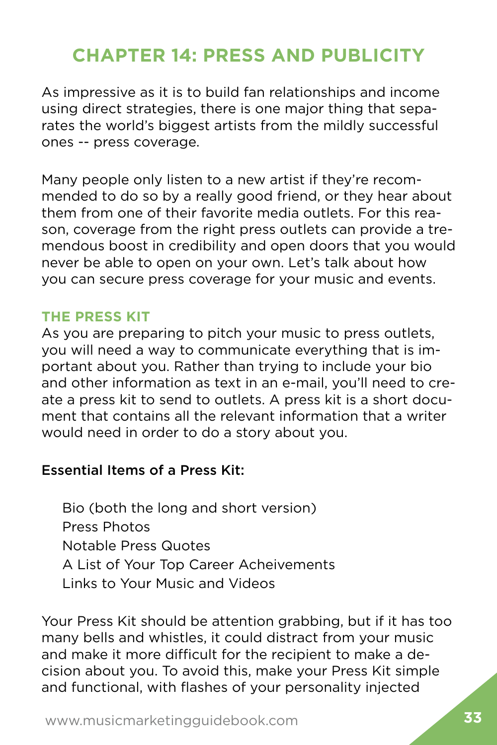# CHAPTER 14: PRESS AND PUBLICITY

As impressive as it is to build fan relationships and income using direct strategies, there is one major thing that separates the world's biggest artists from the mildly successful ones -- press coverage.

Many people only listen to a new artist if they're recommended to do so by a really good friend, or they hear about them from one of their favorite media outlets. For this reason, coverage from the right press outlets can provide a tremendous boost in credibility and open doors that you would never be able to open on your own. Let's talk about how you can secure press coverage for your music and events.

## THE PRESS KIT

As you are preparing to pitch your music to press outlets, you will need a way to communicate everything that is important about you. Rather than trying to include your bio and other information as text in an e-mail, you'll need to create a press kit to send to outlets. A press kit is a short document that contains all the relevant information that a writer would need in order to do a story about you.

Essential Items of a Press Kit:

- Bio (both the long and short version)
- Press Photos
- Notable Press Quotes
- A List of Your Top Career Acheivements
- Links to Your Music and Videos

Your Press Kit should be attention grabbing, but if it has too many bells and whistles, it could distract from your music and make it more difficult for the recipient to make a decision about you. To avoid this, make your Press Kit simple and functional, with flashes of your personality injected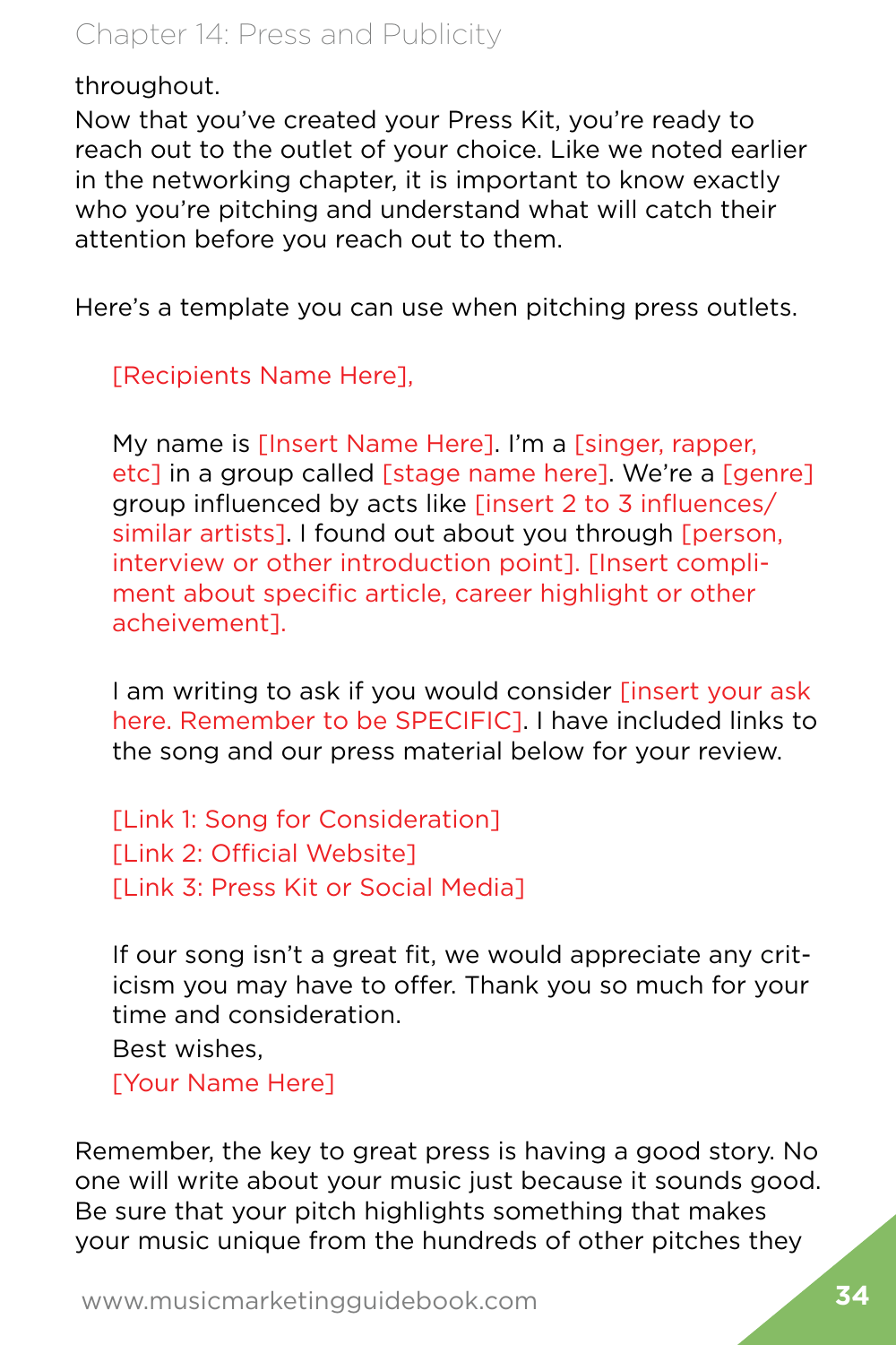throughout.

Now that you've created your Press Kit, you're ready to reach out to the outlet of your choice. Like we noted earlier in the networking chapter, it is important to know exactly who you're pitching and understand what will catch their attention before you reach out to them.

Here's a template you can use when pitching press outlets.

> [Recipients Name Here],
>
> My name is [Insert Name Here]. I'm a [singer, rapper, etc] in a group called [stage name here]. We're a [genre] group influenced by acts like [insert 2 to 3 influences/similar artists]. I found out about you through [person, interview or other introduction point]. [Insert compliment about specific article, career highlight or other acheivement].
>
> I am writing to ask if you would consider [insert your ask here. Remember to be SPECIFIC]. I have included links to the song and our press material below for your review.
>
> [Link 1: Song for Consideration]
> [Link 2: Official Website]
> [Link 3: Press Kit or Social Media]
>
> If our song isn't a great fit, we would appreciate any criticism you may have to offer. Thank you so much for your time and consideration.
> Best wishes,
> [Your Name Here]

Remember, the key to great press is having a good story. No one will write about your music just because it sounds good. Be sure that your pitch highlights something that makes your music unique from the hundreds of other pitches they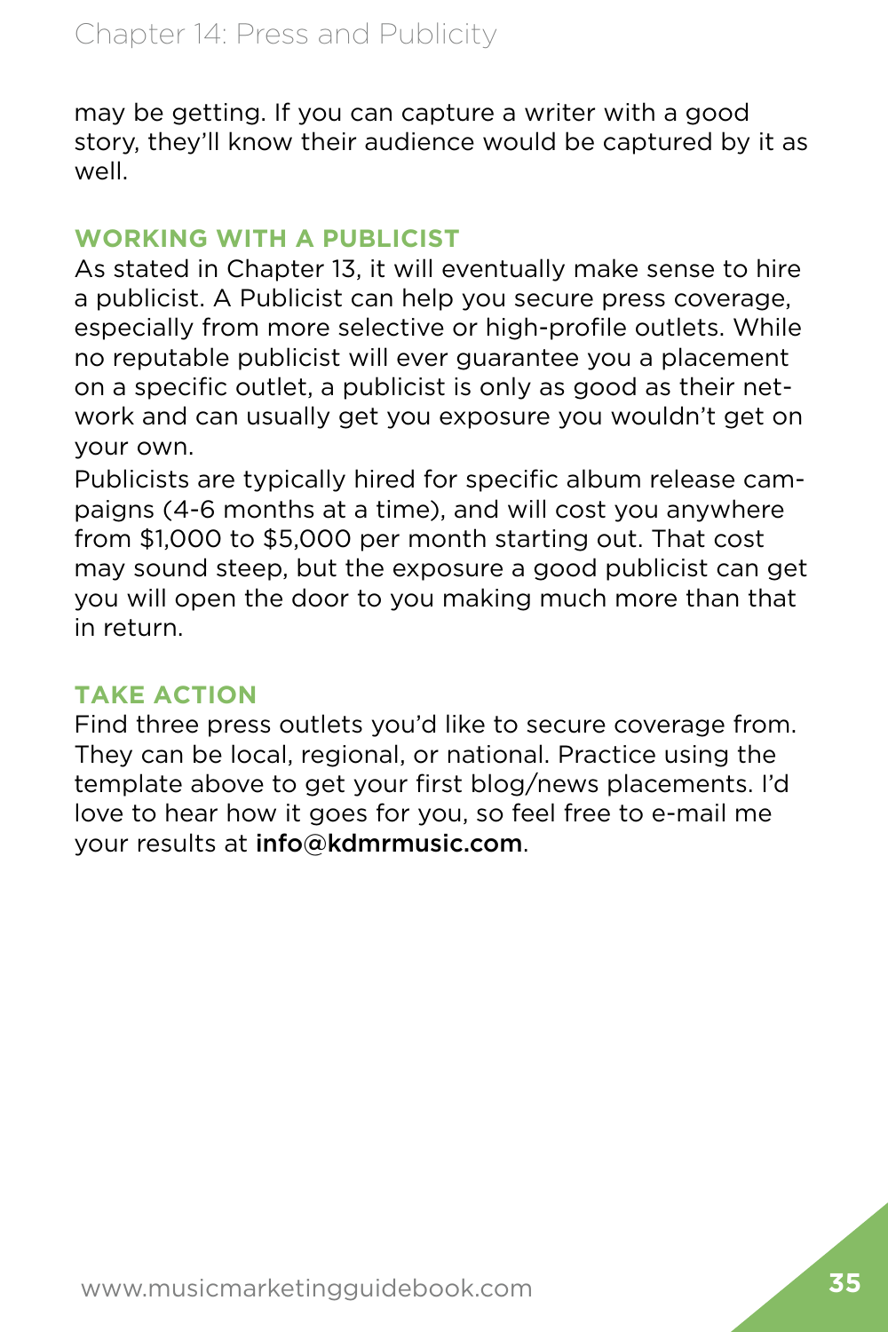may be getting. If you can capture a writer with a good story, they'll know their audience would be captured by it as well.

## WORKING WITH A PUBLICIST

As stated in Chapter 13, it will eventually make sense to hire a publicist. A Publicist can help you secure press coverage, especially from more selective or high-profile outlets. While no reputable publicist will ever guarantee you a placement on a specific outlet, a publicist is only as good as their network and can usually get you exposure you wouldn't get on your own.

Publicists are typically hired for specific album release campaigns (4-6 months at a time), and will cost you anywhere from $1,000 to $5,000 per month starting out. That cost may sound steep, but the exposure a good publicist can get you will open the door to you making much more than that in return.

## TAKE ACTION

Find three press outlets you'd like to secure coverage from. They can be local, regional, or national. Practice using the template above to get your first blog/news placements. I'd love to hear how it goes for you, so feel free to e-mail me your results at **info@kdmrmusic.com**.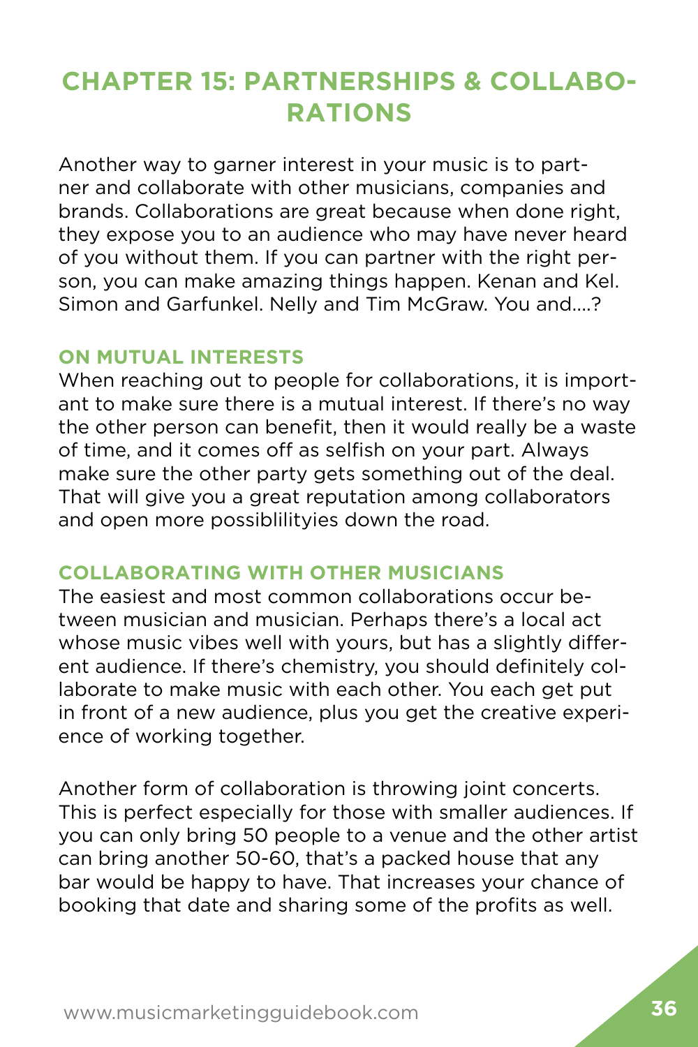# CHAPTER 15: PARTNERSHIPS & COLLABORATIONS

Another way to garner interest in your music is to partner and collaborate with other musicians, companies and brands. Collaborations are great because when done right, they expose you to an audience who may have never heard of you without them. If you can partner with the right person, you can make amazing things happen. Kenan and Kel. Simon and Garfunkel. Nelly and Tim McGraw. You and....?

## ON MUTUAL INTERESTS

When reaching out to people for collaborations, it is important to make sure there is a mutual interest. If there's no way the other person can benefit, then it would really be a waste of time, and it comes off as selfish on your part. Always make sure the other party gets something out of the deal. That will give you a great reputation among collaborators and open more possiblilityies down the road.

## COLLABORATING WITH OTHER MUSICIANS

The easiest and most common collaborations occur between musician and musician. Perhaps there's a local act whose music vibes well with yours, but has a slightly different audience. If there's chemistry, you should definitely collaborate to make music with each other. You each get put in front of a new audience, plus you get the creative experience of working together.

Another form of collaboration is throwing joint concerts. This is perfect especially for those with smaller audiences. If you can only bring 50 people to a venue and the other artist can bring another 50-60, that's a packed house that any bar would be happy to have. That increases your chance of booking that date and sharing some of the profits as well.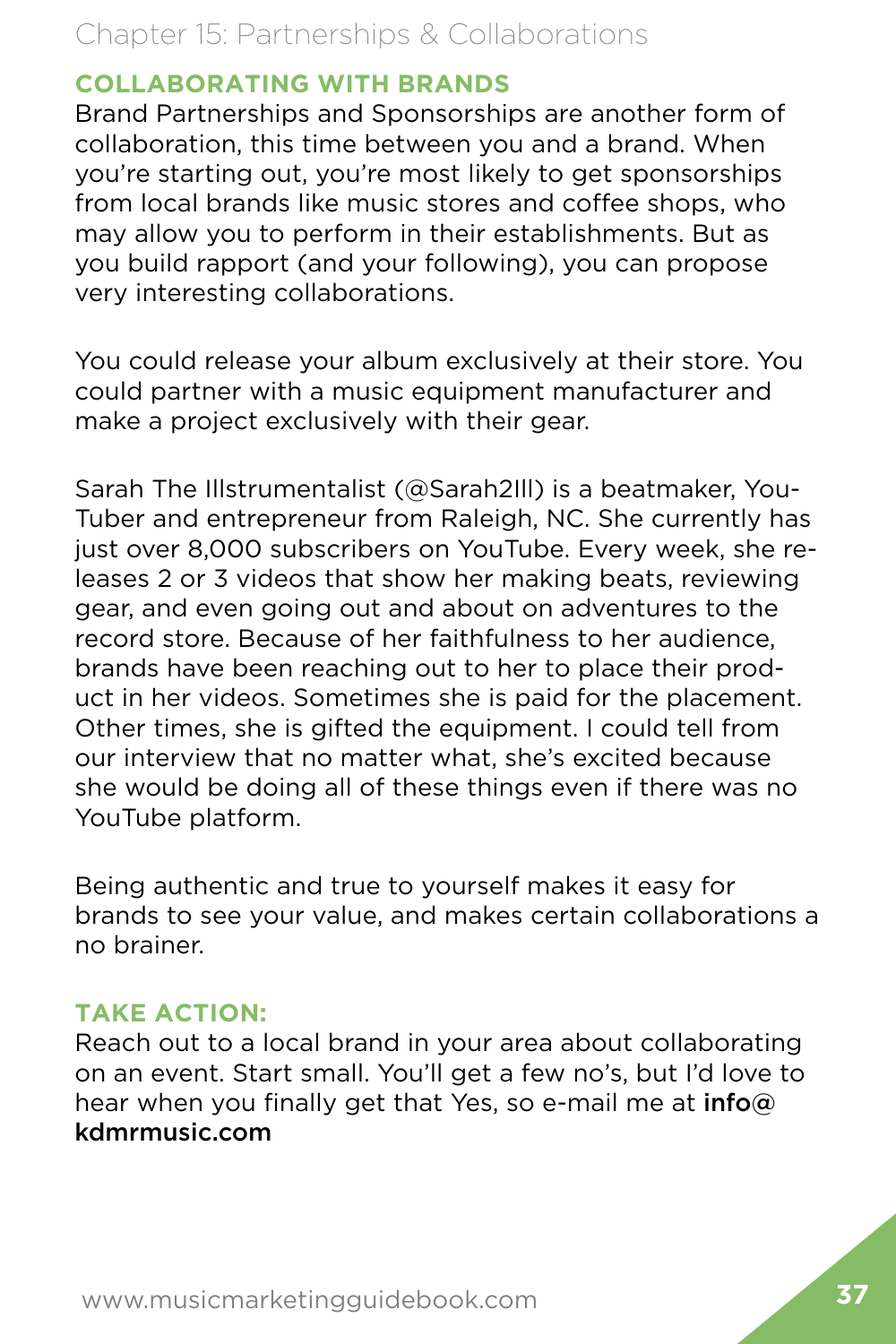### COLLABORATING WITH BRANDS

Brand Partnerships and Sponsorships are another form of collaboration, this time between you and a brand. When you're starting out, you're most likely to get sponsorships from local brands like music stores and coffee shops, who may allow you to perform in their establishments. But as you build rapport (and your following), you can propose very interesting collaborations.

You could release your album exclusively at their store. You could partner with a music equipment manufacturer and make a project exclusively with their gear.

Sarah The Illstrumentalist (@Sarah2Ill) is a beatmaker, YouTuber and entrepreneur from Raleigh, NC. She currently has just over 8,000 subscribers on YouTube. Every week, she releases 2 or 3 videos that show her making beats, reviewing gear, and even going out and about on adventures to the record store. Because of her faithfulness to her audience, brands have been reaching out to her to place their product in her videos. Sometimes she is paid for the placement. Other times, she is gifted the equipment. I could tell from our interview that no matter what, she's excited because she would be doing all of these things even if there was no YouTube platform.

Being authentic and true to yourself makes it easy for brands to see your value, and makes certain collaborations a no brainer.

### TAKE ACTION:

Reach out to a local brand in your area about collaborating on an event. Start small. You'll get a few no's, but I'd love to hear when you finally get that Yes, so e-mail me at **info@kdmrmusic.com**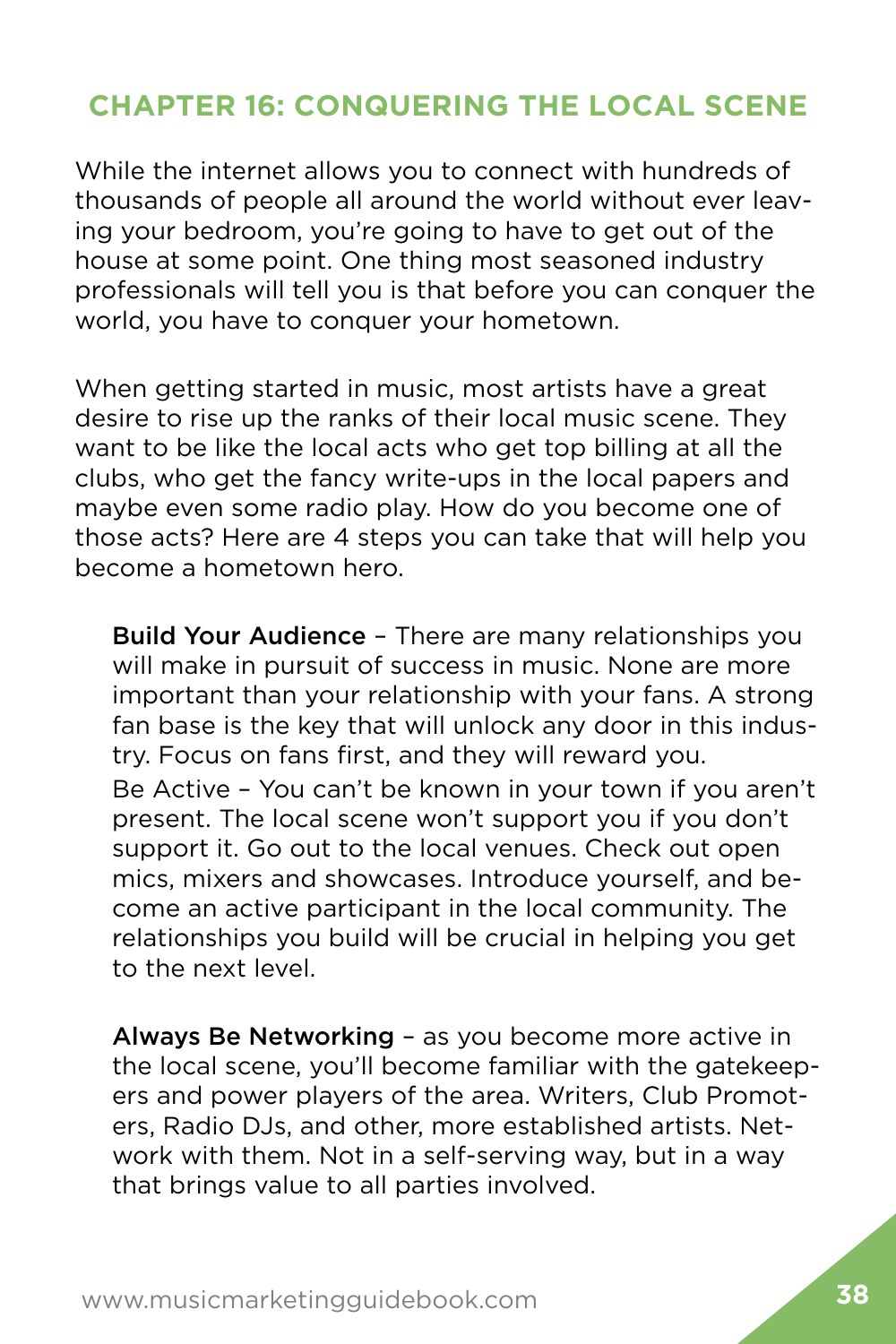## CHAPTER 16: CONQUERING THE LOCAL SCENE

While the internet allows you to connect with hundreds of thousands of people all around the world without ever leaving your bedroom, you're going to have to get out of the house at some point. One thing most seasoned industry professionals will tell you is that before you can conquer the world, you have to conquer your hometown.

When getting started in music, most artists have a great desire to rise up the ranks of their local music scene. They want to be like the local acts who get top billing at all the clubs, who get the fancy write-ups in the local papers and maybe even some radio play. How do you become one of those acts? Here are 4 steps you can take that will help you become a hometown hero.

**Build Your Audience** – There are many relationships you will make in pursuit of success in music. None are more important than your relationship with your fans. A strong fan base is the key that will unlock any door in this industry. Focus on fans first, and they will reward you.

Be Active – You can't be known in your town if you aren't present. The local scene won't support you if you don't support it. Go out to the local venues. Check out open mics, mixers and showcases. Introduce yourself, and become an active participant in the local community. The relationships you build will be crucial in helping you get to the next level.

**Always Be Networking** – as you become more active in the local scene, you'll become familiar with the gatekeepers and power players of the area. Writers, Club Promoters, Radio DJs, and other, more established artists. Network with them. Not in a self-serving way, but in a way that brings value to all parties involved.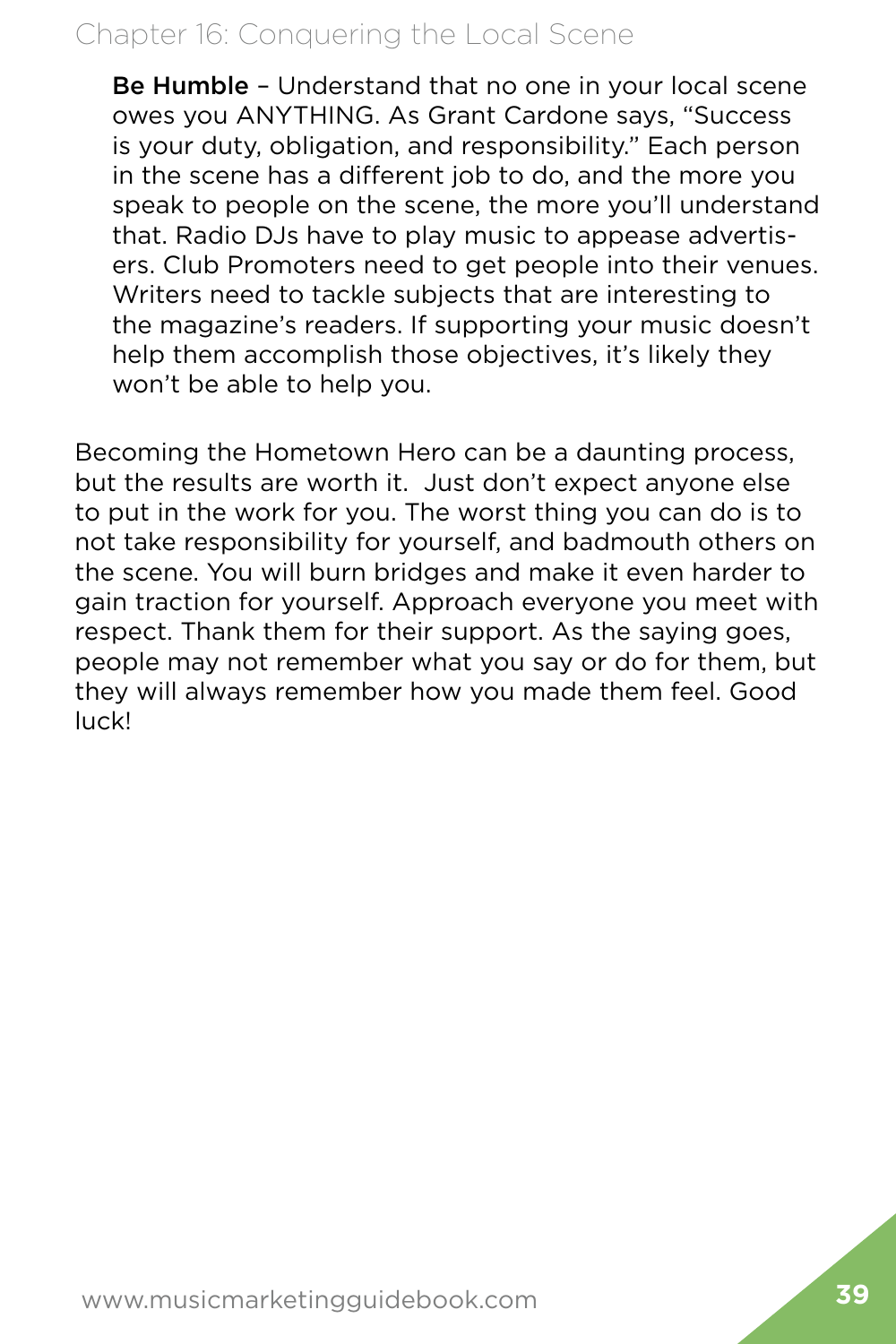**Be Humble** – Understand that no one in your local scene owes you ANYTHING. As Grant Cardone says, "Success is your duty, obligation, and responsibility." Each person in the scene has a different job to do, and the more you speak to people on the scene, the more you'll understand that. Radio DJs have to play music to appease advertisers. Club Promoters need to get people into their venues. Writers need to tackle subjects that are interesting to the magazine's readers. If supporting your music doesn't help them accomplish those objectives, it's likely they won't be able to help you.

Becoming the Hometown Hero can be a daunting process, but the results are worth it. Just don't expect anyone else to put in the work for you. The worst thing you can do is to not take responsibility for yourself, and badmouth others on the scene. You will burn bridges and make it even harder to gain traction for yourself. Approach everyone you meet with respect. Thank them for their support. As the saying goes, people may not remember what you say or do for them, but they will always remember how you made them feel. Good luck!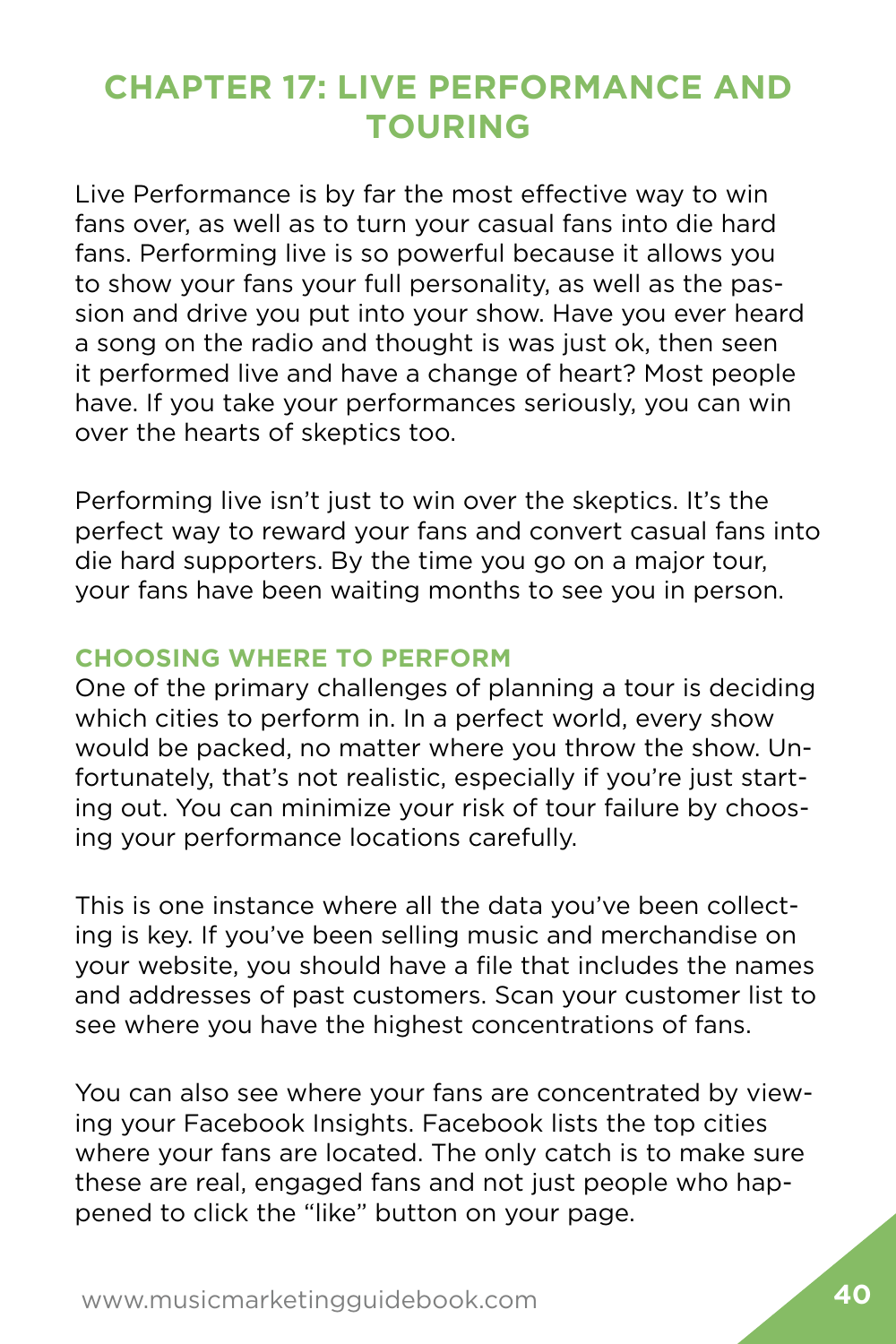# CHAPTER 17: LIVE PERFORMANCE AND TOURING

Live Performance is by far the most effective way to win fans over, as well as to turn your casual fans into die hard fans. Performing live is so powerful because it allows you to show your fans your full personality, as well as the passion and drive you put into your show. Have you ever heard a song on the radio and thought is was just ok, then seen it performed live and have a change of heart? Most people have. If you take your performances seriously, you can win over the hearts of skeptics too.

Performing live isn't just to win over the skeptics. It's the perfect way to reward your fans and convert casual fans into die hard supporters. By the time you go on a major tour, your fans have been waiting months to see you in person.

### CHOOSING WHERE TO PERFORM

One of the primary challenges of planning a tour is deciding which cities to perform in. In a perfect world, every show would be packed, no matter where you throw the show. Unfortunately, that's not realistic, especially if you're just starting out. You can minimize your risk of tour failure by choosing your performance locations carefully.

This is one instance where all the data you've been collecting is key. If you've been selling music and merchandise on your website, you should have a file that includes the names and addresses of past customers. Scan your customer list to see where you have the highest concentrations of fans.

You can also see where your fans are concentrated by viewing your Facebook Insights. Facebook lists the top cities where your fans are located. The only catch is to make sure these are real, engaged fans and not just people who happened to click the "like" button on your page.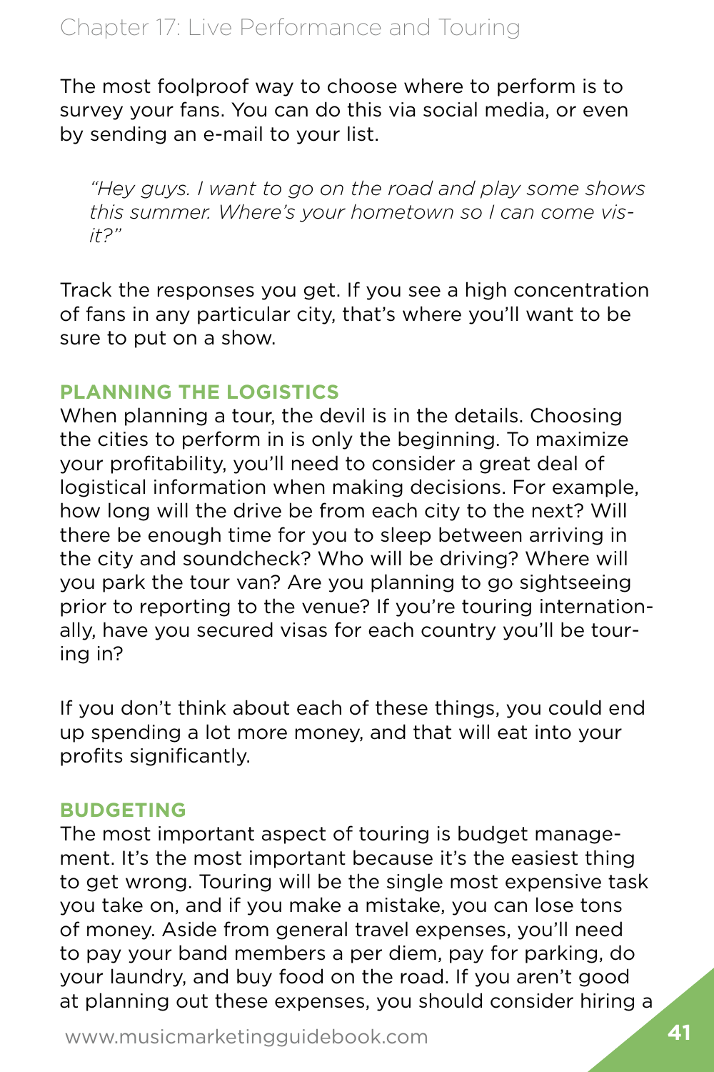The most foolproof way to choose where to perform is to survey your fans. You can do this via social media, or even by sending an e-mail to your list.

> *"Hey guys. I want to go on the road and play some shows this summer. Where's your hometown so I can come visit?"*

Track the responses you get. If you see a high concentration of fans in any particular city, that's where you'll want to be sure to put on a show.

### PLANNING THE LOGISTICS

When planning a tour, the devil is in the details. Choosing the cities to perform in is only the beginning. To maximize your profitability, you'll need to consider a great deal of logistical information when making decisions. For example, how long will the drive be from each city to the next? Will there be enough time for you to sleep between arriving in the city and soundcheck? Who will be driving? Where will you park the tour van? Are you planning to go sightseeing prior to reporting to the venue? If you're touring internationally, have you secured visas for each country you'll be touring in?

If you don't think about each of these things, you could end up spending a lot more money, and that will eat into your profits significantly.

### BUDGETING

The most important aspect of touring is budget management. It's the most important because it's the easiest thing to get wrong. Touring will be the single most expensive task you take on, and if you make a mistake, you can lose tons of money. Aside from general travel expenses, you'll need to pay your band members a per diem, pay for parking, do your laundry, and buy food on the road. If you aren't good at planning out these expenses, you should consider hiring a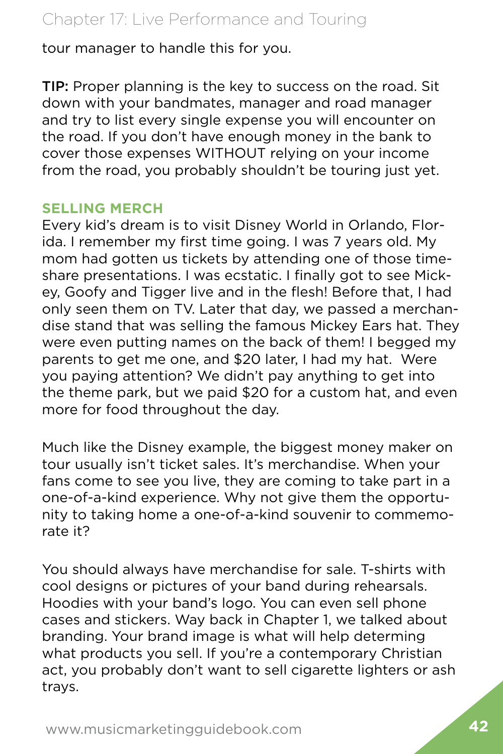tour manager to handle this for you.

**TIP:** Proper planning is the key to success on the road. Sit down with your bandmates, manager and road manager and try to list every single expense you will encounter on the road. If you don't have enough money in the bank to cover those expenses WITHOUT relying on your income from the road, you probably shouldn't be touring just yet.

### SELLING MERCH

Every kid's dream is to visit Disney World in Orlando, Florida. I remember my first time going. I was 7 years old. My mom had gotten us tickets by attending one of those timeshare presentations. I was ecstatic. I finally got to see Mickey, Goofy and Tigger live and in the flesh! Before that, I had only seen them on TV. Later that day, we passed a merchandise stand that was selling the famous Mickey Ears hat. They were even putting names on the back of them! I begged my parents to get me one, and $20 later, I had my hat. Were you paying attention? We didn't pay anything to get into the theme park, but we paid $20 for a custom hat, and even more for food throughout the day.

Much like the Disney example, the biggest money maker on tour usually isn't ticket sales. It's merchandise. When your fans come to see you live, they are coming to take part in a one-of-a-kind experience. Why not give them the opportunity to taking home a one-of-a-kind souvenir to commemorate it?

You should always have merchandise for sale. T-shirts with cool designs or pictures of your band during rehearsals. Hoodies with your band's logo. You can even sell phone cases and stickers. Way back in Chapter 1, we talked about branding. Your brand image is what will help determing what products you sell. If you're a contemporary Christian act, you probably don't want to sell cigarette lighters or ash trays.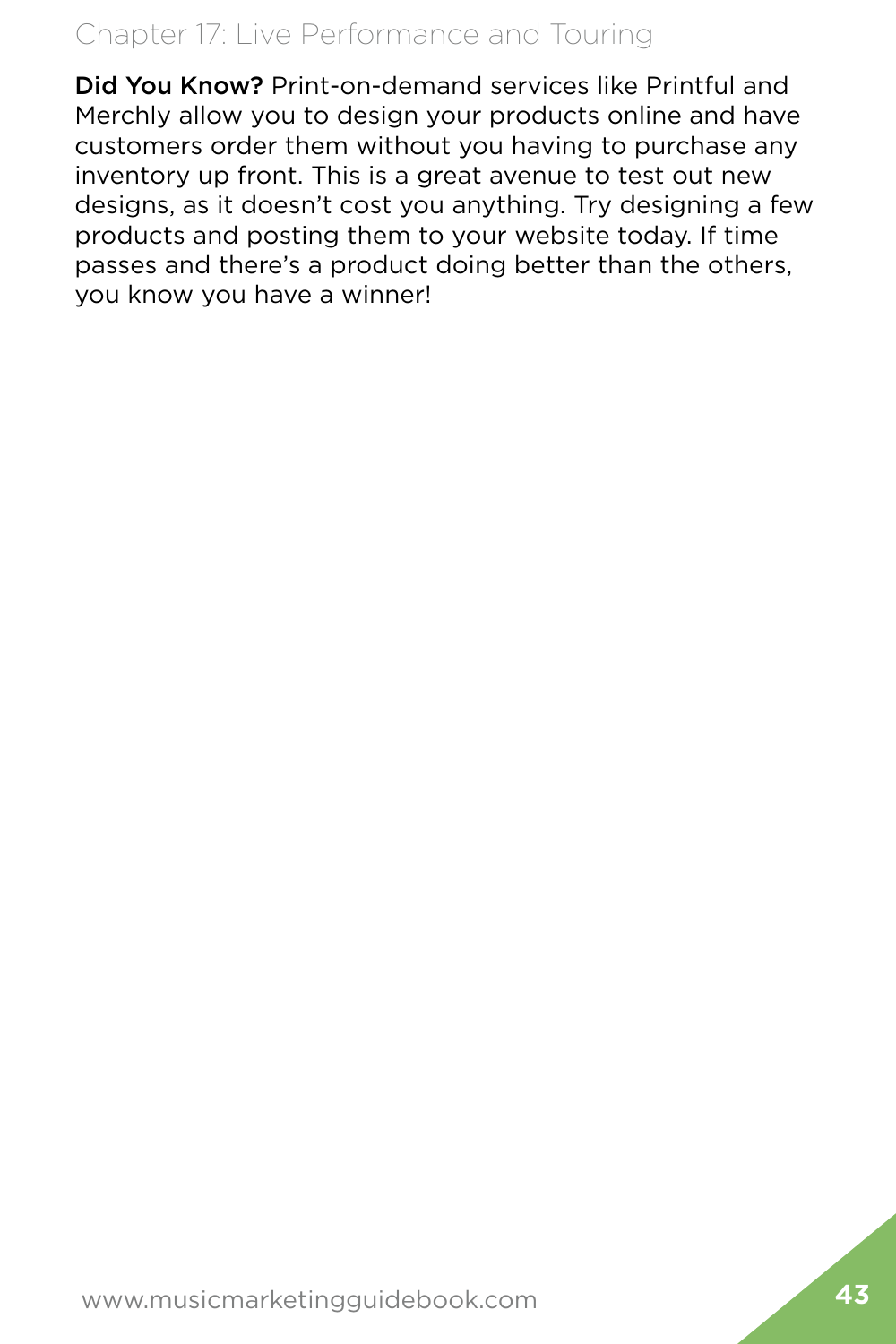**Did You Know?** Print-on-demand services like Printful and Merchly allow you to design your products online and have customers order them without you having to purchase any inventory up front. This is a great avenue to test out new designs, as it doesn't cost you anything. Try designing a few products and posting them to your website today. If time passes and there's a product doing better than the others, you know you have a winner!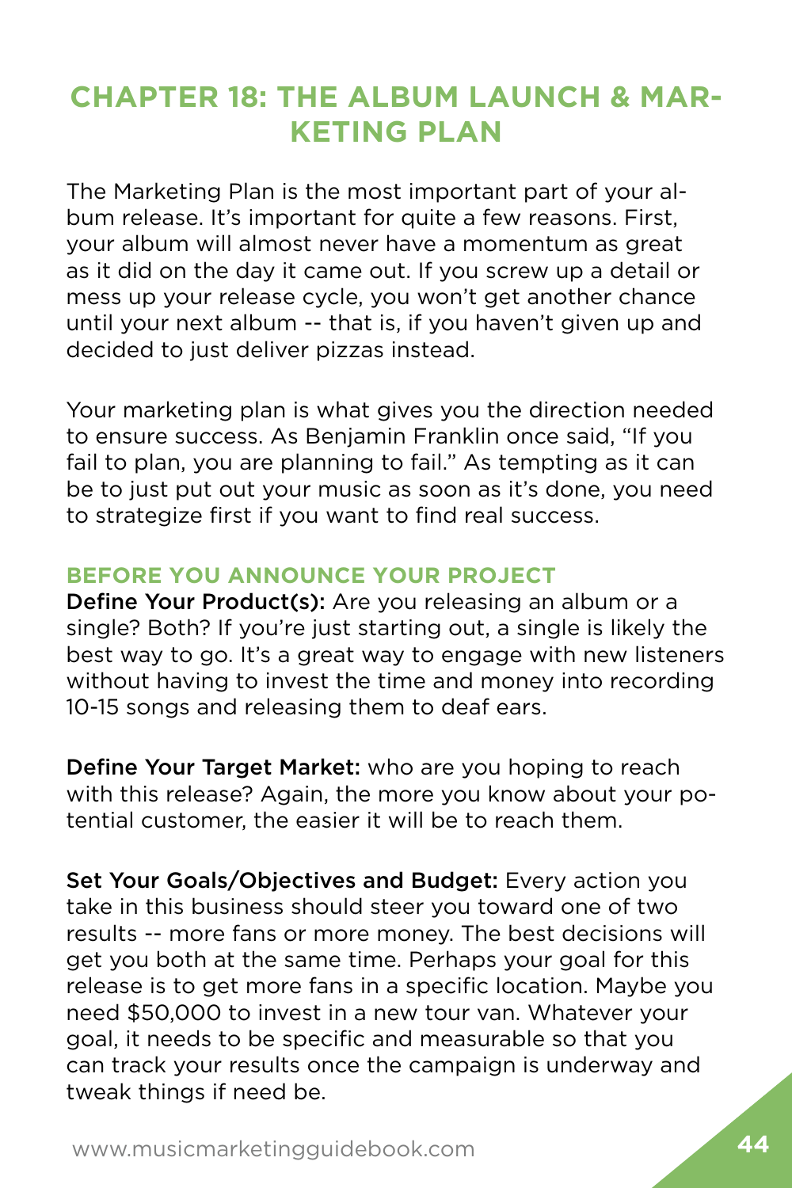# CHAPTER 18: THE ALBUM LAUNCH & MARKETING PLAN

The Marketing Plan is the most important part of your album release. It's important for quite a few reasons. First, your album will almost never have a momentum as great as it did on the day it came out. If you screw up a detail or mess up your release cycle, you won't get another chance until your next album -- that is, if you haven't given up and decided to just deliver pizzas instead.

Your marketing plan is what gives you the direction needed to ensure success. As Benjamin Franklin once said, "If you fail to plan, you are planning to fail." As tempting as it can be to just put out your music as soon as it's done, you need to strategize first if you want to find real success.

## BEFORE YOU ANNOUNCE YOUR PROJECT

**Define Your Product(s):** Are you releasing an album or a single? Both? If you're just starting out, a single is likely the best way to go. It's a great way to engage with new listeners without having to invest the time and money into recording 10-15 songs and releasing them to deaf ears.

**Define Your Target Market:** who are you hoping to reach with this release? Again, the more you know about your potential customer, the easier it will be to reach them.

**Set Your Goals/Objectives and Budget:** Every action you take in this business should steer you toward one of two results -- more fans or more money. The best decisions will get you both at the same time. Perhaps your goal for this release is to get more fans in a specific location. Maybe you need $50,000 to invest in a new tour van. Whatever your goal, it needs to be specific and measurable so that you can track your results once the campaign is underway and tweak things if need be.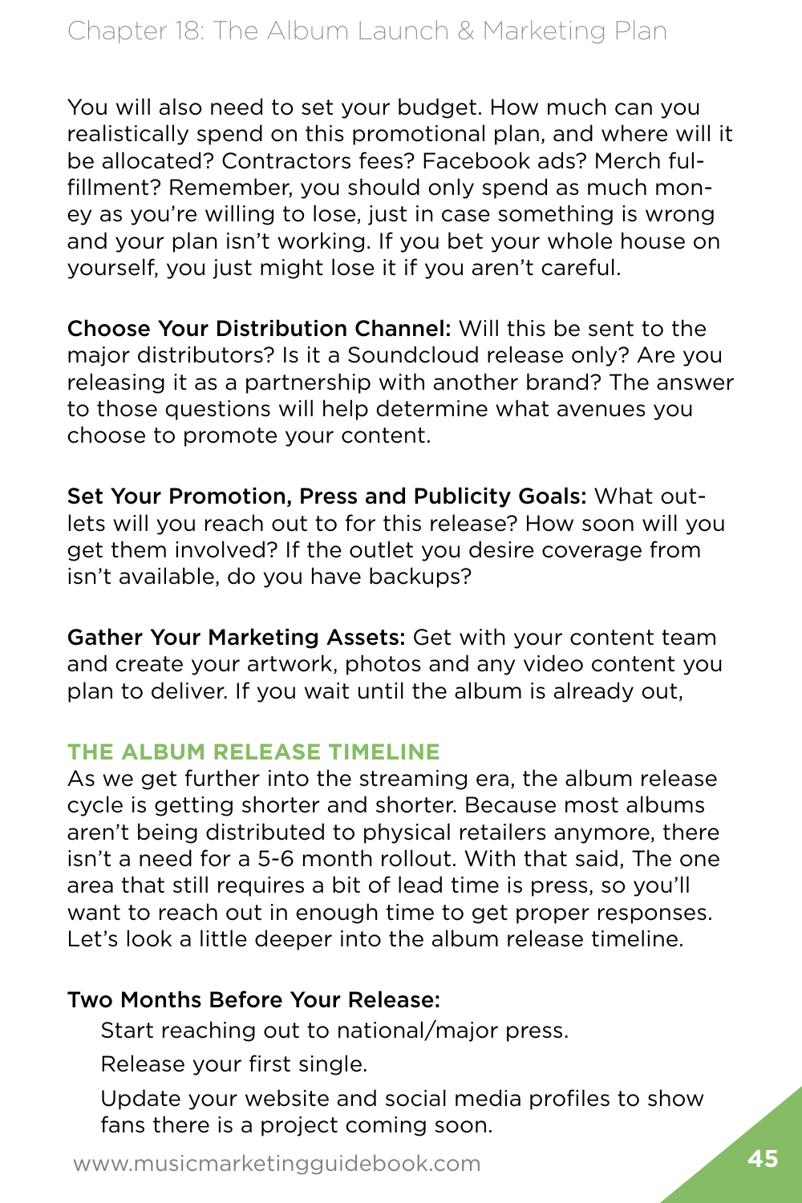You will also need to set your budget. How much can you realistically spend on this promotional plan, and where will it be allocated? Contractors fees? Facebook ads? Merch fulfillment? Remember, you should only spend as much money as you're willing to lose, just in case something is wrong and your plan isn't working. If you bet your whole house on yourself, you just might lose it if you aren't careful.

**Choose Your Distribution Channel:** Will this be sent to the major distributors? Is it a Soundcloud release only? Are you releasing it as a partnership with another brand? The answer to those questions will help determine what avenues you choose to promote your content.

**Set Your Promotion, Press and Publicity Goals:** What outlets will you reach out to for this release? How soon will you get them involved? If the outlet you desire coverage from isn't available, do you have backups?

**Gather Your Marketing Assets:** Get with your content team and create your artwork, photos and any video content you plan to deliver. If you wait until the album is already out,

## THE ALBUM RELEASE TIMELINE

As we get further into the streaming era, the album release cycle is getting shorter and shorter. Because most albums aren't being distributed to physical retailers anymore, there isn't a need for a 5-6 month rollout. With that said, The one area that still requires a bit of lead time is press, so you'll want to reach out in enough time to get proper responses. Let's look a little deeper into the album release timeline.

**Two Months Before Your Release:**

- Start reaching out to national/major press.
- Release your first single.
- Update your website and social media profiles to show fans there is a project coming soon.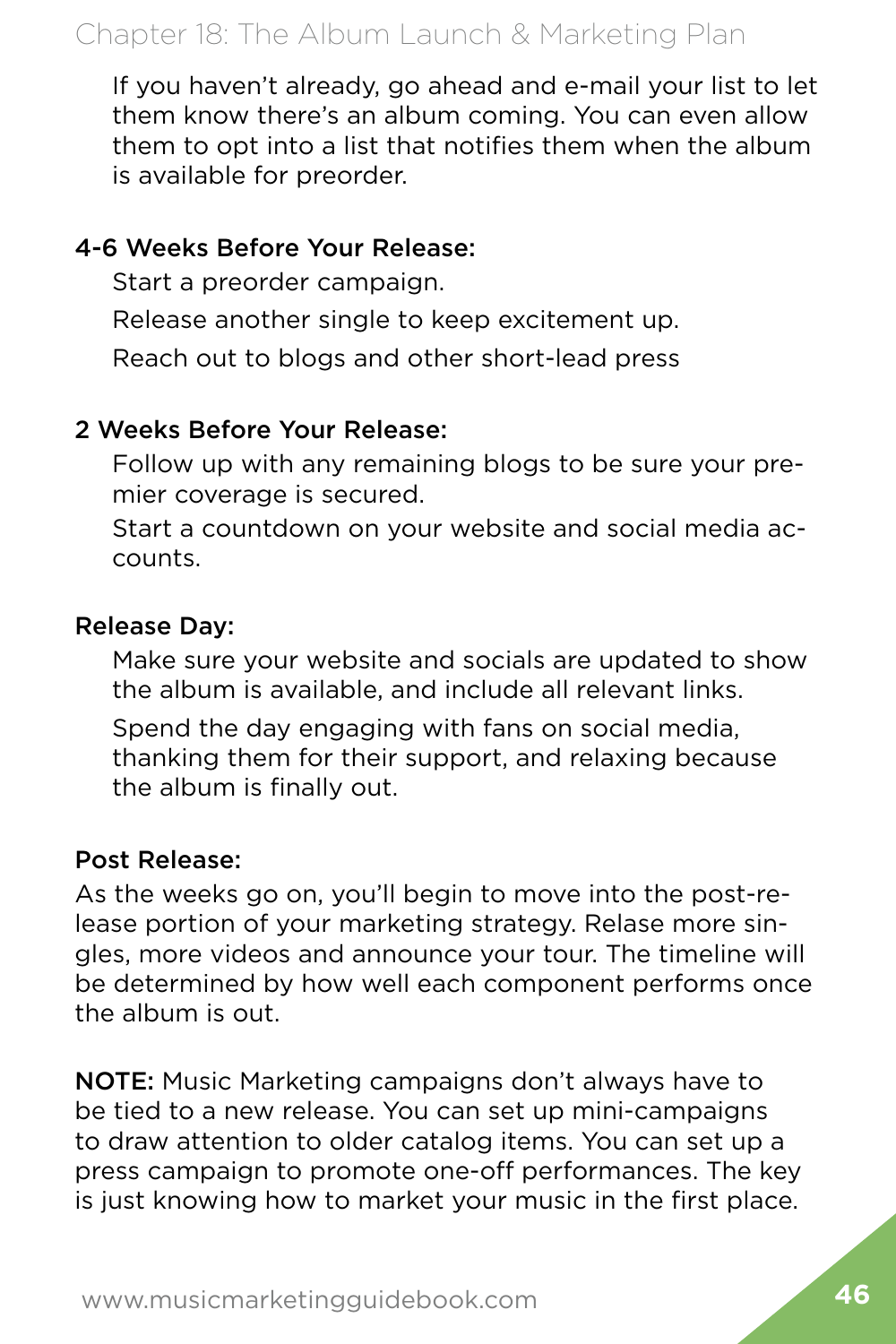If you haven't already, go ahead and e-mail your list to let them know there's an album coming. You can even allow them to opt into a list that notifies them when the album is available for preorder.

**4-6 Weeks Before Your Release:**

Start a preorder campaign.

Release another single to keep excitement up.

Reach out to blogs and other short-lead press

**2 Weeks Before Your Release:**

Follow up with any remaining blogs to be sure your premier coverage is secured.

Start a countdown on your website and social media accounts.

**Release Day:**

Make sure your website and socials are updated to show the album is available, and include all relevant links.

Spend the day engaging with fans on social media, thanking them for their support, and relaxing because the album is finally out.

**Post Release:**

As the weeks go on, you'll begin to move into the post-release portion of your marketing strategy. Relase more singles, more videos and announce your tour. The timeline will be determined by how well each component performs once the album is out.

**NOTE:** Music Marketing campaigns don't always have to be tied to a new release. You can set up mini-campaigns to draw attention to older catalog items. You can set up a press campaign to promote one-off performances. The key is just knowing how to market your music in the first place.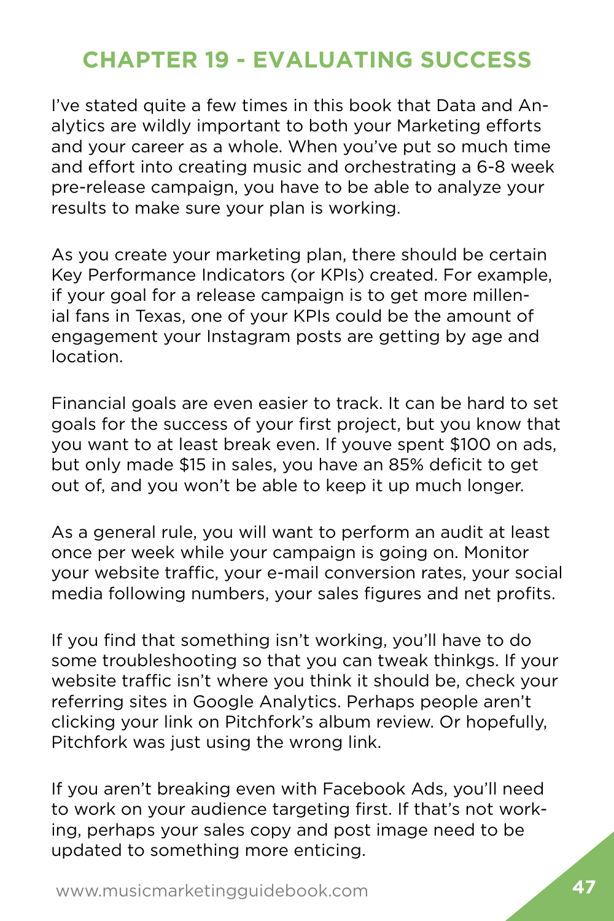# CHAPTER 19 - EVALUATING SUCCESS

I've stated quite a few times in this book that Data and Analytics are wildly important to both your Marketing efforts and your career as a whole. When you've put so much time and effort into creating music and orchestrating a 6-8 week pre-release campaign, you have to be able to analyze your results to make sure your plan is working.

As you create your marketing plan, there should be certain Key Performance Indicators (or KPIs) created. For example, if your goal for a release campaign is to get more millenial fans in Texas, one of your KPIs could be the amount of engagement your Instagram posts are getting by age and location.

Financial goals are even easier to track. It can be hard to set goals for the success of your first project, but you know that you want to at least break even. If youve spent $100 on ads, but only made $15 in sales, you have an 85% deficit to get out of, and you won't be able to keep it up much longer.

As a general rule, you will want to perform an audit at least once per week while your campaign is going on. Monitor your website traffic, your e-mail conversion rates, your social media following numbers, your sales figures and net profits.

If you find that something isn't working, you'll have to do some troubleshooting so that you can tweak thinkgs. If your website traffic isn't where you think it should be, check your referring sites in Google Analytics. Perhaps people aren't clicking your link on Pitchfork's album review. Or hopefully, Pitchfork was just using the wrong link.

If you aren't breaking even with Facebook Ads, you'll need to work on your audience targeting first. If that's not working, perhaps your sales copy and post image need to be updated to something more enticing.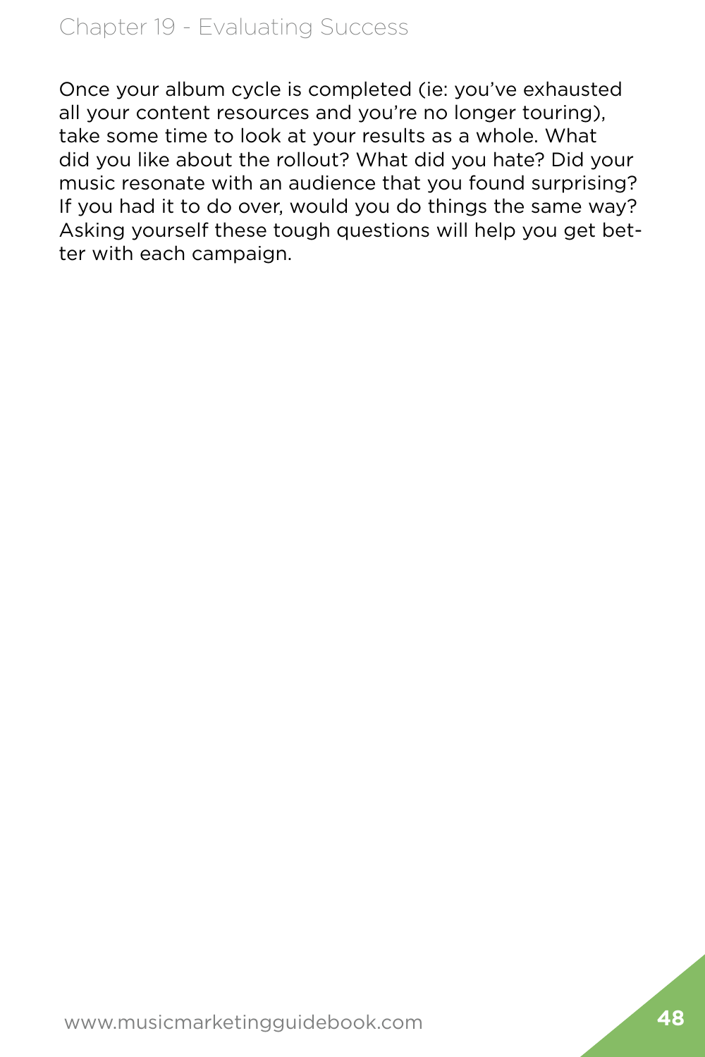Once your album cycle is completed (ie: you've exhausted all your content resources and you're no longer touring), take some time to look at your results as a whole. What did you like about the rollout? What did you hate? Did your music resonate with an audience that you found surprising? If you had it to do over, would you do things the same way? Asking yourself these tough questions will help you get better with each campaign.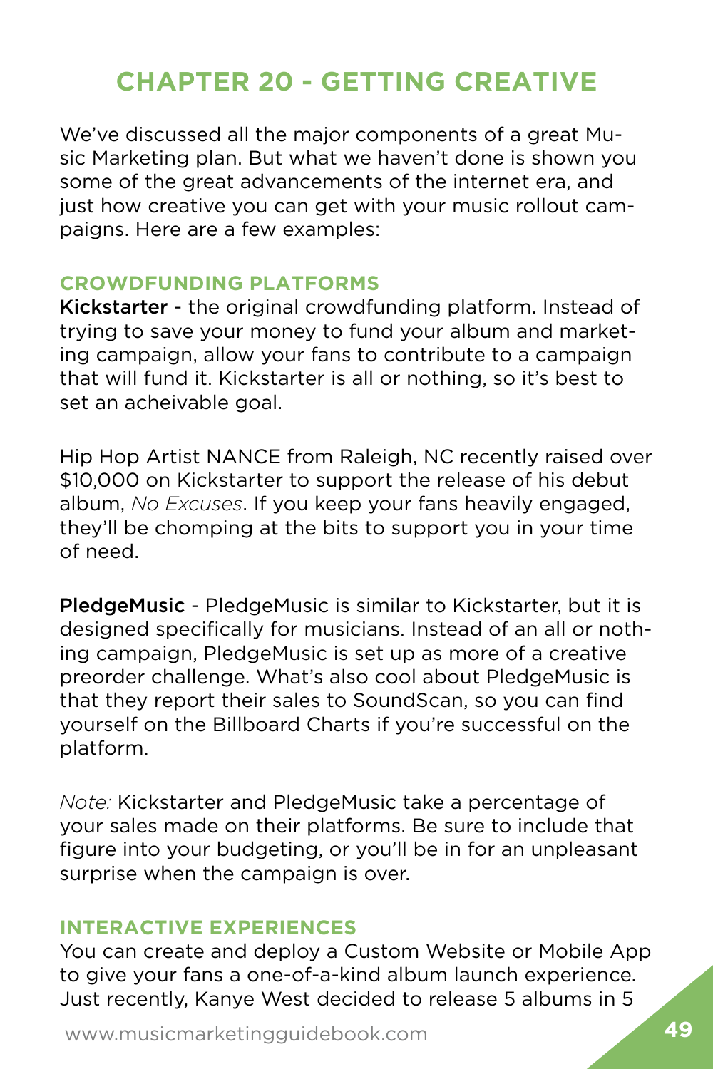# CHAPTER 20 - GETTING CREATIVE

We've discussed all the major components of a great Music Marketing plan. But what we haven't done is shown you some of the great advancements of the internet era, and just how creative you can get with your music rollout campaigns. Here are a few examples:

## CROWDFUNDING PLATFORMS

**Kickstarter** - the original crowdfunding platform. Instead of trying to save your money to fund your album and marketing campaign, allow your fans to contribute to a campaign that will fund it. Kickstarter is all or nothing, so it's best to set an acheivable goal.

Hip Hop Artist NANCE from Raleigh, NC recently raised over $10,000 on Kickstarter to support the release of his debut album, *No Excuses*. If you keep your fans heavily engaged, they'll be chomping at the bits to support you in your time of need.

**PledgeMusic** - PledgeMusic is similar to Kickstarter, but it is designed specifically for musicians. Instead of an all or nothing campaign, PledgeMusic is set up as more of a creative preorder challenge. What's also cool about PledgeMusic is that they report their sales to SoundScan, so you can find yourself on the Billboard Charts if you're successful on the platform.

*Note:* Kickstarter and PledgeMusic take a percentage of your sales made on their platforms. Be sure to include that figure into your budgeting, or you'll be in for an unpleasant surprise when the campaign is over.

## INTERACTIVE EXPERIENCES

You can create and deploy a Custom Website or Mobile App to give your fans a one-of-a-kind album launch experience. Just recently, Kanye West decided to release 5 albums in 5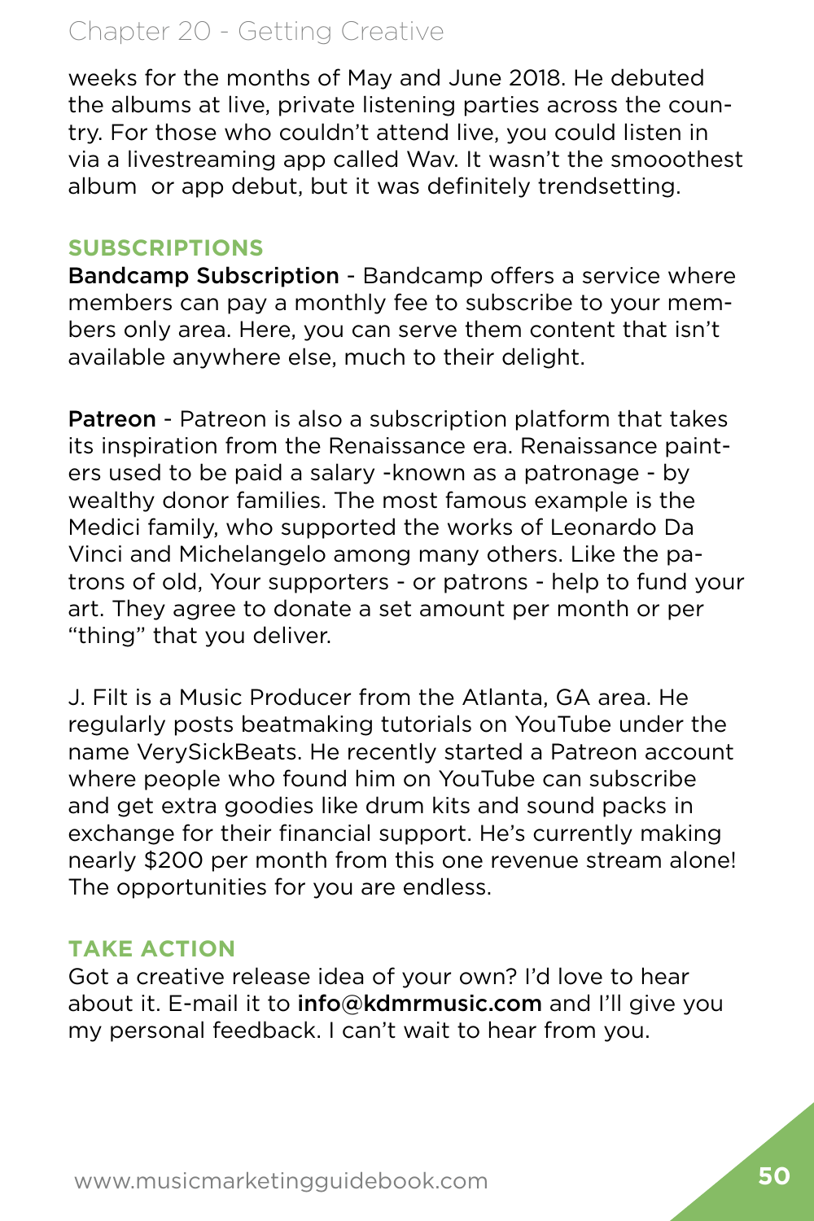weeks for the months of May and June 2018. He debuted the albums at live, private listening parties across the country. For those who couldn't attend live, you could listen in via a livestreaming app called Wav. It wasn't the smooothest album  or app debut, but it was definitely trendsetting.

### SUBSCRIPTIONS

**Bandcamp Subscription** - Bandcamp offers a service where members can pay a monthly fee to subscribe to your members only area. Here, you can serve them content that isn't available anywhere else, much to their delight.

**Patreon** - Patreon is also a subscription platform that takes its inspiration from the Renaissance era. Renaissance painters used to be paid a salary -known as a patronage - by wealthy donor families. The most famous example is the Medici family, who supported the works of Leonardo Da Vinci and Michelangelo among many others. Like the patrons of old, Your supporters - or patrons - help to fund your art. They agree to donate a set amount per month or per "thing" that you deliver.

J. Filt is a Music Producer from the Atlanta, GA area. He regularly posts beatmaking tutorials on YouTube under the name VerySickBeats. He recently started a Patreon account where people who found him on YouTube can subscribe and get extra goodies like drum kits and sound packs in exchange for their financial support. He's currently making nearly $200 per month from this one revenue stream alone! The opportunities for you are endless.

### TAKE ACTION

Got a creative release idea of your own? I'd love to hear about it. E-mail it to **info@kdmrmusic.com** and I'll give you my personal feedback. I can't wait to hear from you.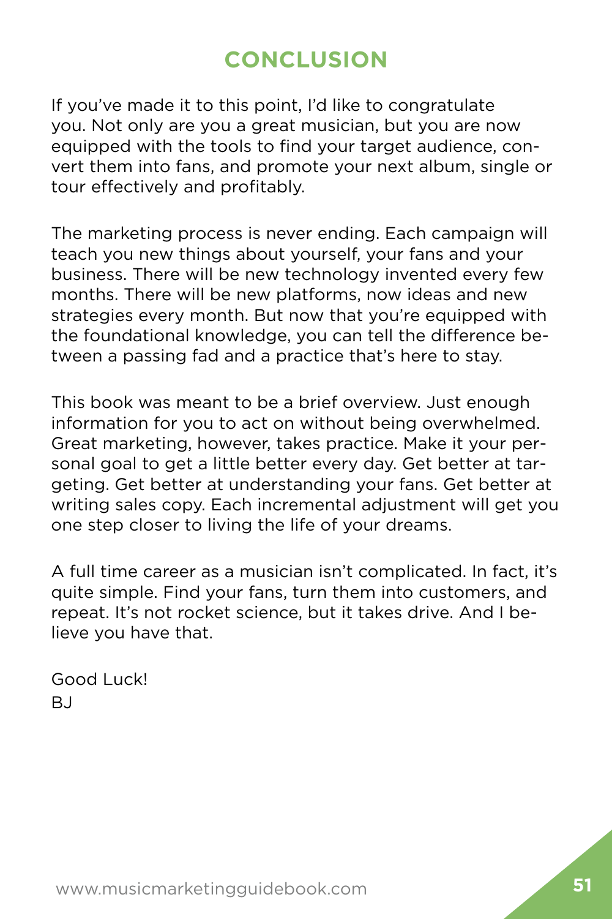# CONCLUSION

If you've made it to this point, I'd like to congratulate you. Not only are you a great musician, but you are now equipped with the tools to find your target audience, convert them into fans, and promote your next album, single or tour effectively and profitably.

The marketing process is never ending. Each campaign will teach you new things about yourself, your fans and your business. There will be new technology invented every few months. There will be new platforms, now ideas and new strategies every month. But now that you're equipped with the foundational knowledge, you can tell the difference between a passing fad and a practice that's here to stay.

This book was meant to be a brief overview. Just enough information for you to act on without being overwhelmed. Great marketing, however, takes practice. Make it your personal goal to get a little better every day. Get better at targeting. Get better at understanding your fans. Get better at writing sales copy. Each incremental adjustment will get you one step closer to living the life of your dreams.

A full time career as a musician isn't complicated. In fact, it's quite simple. Find your fans, turn them into customers, and repeat. It's not rocket science, but it takes drive. And I believe you have that.

Good Luck!
BJ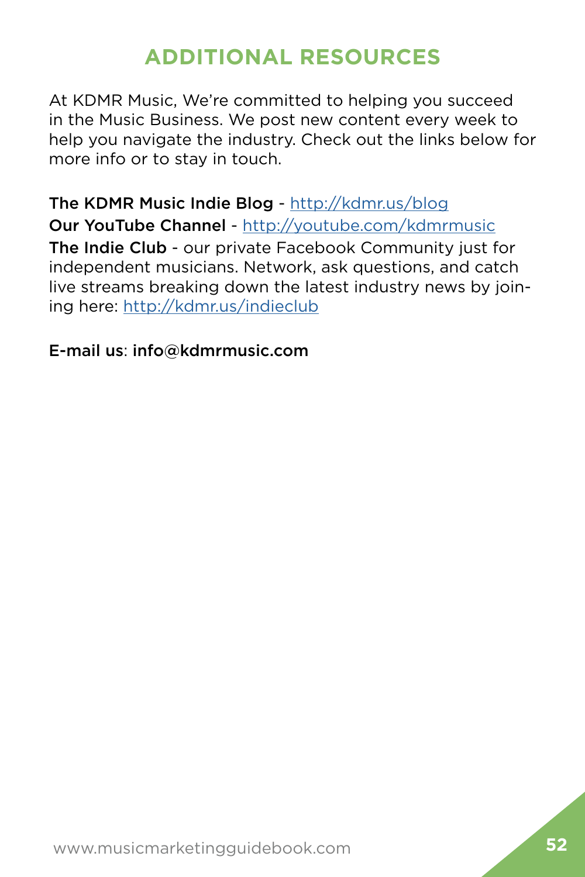# ADDITIONAL RESOURCES

At KDMR Music, We're committed to helping you succeed in the Music Business. We post new content every week to help you navigate the industry. Check out the links below for more info or to stay in touch.

**The KDMR Music Indie Blog** - http://kdmr.us/blog
**Our YouTube Channel** - http://youtube.com/kdmrmusic
**The Indie Club** - our private Facebook Community just for independent musicians. Network, ask questions, and catch live streams breaking down the latest industry news by joining here: http://kdmr.us/indieclub

**E-mail us**: **info@kdmrmusic.com**